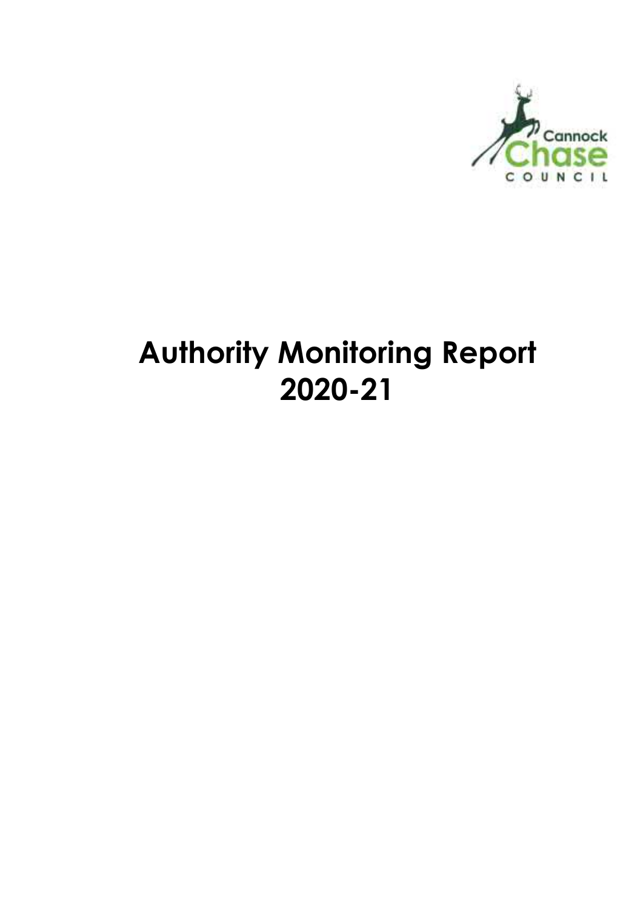Cannock Chase COUNCIL

# Authority Monitoring Report 2020-21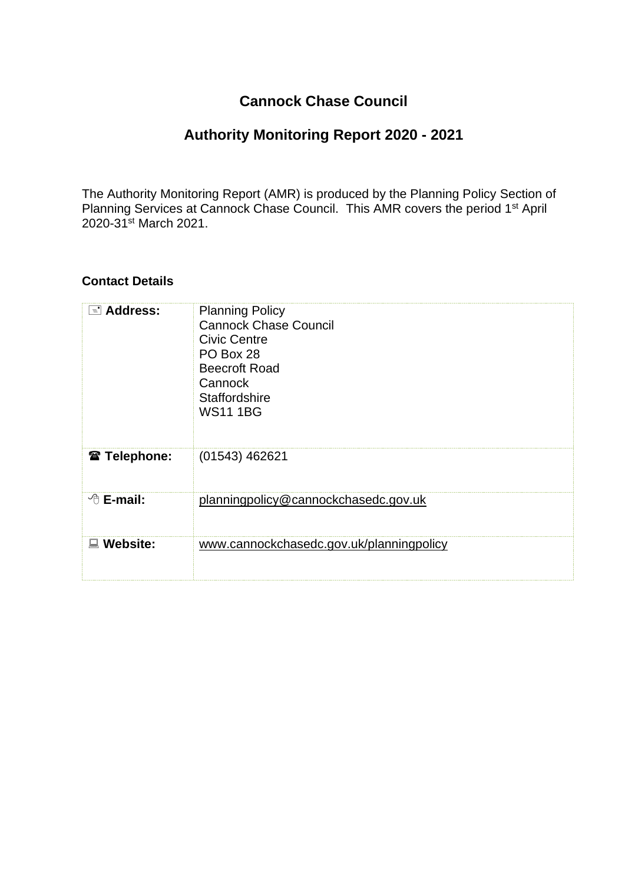# Cannock Chase Council

## Authority Monitoring Report 2020 - 2021

The Authority Monitoring Report (AMR) is produced by the Planning Policy Section of Planning Services at Cannock Chase Council. This AMR covers the period 1st April 2020-31st March 2021.

### Contact Details

| | |
|---|---|
| **Address:** | Planning Policy<br>Cannock Chase Council<br>Civic Centre<br>PO Box 28<br>Beecroft Road<br>Cannock<br>Staffordshire<br>WS11 1BG |
| **Telephone:** | (01543) 462621 |
| **E-mail:** | planningpolicy@cannockchasedc.gov.uk |
| **Website:** | www.cannockchasedc.gov.uk/planningpolicy |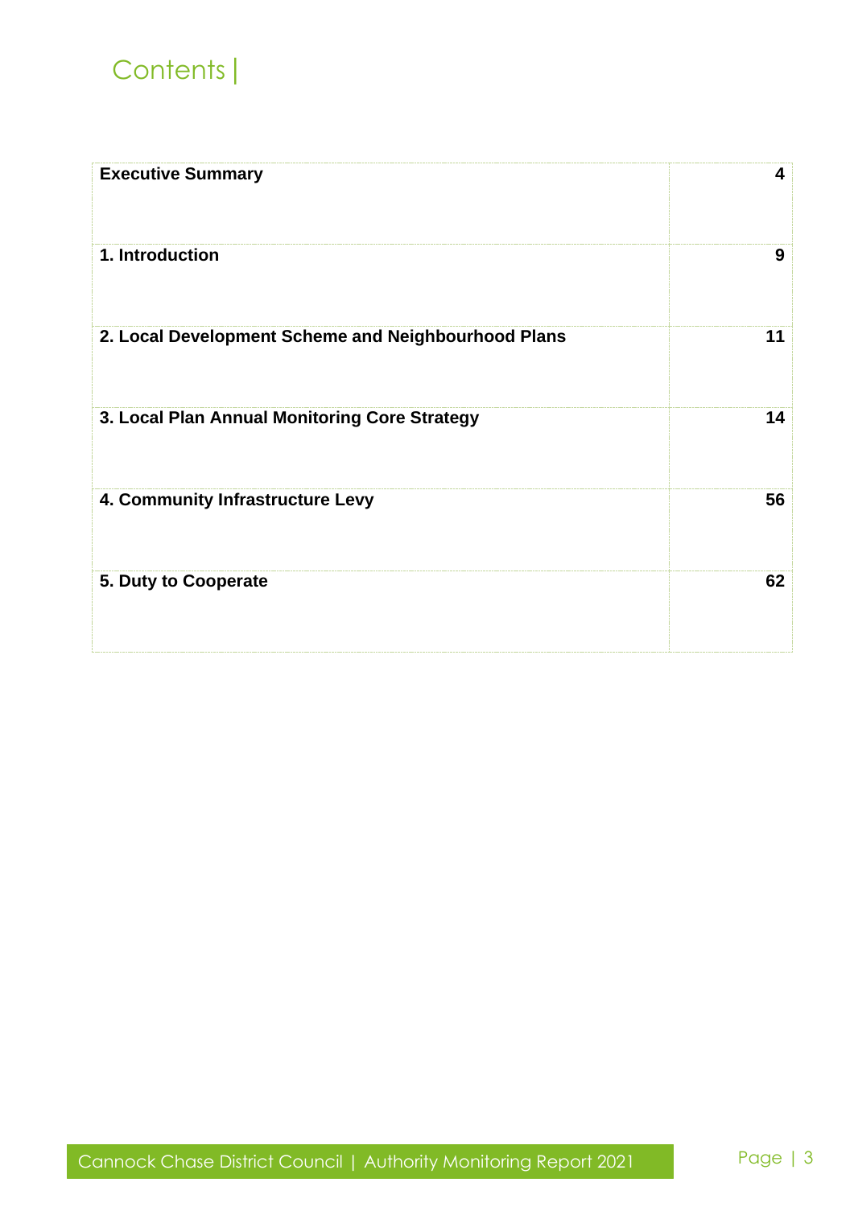# Contents |

| | |
|---|---|
| **Executive Summary** | **4** |
| **1. Introduction** | **9** |
| **2. Local Development Scheme and Neighbourhood Plans** | **11** |
| **3. Local Plan Annual Monitoring Core Strategy** | **14** |
| **4. Community Infrastructure Levy** | **56** |
| **5. Duty to Cooperate** | **62** |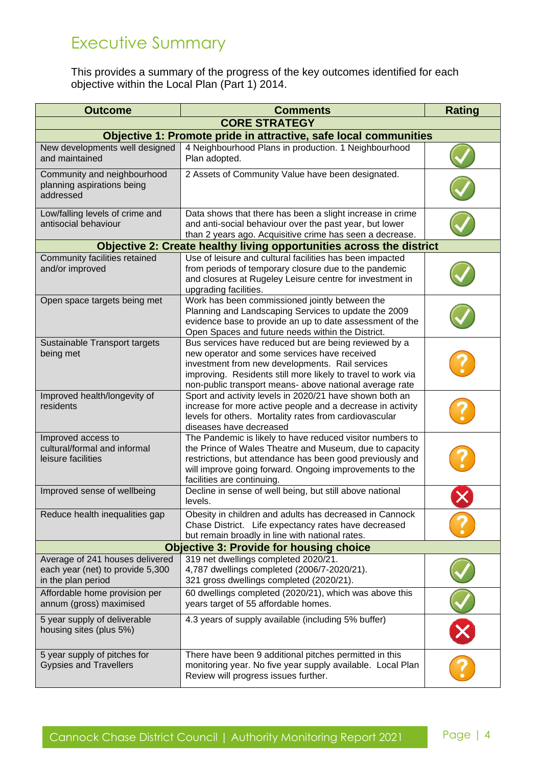# Executive Summary

This provides a summary of the progress of the key outcomes identified for each objective within the Local Plan (Part 1) 2014.

| Outcome | Comments | Rating |
|---|---|---|
| **CORE STRATEGY** | | |
| **Objective 1: Promote pride in attractive, safe local communities** | | |
| New developments well designed and maintained | 4 Neighbourhood Plans in production. 1 Neighbourhood Plan adopted. | ✓ |
| Community and neighbourhood planning aspirations being addressed | 2 Assets of Community Value have been designated. | ✓ |
| Low/falling levels of crime and antisocial behaviour | Data shows that there has been a slight increase in crime and anti-social behaviour over the past year, but lower than 2 years ago. Acquisitive crime has seen a decrease. | ✓ |
| **Objective 2: Create healthy living opportunities across the district** | | |
| Community facilities retained and/or improved | Use of leisure and cultural facilities has been impacted from periods of temporary closure due to the pandemic and closures at Rugeley Leisure centre for investment in upgrading facilities. | ✓ |
| Open space targets being met | Work has been commissioned jointly between the Planning and Landscaping Services to update the 2009 evidence base to provide an up to date assessment of the Open Spaces and future needs within the District. | ✓ |
| Sustainable Transport targets being met | Bus services have reduced but are being reviewed by a new operator and some services have received investment from new developments. Rail services improving. Residents still more likely to travel to work via non-public transport means- above national average rate | ? |
| Improved health/longevity of residents | Sport and activity levels in 2020/21 have shown both an increase for more active people and a decrease in activity levels for others. Mortality rates from cardiovascular diseases have decreased | ? |
| Improved access to cultural/formal and informal leisure facilities | The Pandemic is likely to have reduced visitor numbers to the Prince of Wales Theatre and Museum, due to capacity restrictions, but attendance has been good previously and will improve going forward. Ongoing improvements to the facilities are continuing. | ? |
| Improved sense of wellbeing | Decline in sense of well being, but still above national levels. | ✗ |
| Reduce health inequalities gap | Obesity in children and adults has decreased in Cannock Chase District. Life expectancy rates have decreased but remain broadly in line with national rates. | ? |
| **Objective 3: Provide for housing choice** | | |
| Average of 241 houses delivered each year (net) to provide 5,300 in the plan period | 319 net dwellings completed 2020/21.<br>4,787 dwellings completed (2006/7-2020/21).<br>321 gross dwellings completed (2020/21). | ✓ |
| Affordable home provision per annum (gross) maximised | 60 dwellings completed (2020/21), which was above this years target of 55 affordable homes. | ✓ |
| 5 year supply of deliverable housing sites (plus 5%) | 4.3 years of supply available (including 5% buffer) | ✗ |
| 5 year supply of pitches for Gypsies and Travellers | There have been 9 additional pitches permitted in this monitoring year. No five year supply available. Local Plan Review will progress issues further. | ? |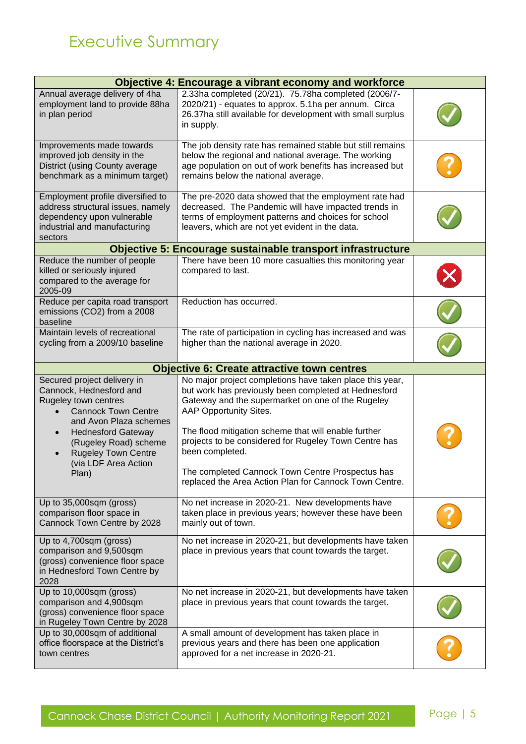# Executive Summary

| Objective 4: Encourage a vibrant economy and workforce | | |
|---|---|---|
| Annual average delivery of 4ha employment land to provide 88ha in plan period | 2.33ha completed (20/21). 75.78ha completed (2006/7-2020/21) - equates to approx. 5.1ha per annum. Circa 26.37ha still available for development with small surplus in supply. | ✓ |
| Improvements made towards improved job density in the District (using County average benchmark as a minimum target) | The job density rate has remained stable but still remains below the regional and national average. The working age population on out of work benefits has increased but remains below the national average. | ? |
| Employment profile diversified to address structural issues, namely dependency upon vulnerable industrial and manufacturing sectors | The pre-2020 data showed that the employment rate had decreased. The Pandemic will have impacted trends in terms of employment patterns and choices for school leavers, which are not yet evident in the data. | ✓ |
| **Objective 5: Encourage sustainable transport infrastructure** | | |
| Reduce the number of people killed or seriously injured compared to the average for 2005-09 | There have been 10 more casualties this monitoring year compared to last. | ✗ |
| Reduce per capita road transport emissions ($CO_2$) from a 2008 baseline | Reduction has occurred. | ✓ |
| Maintain levels of recreational cycling from a 2009/10 baseline | The rate of participation in cycling has increased and was higher than the national average in 2020. | ✓ |
| **Objective 6: Create attractive town centres** | | |
| Secured project delivery in Cannock, Hednesford and Rugeley town centres<br>• Cannock Town Centre and Avon Plaza schemes<br>• Hednesford Gateway (Rugeley Road) scheme<br>• Rugeley Town Centre (via LDF Area Action Plan) | No major project completions have taken place this year, but work has previously been completed at Hednesford Gateway and the supermarket on one of the Rugeley AAP Opportunity Sites.<br><br>The flood mitigation scheme that will enable further projects to be considered for Rugeley Town Centre has been completed.<br><br>The completed Cannock Town Centre Prospectus has replaced the Area Action Plan for Cannock Town Centre. | ? |
| Up to 35,000sqm (gross) comparison floor space in Cannock Town Centre by 2028 | No net increase in 2020-21. New developments have taken place in previous years; however these have been mainly out of town. | ? |
| Up to 4,700sqm (gross) comparison and 9,500sqm (gross) convenience floor space in Hednesford Town Centre by 2028 | No net increase in 2020-21, but developments have taken place in previous years that count towards the target. | ✓ |
| Up to 10,000sqm (gross) comparison and 4,900sqm (gross) convenience floor space in Rugeley Town Centre by 2028 | No net increase in 2020-21, but developments have taken place in previous years that count towards the target. | ✓ |
| Up to 30,000sqm of additional office floorspace at the District's town centres | A small amount of development has taken place in previous years and there has been one application approved for a net increase in 2020-21. | ? |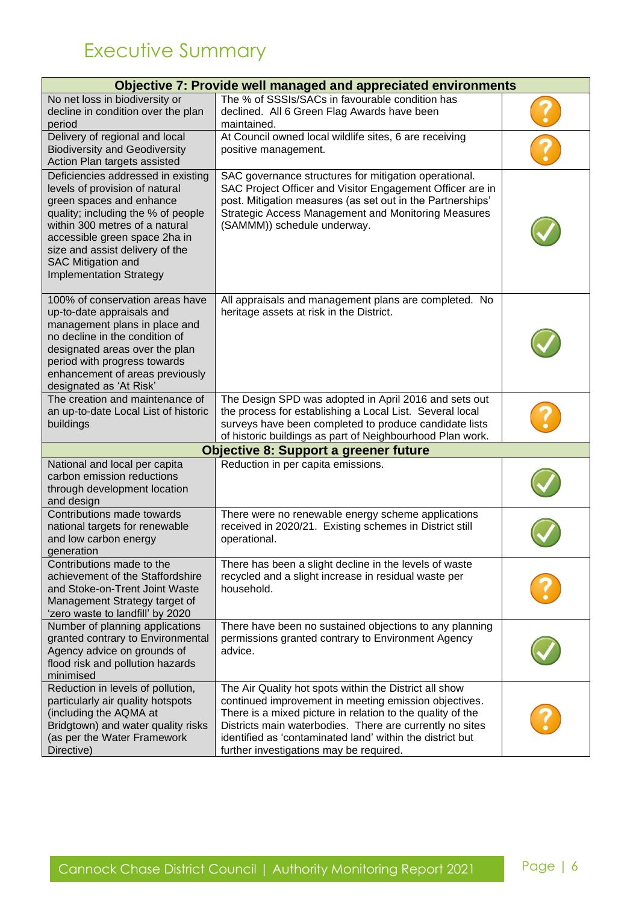# Executive Summary

| Objective 7: Provide well managed and appreciated environments | | |
|---|---|---|
| No net loss in biodiversity or decline in condition over the plan period | The % of SSSIs/SACs in favourable condition has declined. All 6 Green Flag Awards have been maintained. | ? |
| Delivery of regional and local Biodiversity and Geodiversity Action Plan targets assisted | At Council owned local wildlife sites, 6 are receiving positive management. | ? |
| Deficiencies addressed in existing levels of provision of natural green spaces and enhance quality; including the % of people within 300 metres of a natural accessible green space 2ha in size and assist delivery of the SAC Mitigation and Implementation Strategy | SAC governance structures for mitigation operational. SAC Project Officer and Visitor Engagement Officer are in post. Mitigation measures (as set out in the Partnerships' Strategic Access Management and Monitoring Measures (SAMMM)) schedule underway. | ✓ |
| 100% of conservation areas have up-to-date appraisals and management plans in place and no decline in the condition of designated areas over the plan period with progress towards enhancement of areas previously designated as 'At Risk' | All appraisals and management plans are completed. No heritage assets at risk in the District. | ✓ |
| The creation and maintenance of an up-to-date Local List of historic buildings | The Design SPD was adopted in April 2016 and sets out the process for establishing a Local List. Several local surveys have been completed to produce candidate lists of historic buildings as part of Neighbourhood Plan work. | ? |
| **Objective 8: Support a greener future** | | |
| National and local per capita carbon emission reductions through development location and design | Reduction in per capita emissions. | ✓ |
| Contributions made towards national targets for renewable and low carbon energy generation | There were no renewable energy scheme applications received in 2020/21. Existing schemes in District still operational. | ✓ |
| Contributions made to the achievement of the Staffordshire and Stoke-on-Trent Joint Waste Management Strategy target of 'zero waste to landfill' by 2020 | There has been a slight decline in the levels of waste recycled and a slight increase in residual waste per household. | ? |
| Number of planning applications granted contrary to Environmental Agency advice on grounds of flood risk and pollution hazards minimised | There have been no sustained objections to any planning permissions granted contrary to Environment Agency advice. | ✓ |
| Reduction in levels of pollution, particularly air quality hotspots (including the AQMA at Bridgtown) and water quality risks (as per the Water Framework Directive) | The Air Quality hot spots within the District all show continued improvement in meeting emission objectives. There is a mixed picture in relation to the quality of the Districts main waterbodies. There are currently no sites identified as 'contaminated land' within the district but further investigations may be required. | ? |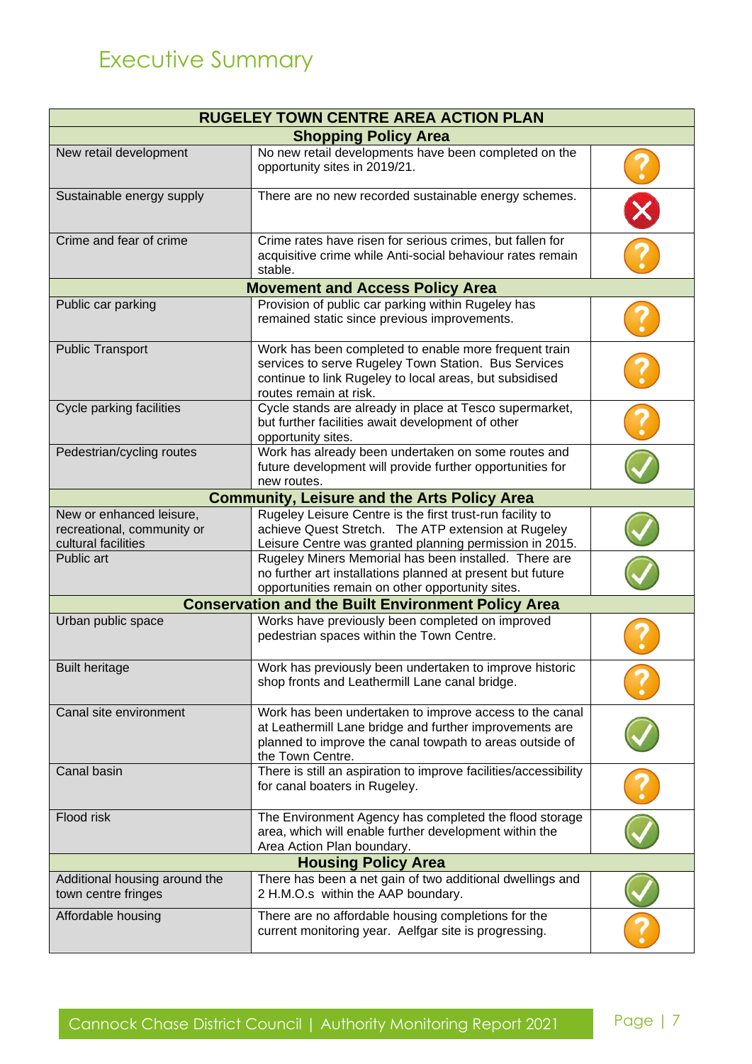# Executive Summary

| RUGELEY TOWN CENTRE AREA ACTION PLAN | | |
|---|---|---|
| **Shopping Policy Area** | | |
| New retail development | No new retail developments have been completed on the opportunity sites in 2019/21. | ? |
| Sustainable energy supply | There are no new recorded sustainable energy schemes. | ✗ |
| Crime and fear of crime | Crime rates have risen for serious crimes, but fallen for acquisitive crime while Anti-social behaviour rates remain stable. | ? |
| **Movement and Access Policy Area** | | |
| Public car parking | Provision of public car parking within Rugeley has remained static since previous improvements. | ? |
| Public Transport | Work has been completed to enable more frequent train services to serve Rugeley Town Station. Bus Services continue to link Rugeley to local areas, but subsidised routes remain at risk. | ? |
| Cycle parking facilities | Cycle stands are already in place at Tesco supermarket, but further facilities await development of other opportunity sites. | ? |
| Pedestrian/cycling routes | Work has already been undertaken on some routes and future development will provide further opportunities for new routes. | ✓ |
| **Community, Leisure and the Arts Policy Area** | | |
| New or enhanced leisure, recreational, community or cultural facilities | Rugeley Leisure Centre is the first trust-run facility to achieve Quest Stretch. The ATP extension at Rugeley Leisure Centre was granted planning permission in 2015. | ✓ |
| Public art | Rugeley Miners Memorial has been installed. There are no further art installations planned at present but future opportunities remain on other opportunity sites. | ✓ |
| **Conservation and the Built Environment Policy Area** | | |
| Urban public space | Works have previously been completed on improved pedestrian spaces within the Town Centre. | ? |
| Built heritage | Work has previously been undertaken to improve historic shop fronts and Leathermill Lane canal bridge. | ? |
| Canal site environment | Work has been undertaken to improve access to the canal at Leathermill Lane bridge and further improvements are planned to improve the canal towpath to areas outside of the Town Centre. | ✓ |
| Canal basin | There is still an aspiration to improve facilities/accessibility for canal boaters in Rugeley. | ? |
| Flood risk | The Environment Agency has completed the flood storage area, which will enable further development within the Area Action Plan boundary. | ✓ |
| **Housing Policy Area** | | |
| Additional housing around the town centre fringes | There has been a net gain of two additional dwellings and 2 H.M.O.s within the AAP boundary. | ✓ |
| Affordable housing | There are no affordable housing completions for the current monitoring year. Aelfgar site is progressing. | ? |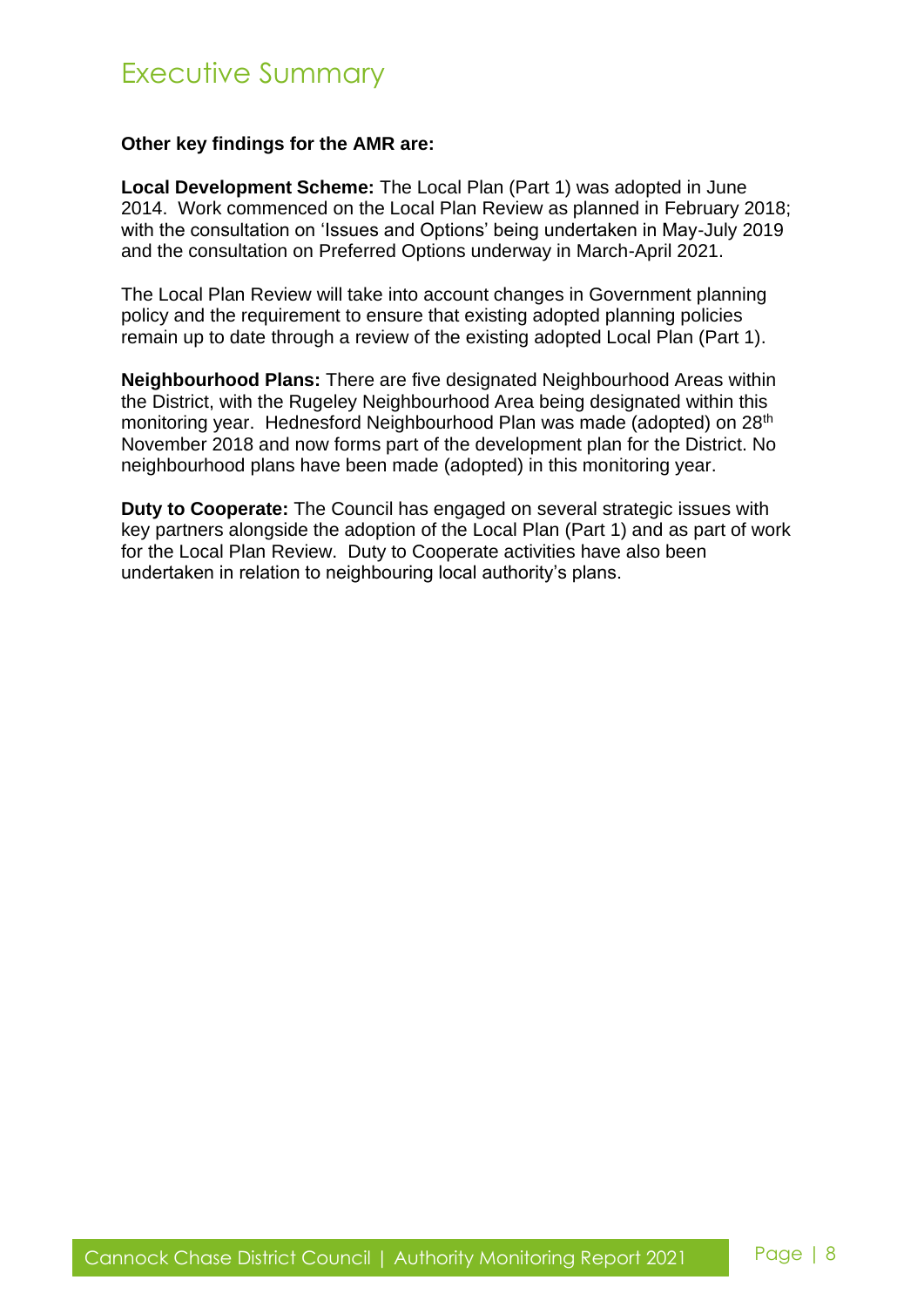# Executive Summary

**Other key findings for the AMR are:**

**Local Development Scheme:** The Local Plan (Part 1) was adopted in June 2014. Work commenced on the Local Plan Review as planned in February 2018; with the consultation on 'Issues and Options' being undertaken in May-July 2019 and the consultation on Preferred Options underway in March-April 2021.

The Local Plan Review will take into account changes in Government planning policy and the requirement to ensure that existing adopted planning policies remain up to date through a review of the existing adopted Local Plan (Part 1).

**Neighbourhood Plans:** There are five designated Neighbourhood Areas within the District, with the Rugeley Neighbourhood Area being designated within this monitoring year. Hednesford Neighbourhood Plan was made (adopted) on 28th November 2018 and now forms part of the development plan for the District. No neighbourhood plans have been made (adopted) in this monitoring year.

**Duty to Cooperate:** The Council has engaged on several strategic issues with key partners alongside the adoption of the Local Plan (Part 1) and as part of work for the Local Plan Review. Duty to Cooperate activities have also been undertaken in relation to neighbouring local authority's plans.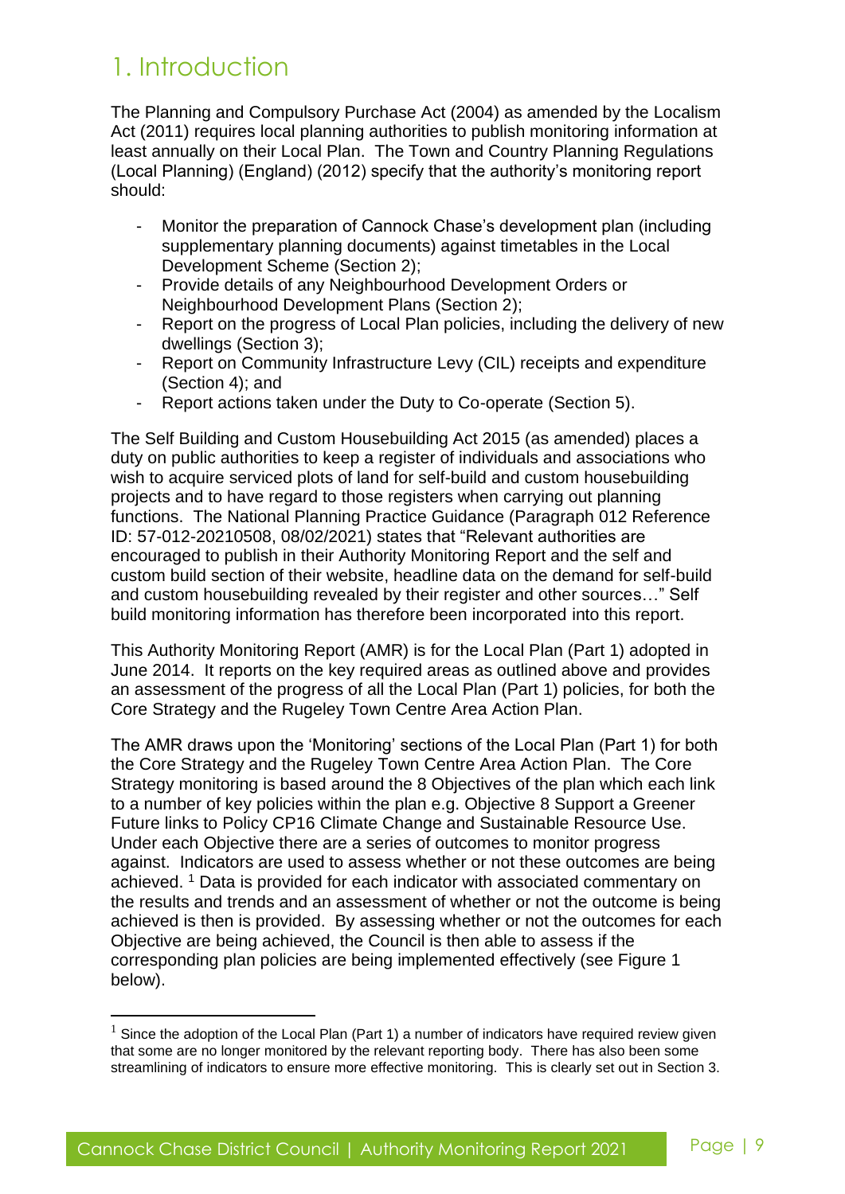# 1. Introduction

The Planning and Compulsory Purchase Act (2004) as amended by the Localism Act (2011) requires local planning authorities to publish monitoring information at least annually on their Local Plan. The Town and Country Planning Regulations (Local Planning) (England) (2012) specify that the authority's monitoring report should:

- Monitor the preparation of Cannock Chase's development plan (including supplementary planning documents) against timetables in the Local Development Scheme (Section 2);
- Provide details of any Neighbourhood Development Orders or Neighbourhood Development Plans (Section 2);
- Report on the progress of Local Plan policies, including the delivery of new dwellings (Section 3);
- Report on Community Infrastructure Levy (CIL) receipts and expenditure (Section 4); and
- Report actions taken under the Duty to Co-operate (Section 5).

The Self Building and Custom Housebuilding Act 2015 (as amended) places a duty on public authorities to keep a register of individuals and associations who wish to acquire serviced plots of land for self-build and custom housebuilding projects and to have regard to those registers when carrying out planning functions. The National Planning Practice Guidance (Paragraph 012 Reference ID: 57-012-20210508, 08/02/2021) states that "Relevant authorities are encouraged to publish in their Authority Monitoring Report and the self and custom build section of their website, headline data on the demand for self-build and custom housebuilding revealed by their register and other sources…" Self build monitoring information has therefore been incorporated into this report.

This Authority Monitoring Report (AMR) is for the Local Plan (Part 1) adopted in June 2014. It reports on the key required areas as outlined above and provides an assessment of the progress of all the Local Plan (Part 1) policies, for both the Core Strategy and the Rugeley Town Centre Area Action Plan.

The AMR draws upon the 'Monitoring' sections of the Local Plan (Part 1) for both the Core Strategy and the Rugeley Town Centre Area Action Plan. The Core Strategy monitoring is based around the 8 Objectives of the plan which each link to a number of key policies within the plan e.g. Objective 8 Support a Greener Future links to Policy CP16 Climate Change and Sustainable Resource Use. Under each Objective there are a series of outcomes to monitor progress against. Indicators are used to assess whether or not these outcomes are being achieved. [1] Data is provided for each indicator with associated commentary on the results and trends and an assessment of whether or not the outcome is being achieved is then is provided. By assessing whether or not the outcomes for each Objective are being achieved, the Council is then able to assess if the corresponding plan policies are being implemented effectively (see Figure 1 below).

[1] Since the adoption of the Local Plan (Part 1) a number of indicators have required review given that some are no longer monitored by the relevant reporting body. There has also been some streamlining of indicators to ensure more effective monitoring. This is clearly set out in Section 3.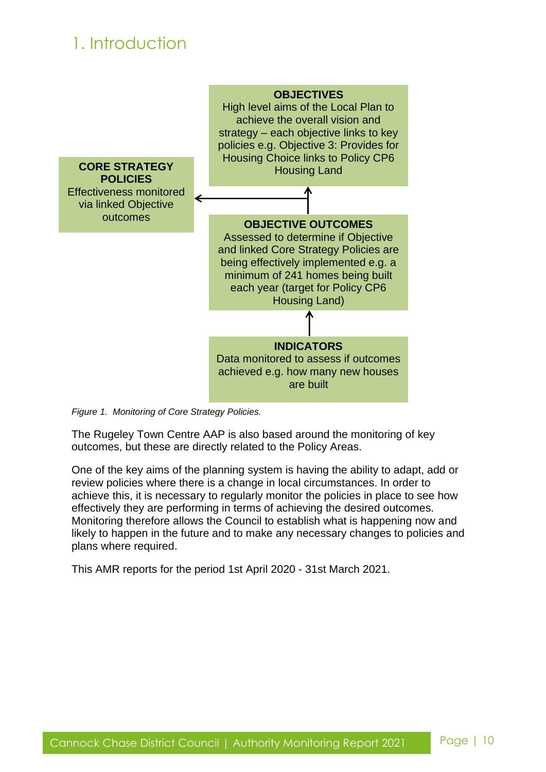# 1. Introduction

**OBJECTIVES**
High level aims of the Local Plan to achieve the overall vision and strategy – each objective links to key policies e.g. Objective 3: Provides for Housing Choice links to Policy CP6 Housing Land

**CORE STRATEGY POLICIES**
Effectiveness monitored via linked Objective outcomes

**OBJECTIVE OUTCOMES**
Assessed to determine if Objective and linked Core Strategy Policies are being effectively implemented e.g. a minimum of 241 homes being built each year (target for Policy CP6 Housing Land)

**INDICATORS**
Data monitored to assess if outcomes achieved e.g. how many new houses are built

*Figure 1. Monitoring of Core Strategy Policies.*

The Rugeley Town Centre AAP is also based around the monitoring of key outcomes, but these are directly related to the Policy Areas.

One of the key aims of the planning system is having the ability to adapt, add or review policies where there is a change in local circumstances. In order to achieve this, it is necessary to regularly monitor the policies in place to see how effectively they are performing in terms of achieving the desired outcomes. Monitoring therefore allows the Council to establish what is happening now and likely to happen in the future and to make any necessary changes to policies and plans where required.

This AMR reports for the period 1st April 2020 - 31st March 2021.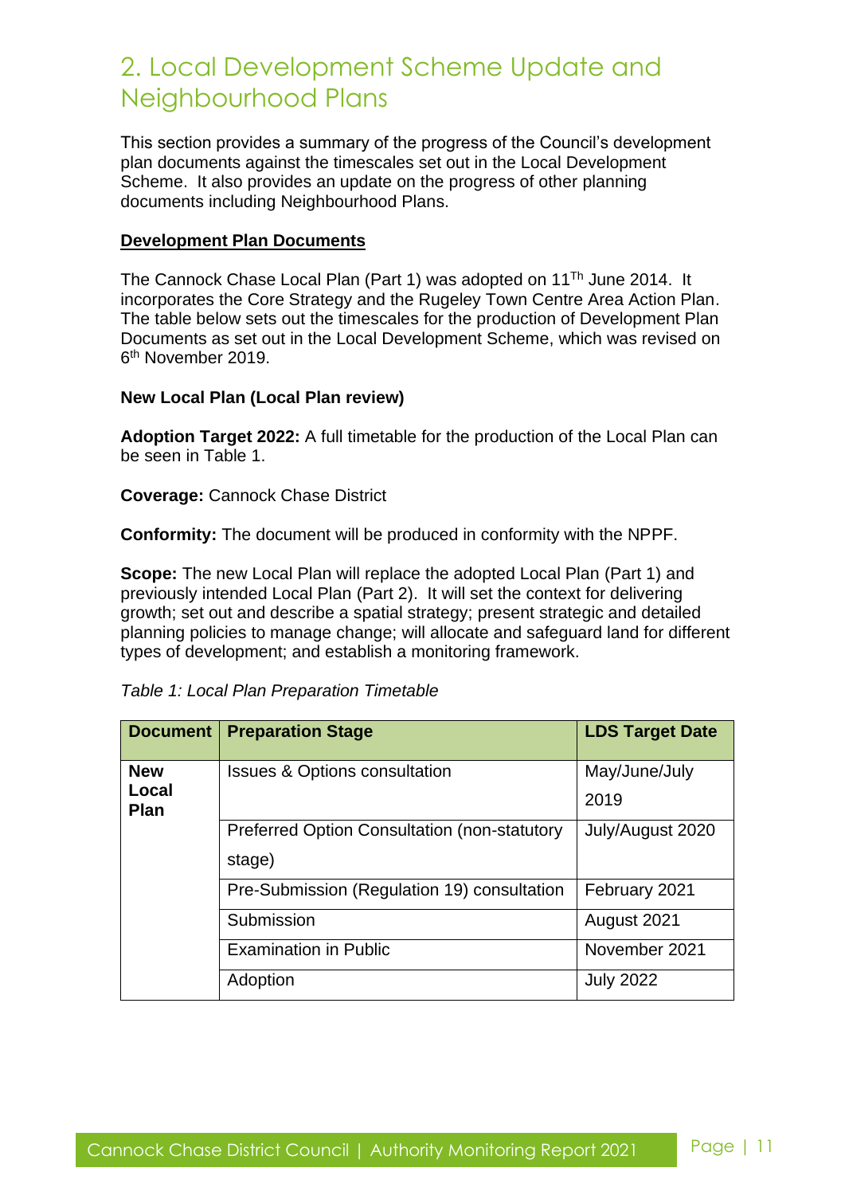# 2. Local Development Scheme Update and Neighbourhood Plans

This section provides a summary of the progress of the Council's development plan documents against the timescales set out in the Local Development Scheme. It also provides an update on the progress of other planning documents including Neighbourhood Plans.

**Development Plan Documents**

The Cannock Chase Local Plan (Part 1) was adopted on 11Th June 2014. It incorporates the Core Strategy and the Rugeley Town Centre Area Action Plan. The table below sets out the timescales for the production of Development Plan Documents as set out in the Local Development Scheme, which was revised on 6th November 2019.

**New Local Plan (Local Plan review)**

**Adoption Target 2022:** A full timetable for the production of the Local Plan can be seen in Table 1.

**Coverage:** Cannock Chase District

**Conformity:** The document will be produced in conformity with the NPPF.

**Scope:** The new Local Plan will replace the adopted Local Plan (Part 1) and previously intended Local Plan (Part 2). It will set the context for delivering growth; set out and describe a spatial strategy; present strategic and detailed planning policies to manage change; will allocate and safeguard land for different types of development; and establish a monitoring framework.

*Table 1: Local Plan Preparation Timetable*

| Document | Preparation Stage | LDS Target Date |
|---|---|---|
| **New Local Plan** | Issues & Options consultation | May/June/July 2019 |
| | Preferred Option Consultation (non-statutory stage) | July/August 2020 |
| | Pre-Submission (Regulation 19) consultation | February 2021 |
| | Submission | August 2021 |
| | Examination in Public | November 2021 |
| | Adoption | July 2022 |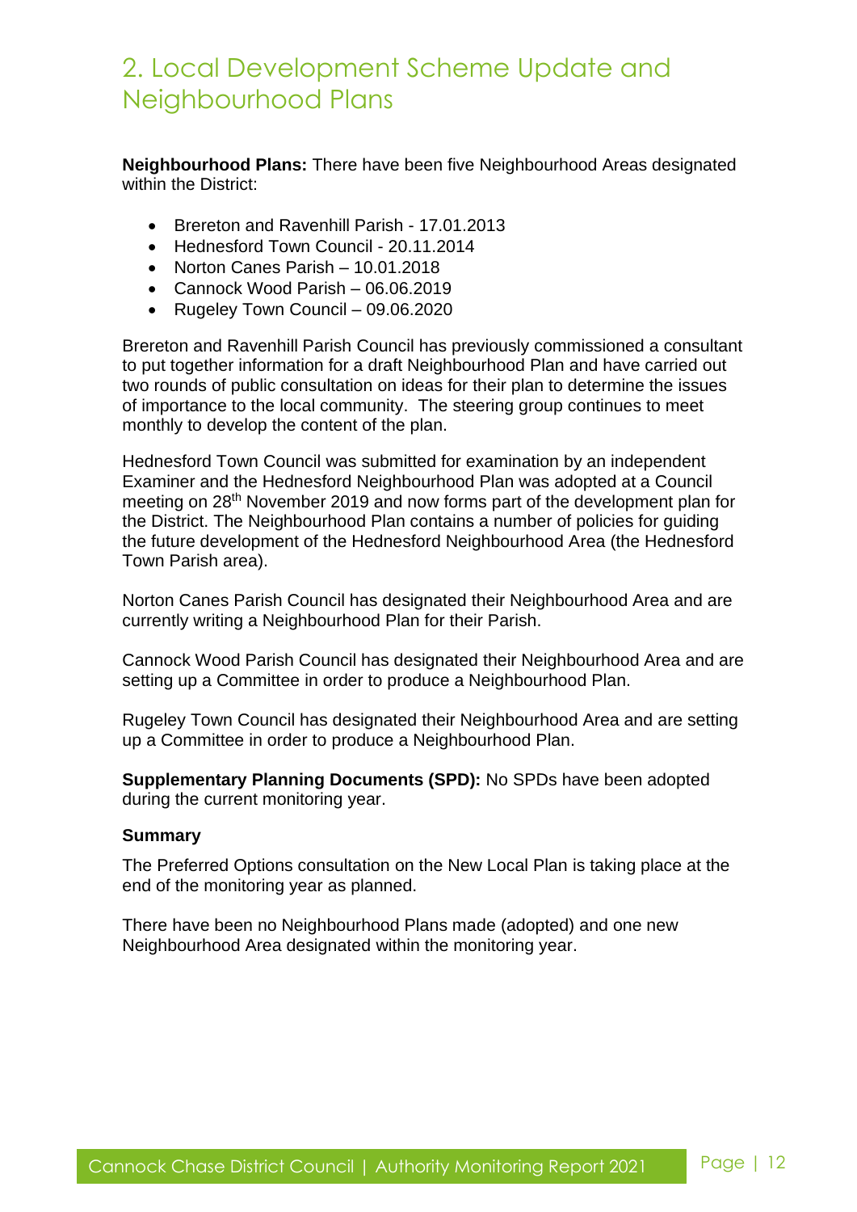## 2. Local Development Scheme Update and Neighbourhood Plans

**Neighbourhood Plans:** There have been five Neighbourhood Areas designated within the District:

- Brereton and Ravenhill Parish - 17.01.2013
- Hednesford Town Council - 20.11.2014
- Norton Canes Parish – 10.01.2018
- Cannock Wood Parish – 06.06.2019
- Rugeley Town Council – 09.06.2020

Brereton and Ravenhill Parish Council has previously commissioned a consultant to put together information for a draft Neighbourhood Plan and have carried out two rounds of public consultation on ideas for their plan to determine the issues of importance to the local community. The steering group continues to meet monthly to develop the content of the plan.

Hednesford Town Council was submitted for examination by an independent Examiner and the Hednesford Neighbourhood Plan was adopted at a Council meeting on 28th November 2019 and now forms part of the development plan for the District. The Neighbourhood Plan contains a number of policies for guiding the future development of the Hednesford Neighbourhood Area (the Hednesford Town Parish area).

Norton Canes Parish Council has designated their Neighbourhood Area and are currently writing a Neighbourhood Plan for their Parish.

Cannock Wood Parish Council has designated their Neighbourhood Area and are setting up a Committee in order to produce a Neighbourhood Plan.

Rugeley Town Council has designated their Neighbourhood Area and are setting up a Committee in order to produce a Neighbourhood Plan.

**Supplementary Planning Documents (SPD):** No SPDs have been adopted during the current monitoring year.

**Summary**

The Preferred Options consultation on the New Local Plan is taking place at the end of the monitoring year as planned.

There have been no Neighbourhood Plans made (adopted) and one new Neighbourhood Area designated within the monitoring year.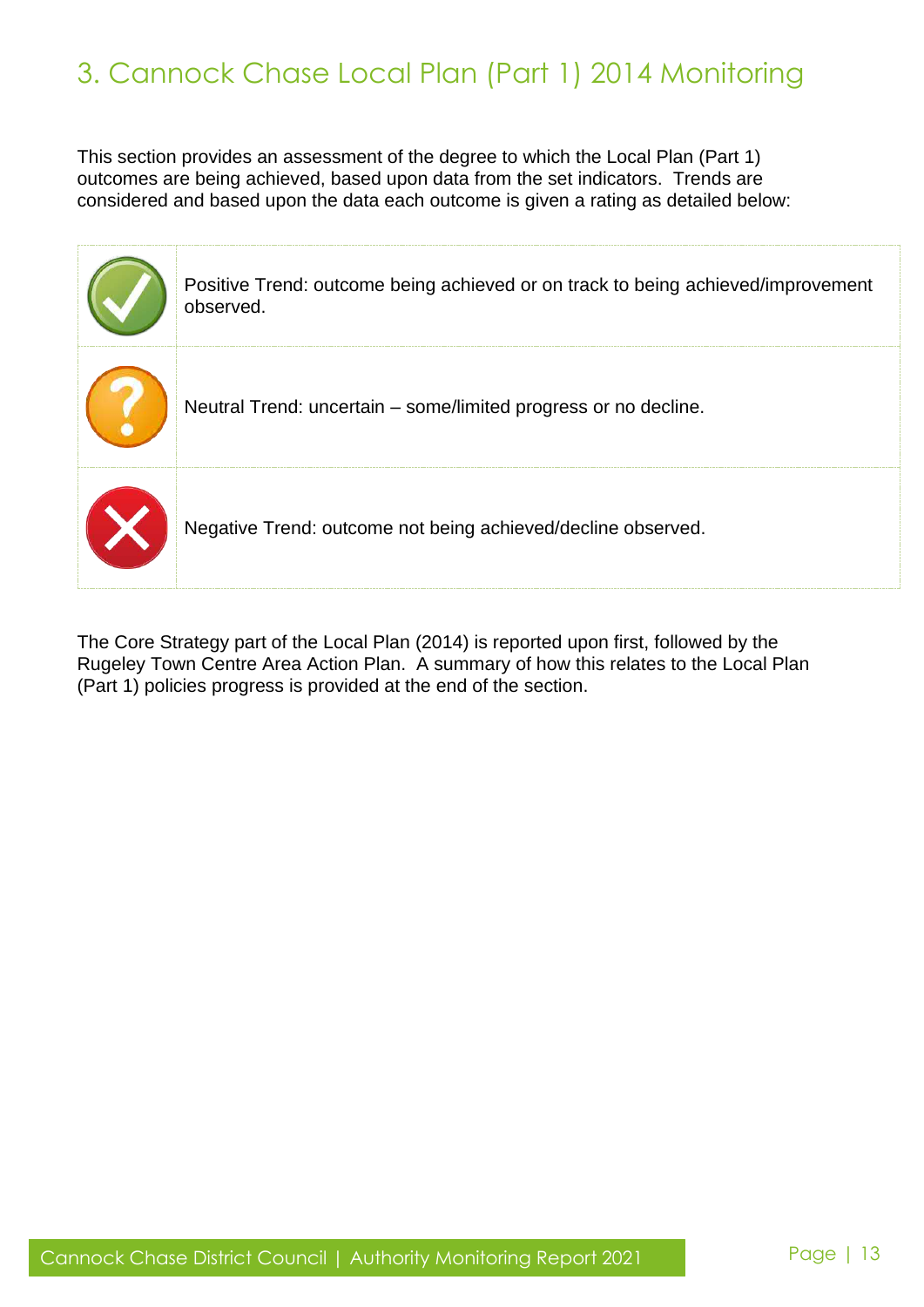# 3. Cannock Chase Local Plan (Part 1) 2014 Monitoring

This section provides an assessment of the degree to which the Local Plan (Part 1) outcomes are being achieved, based upon data from the set indicators. Trends are considered and based upon the data each outcome is given a rating as detailed below:

| | |
|---|---|
| | Positive Trend: outcome being achieved or on track to being achieved/improvement observed. |
| | Neutral Trend: uncertain – some/limited progress or no decline. |
| | Negative Trend: outcome not being achieved/decline observed. |

The Core Strategy part of the Local Plan (2014) is reported upon first, followed by the Rugeley Town Centre Area Action Plan. A summary of how this relates to the Local Plan (Part 1) policies progress is provided at the end of the section.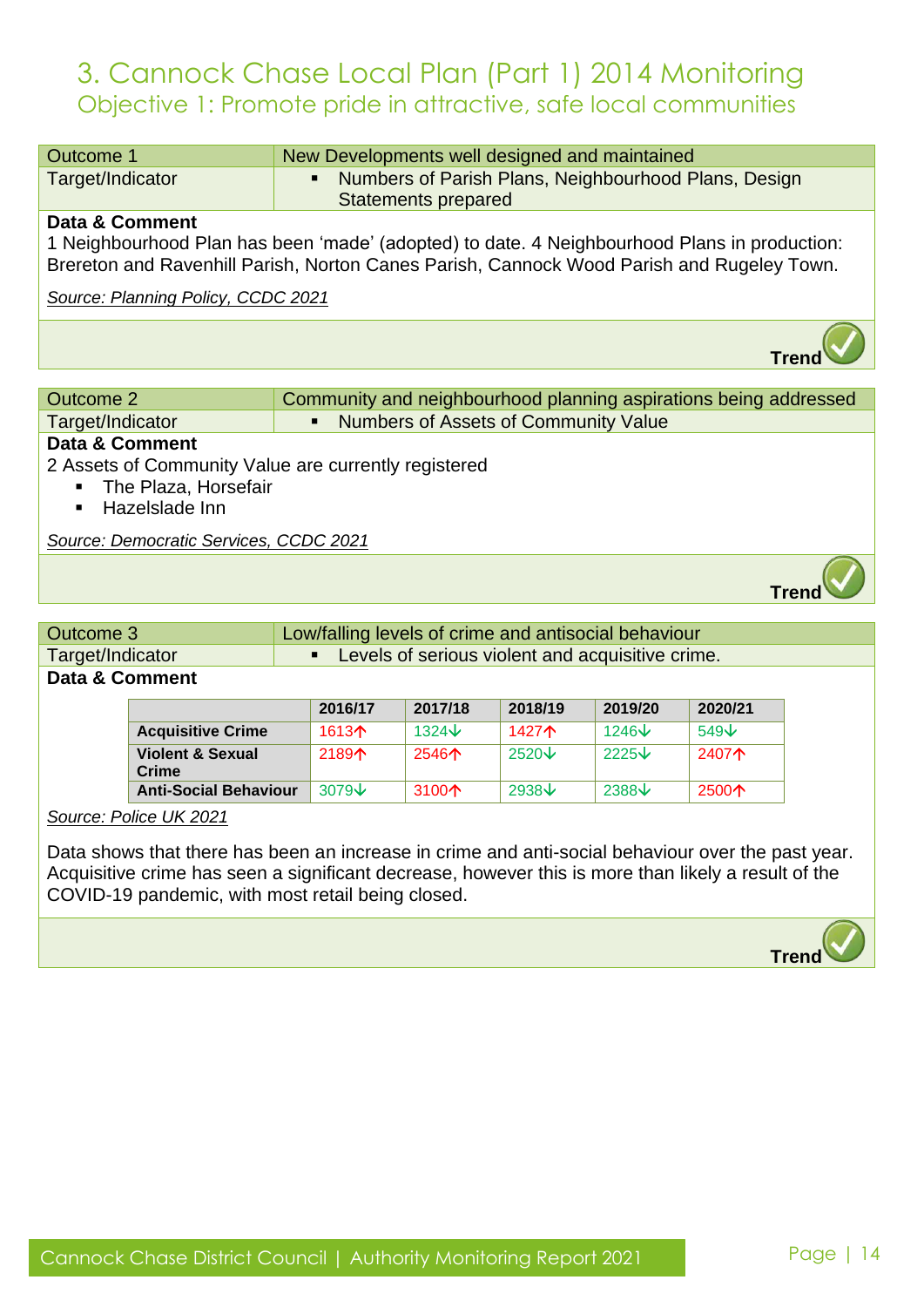# 3. Cannock Chase Local Plan (Part 1) 2014 Monitoring

## Objective 1: Promote pride in attractive, safe local communities

| Outcome 1 | New Developments well designed and maintained |
|---|---|
| Target/Indicator | ▪ Numbers of Parish Plans, Neighbourhood Plans, Design Statements prepared |

**Data & Comment**

1 Neighbourhood Plan has been 'made' (adopted) to date. 4 Neighbourhood Plans in production: Brereton and Ravenhill Parish, Norton Canes Parish, Cannock Wood Parish and Rugeley Town.

*Source: Planning Policy, CCDC 2021*

**Trend** ✓

| Outcome 2 | Community and neighbourhood planning aspirations being addressed |
|---|---|
| Target/Indicator | ▪ Numbers of Assets of Community Value |

**Data & Comment**

2 Assets of Community Value are currently registered

- The Plaza, Horsefair
- Hazelslade Inn

*Source: Democratic Services, CCDC 2021*

**Trend** ✓

| Outcome 3 | Low/falling levels of crime and antisocial behaviour |
|---|---|
| Target/Indicator | ▪ Levels of serious violent and acquisitive crime. |

**Data & Comment**

| | 2016/17 | 2017/18 | 2018/19 | 2019/20 | 2020/21 |
|---|---|---|---|---|---|
| **Acquisitive Crime** | 1613↑ | 1324↓ | 1427↑ | 1246↓ | 549↓ |
| **Violent & Sexual Crime** | 2189↑ | 2546↑ | 2520↓ | 2225↓ | 2407↑ |
| **Anti-Social Behaviour** | 3079↓ | 3100↑ | 2938↓ | 2388↓ | 2500↑ |

*Source: Police UK 2021*

Data shows that there has been an increase in crime and anti-social behaviour over the past year. Acquisitive crime has seen a significant decrease, however this is more than likely a result of the COVID-19 pandemic, with most retail being closed.

**Trend** ✓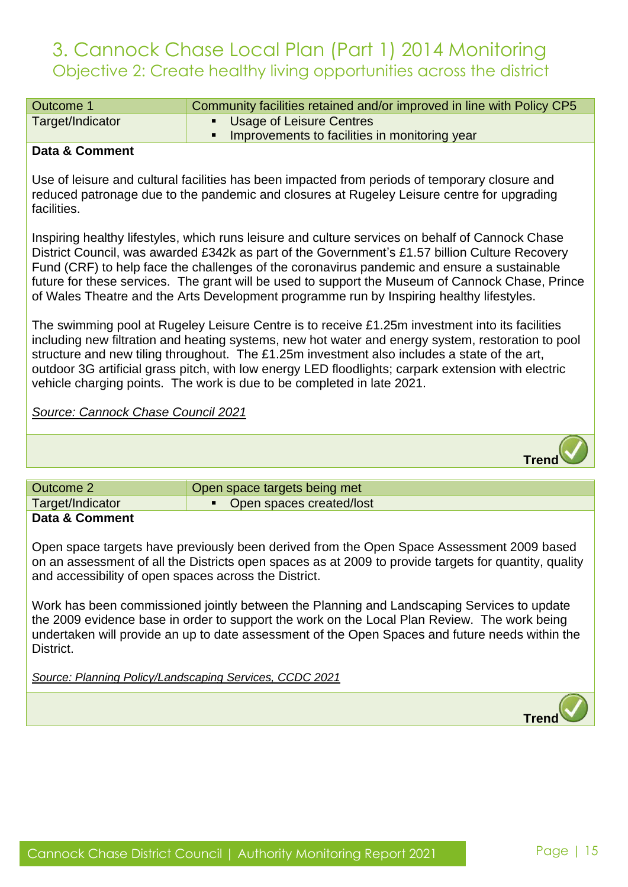# 3. Cannock Chase Local Plan (Part 1) 2014 Monitoring

## Objective 2: Create healthy living opportunities across the district

| Outcome 1 | Community facilities retained and/or improved in line with Policy CP5 |
|---|---|
| Target/Indicator | ▪ Usage of Leisure Centres<br>▪ Improvements to facilities in monitoring year |

**Data & Comment**

Use of leisure and cultural facilities has been impacted from periods of temporary closure and reduced patronage due to the pandemic and closures at Rugeley Leisure centre for upgrading facilities.

Inspiring healthy lifestyles, which runs leisure and culture services on behalf of Cannock Chase District Council, was awarded £342k as part of the Government's £1.57 billion Culture Recovery Fund (CRF) to help face the challenges of the coronavirus pandemic and ensure a sustainable future for these services. The grant will be used to support the Museum of Cannock Chase, Prince of Wales Theatre and the Arts Development programme run by Inspiring healthy lifestyles.

The swimming pool at Rugeley Leisure Centre is to receive £1.25m investment into its facilities including new filtration and heating systems, new hot water and energy system, restoration to pool structure and new tiling throughout. The £1.25m investment also includes a state of the art, outdoor 3G artificial grass pitch, with low energy LED floodlights; carpark extension with electric vehicle charging points. The work is due to be completed in late 2021.

*Source: Cannock Chase Council 2021*

**Trend** ✓

| Outcome 2 | Open space targets being met |
|---|---|
| Target/Indicator | ▪ Open spaces created/lost |

**Data & Comment**

Open space targets have previously been derived from the Open Space Assessment 2009 based on an assessment of all the Districts open spaces as at 2009 to provide targets for quantity, quality and accessibility of open spaces across the District.

Work has been commissioned jointly between the Planning and Landscaping Services to update the 2009 evidence base in order to support the work on the Local Plan Review. The work being undertaken will provide an up to date assessment of the Open Spaces and future needs within the District.

*Source: Planning Policy/Landscaping Services, CCDC 2021*

**Trend** ✓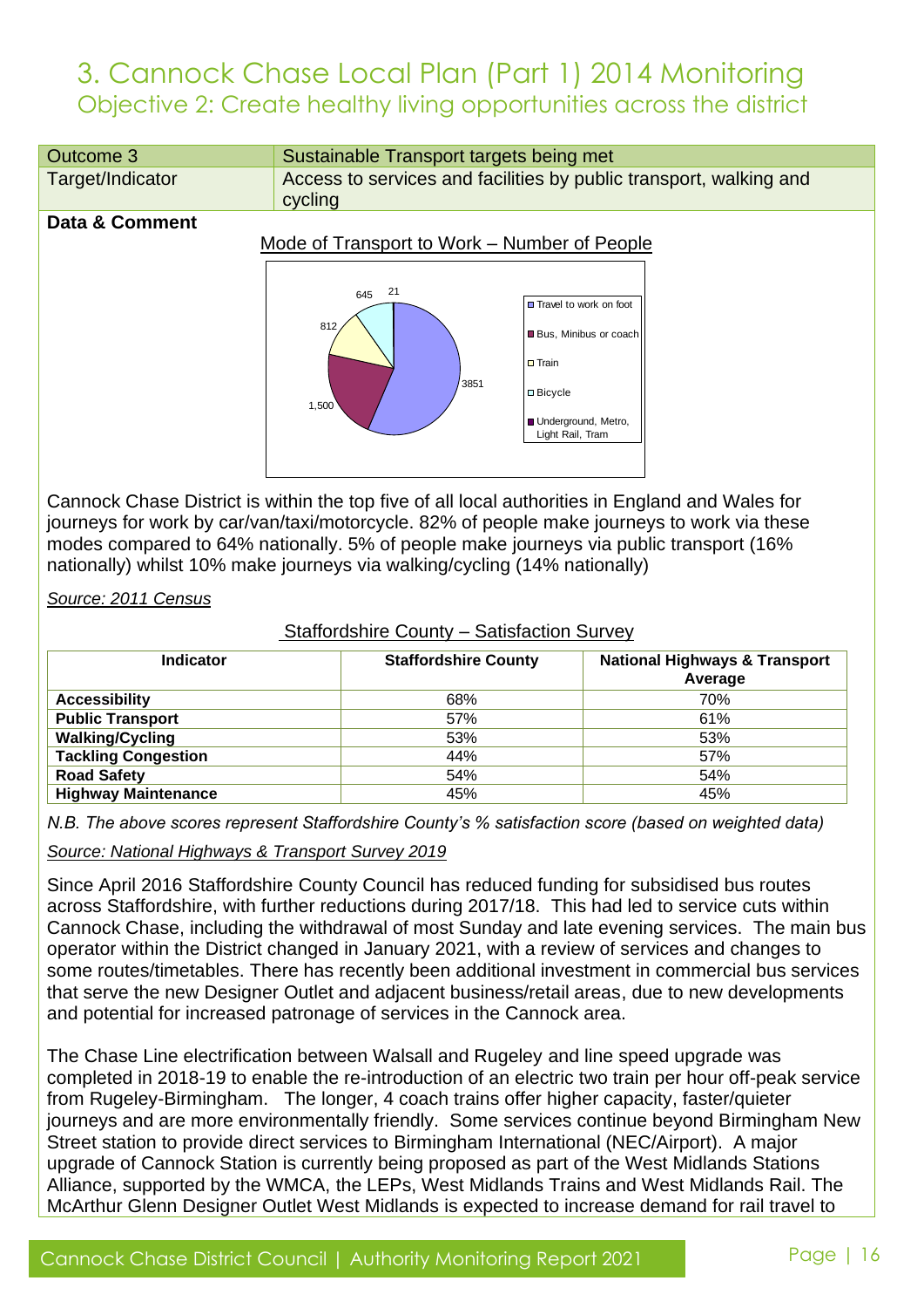# 3. Cannock Chase Local Plan (Part 1) 2014 Monitoring

## Objective 2: Create healthy living opportunities across the district

| Outcome 3 | Sustainable Transport targets being met |
|---|---|
| Target/Indicator | Access to services and facilities by public transport, walking and cycling |

**Data & Comment**

Mode of Transport to Work – Number of People

Cannock Chase District is within the top five of all local authorities in England and Wales for journeys for work by car/van/taxi/motorcycle. 82% of people make journeys to work via these modes compared to 64% nationally. 5% of people make journeys via public transport (16% nationally) whilst 10% make journeys via walking/cycling (14% nationally)

*Source: 2011 Census*

Staffordshire County – Satisfaction Survey

| Indicator | Staffordshire County | National Highways & Transport Average |
|---|---|---|
| **Accessibility** | 68% | 70% |
| **Public Transport** | 57% | 61% |
| **Walking/Cycling** | 53% | 53% |
| **Tackling Congestion** | 44% | 57% |
| **Road Safety** | 54% | 54% |
| **Highway Maintenance** | 45% | 45% |

*N.B. The above scores represent Staffordshire County's % satisfaction score (based on weighted data)*

*Source: National Highways & Transport Survey 2019*

Since April 2016 Staffordshire County Council has reduced funding for subsidised bus routes across Staffordshire, with further reductions during 2017/18. This had led to service cuts within Cannock Chase, including the withdrawal of most Sunday and late evening services. The main bus operator within the District changed in January 2021, with a review of services and changes to some routes/timetables. There has recently been additional investment in commercial bus services that serve the new Designer Outlet and adjacent business/retail areas, due to new developments and potential for increased patronage of services in the Cannock area.

The Chase Line electrification between Walsall and Rugeley and line speed upgrade was completed in 2018-19 to enable the re-introduction of an electric two train per hour off-peak service from Rugeley-Birmingham. The longer, 4 coach trains offer higher capacity, faster/quieter journeys and are more environmentally friendly. Some services continue beyond Birmingham New Street station to provide direct services to Birmingham International (NEC/Airport). A major upgrade of Cannock Station is currently being proposed as part of the West Midlands Stations Alliance, supported by the WMCA, the LEPs, West Midlands Trains and West Midlands Rail. The McArthur Glenn Designer Outlet West Midlands is expected to increase demand for rail travel to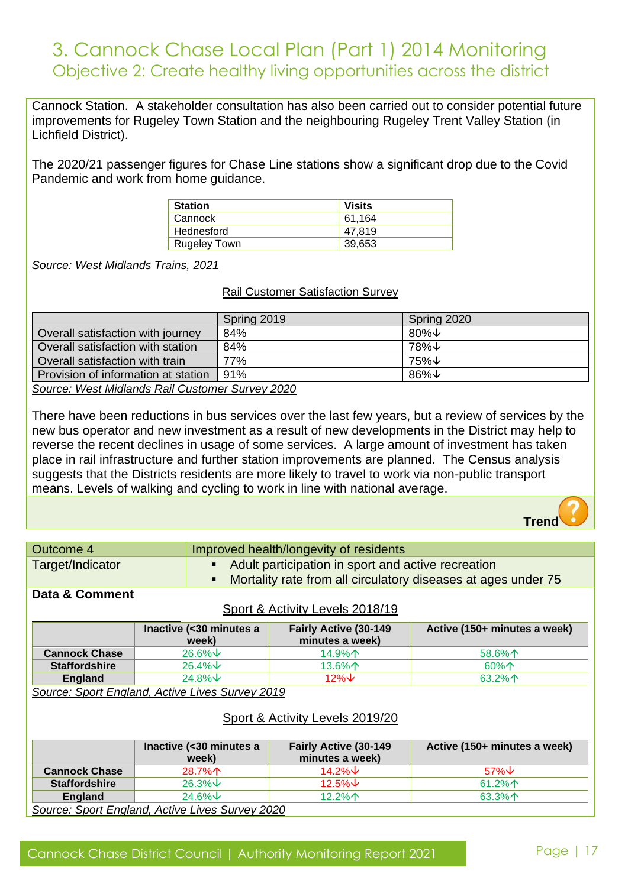# 3. Cannock Chase Local Plan (Part 1) 2014 Monitoring

## Objective 2: Create healthy living opportunities across the district

Cannock Station. A stakeholder consultation has also been carried out to consider potential future improvements for Rugeley Town Station and the neighbouring Rugeley Trent Valley Station (in Lichfield District).

The 2020/21 passenger figures for Chase Line stations show a significant drop due to the Covid Pandemic and work from home guidance.

| Station | Visits |
|---|---|
| Cannock | 61,164 |
| Hednesford | 47,819 |
| Rugeley Town | 39,653 |

*Source: West Midlands Trains, 2021*

Rail Customer Satisfaction Survey

| | Spring 2019 | Spring 2020 |
|---|---|---|
| Overall satisfaction with journey | 84% | 80%↓ |
| Overall satisfaction with station | 84% | 78%↓ |
| Overall satisfaction with train | 77% | 75%↓ |
| Provision of information at station | 91% | 86%↓ |

*Source: West Midlands Rail Customer Survey 2020*

There have been reductions in bus services over the last few years, but a review of services by the new bus operator and new investment as a result of new developments in the District may help to reverse the recent declines in usage of some services. A large amount of investment has taken place in rail infrastructure and further station improvements are planned. The Census analysis suggests that the Districts residents are more likely to travel to work via non-public transport means. Levels of walking and cycling to work in line with national average.

**Trend** ?

| Outcome 4 | Improved health/longevity of residents |
|---|---|
| Target/Indicator | ▪ Adult participation in sport and active recreation<br>▪ Mortality rate from all circulatory diseases at ages under 75 |

**Data & Comment**

Sport & Activity Levels 2018/19

| | Inactive (<30 minutes a week) | Fairly Active (30-149 minutes a week) | Active (150+ minutes a week) |
|---|---|---|---|
| **Cannock Chase** | 26.6%↓ | 14.9%↑ | 58.6%↑ |
| **Staffordshire** | 26.4%↓ | 13.6%↑ | 60%↑ |
| **England** | 24.8%↓ | 12%↓ | 63.2%↑ |

*Source: Sport England, Active Lives Survey 2019*

Sport & Activity Levels 2019/20

| | Inactive (<30 minutes a week) | Fairly Active (30-149 minutes a week) | Active (150+ minutes a week) |
|---|---|---|---|
| **Cannock Chase** | 28.7%↑ | 14.2%↓ | 57%↓ |
| **Staffordshire** | 26.3%↓ | 12.5%↓ | 61.2%↑ |
| **England** | 24.6%↓ | 12.2%↑ | 63.3%↑ |

*Source: Sport England, Active Lives Survey 2020*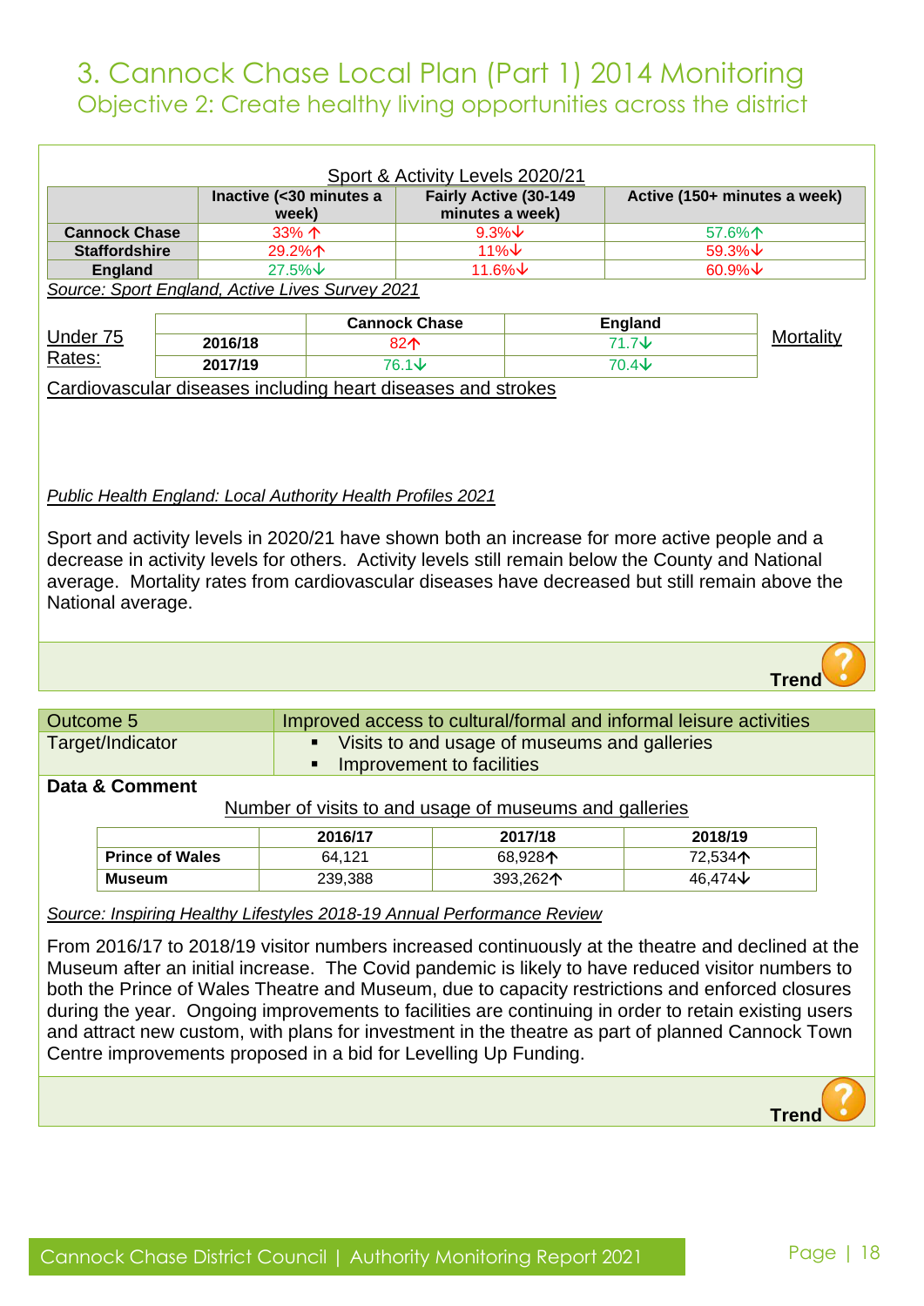# 3. Cannock Chase Local Plan (Part 1) 2014 Monitoring

## Objective 2: Create healthy living opportunities across the district

Sport & Activity Levels 2020/21

| | Inactive (<30 minutes a week) | Fairly Active (30-149 minutes a week) | Active (150+ minutes a week) |
|---|---|---|---|
| **Cannock Chase** | 33% ↑ | 9.3%↓ | 57.6%↑ |
| **Staffordshire** | 29.2%↑ | 11%↓ | 59.3%↓ |
| **England** | 27.5%↓ | 11.6%↓ | 60.9%↓ |

*Source: Sport England, Active Lives Survey 2021*

Under 75 Mortality Rates: Cardiovascular diseases including heart diseases and strokes

| | Cannock Chase | England |
|---|---|---|
| **2016/18** | 82↑ | 71.7↓ |
| **2017/19** | 76.1↓ | 70.4↓ |

*Public Health England: Local Authority Health Profiles 2021*

Sport and activity levels in 2020/21 have shown both an increase for more active people and a decrease in activity levels for others. Activity levels still remain below the County and National average. Mortality rates from cardiovascular diseases have decreased but still remain above the National average.

**Trend** ?

| Outcome 5 | Improved access to cultural/formal and informal leisure activities |
|---|---|
| Target/Indicator | ▪ Visits to and usage of museums and galleries<br>▪ Improvement to facilities |

**Data & Comment**

Number of visits to and usage of museums and galleries

| | 2016/17 | 2017/18 | 2018/19 |
|---|---|---|---|
| **Prince of Wales** | 64,121 | 68,928↑ | 72,534↑ |
| **Museum** | 239,388 | 393,262↑ | 46,474↓ |

*Source: Inspiring Healthy Lifestyles 2018-19 Annual Performance Review*

From 2016/17 to 2018/19 visitor numbers increased continuously at the theatre and declined at the Museum after an initial increase. The Covid pandemic is likely to have reduced visitor numbers to both the Prince of Wales Theatre and Museum, due to capacity restrictions and enforced closures during the year. Ongoing improvements to facilities are continuing in order to retain existing users and attract new custom, with plans for investment in the theatre as part of planned Cannock Town Centre improvements proposed in a bid for Levelling Up Funding.

**Trend** ?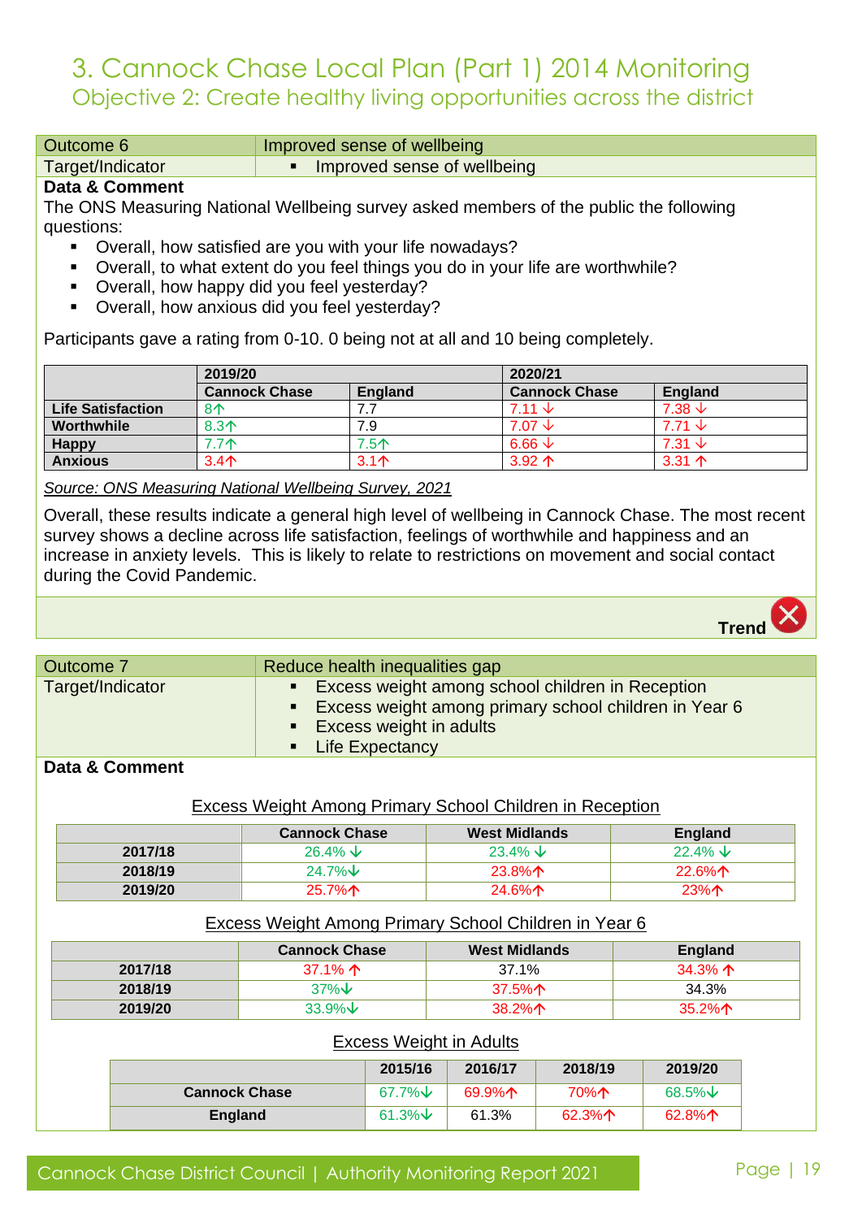# 3. Cannock Chase Local Plan (Part 1) 2014 Monitoring

## Objective 2: Create healthy living opportunities across the district

| Outcome 6 | Improved sense of wellbeing |
|---|---|
| Target/Indicator | ▪ Improved sense of wellbeing |

**Data & Comment**

The ONS Measuring National Wellbeing survey asked members of the public the following questions:

- Overall, how satisfied are you with your life nowadays?
- Overall, to what extent do you feel things you do in your life are worthwhile?
- Overall, how happy did you feel yesterday?
- Overall, how anxious did you feel yesterday?

Participants gave a rating from 0-10. 0 being not at all and 10 being completely.

| | 2019/20 | | 2020/21 | |
|---|---|---|---|---|
| | **Cannock Chase** | **England** | **Cannock Chase** | **England** |
| **Life Satisfaction** | 8↑ | 7.7 | 7.11 ↓ | 7.38 ↓ |
| **Worthwhile** | 8.3↑ | 7.9 | 7.07 ↓ | 7.71 ↓ |
| **Happy** | 7.7↑ | 7.5↑ | 6.66 ↓ | 7.31 ↓ |
| **Anxious** | 3.4↑ | 3.1↑ | 3.92 ↑ | 3.31 ↑ |

*Source: ONS Measuring National Wellbeing Survey, 2021*

Overall, these results indicate a general high level of wellbeing in Cannock Chase. The most recent survey shows a decline across life satisfaction, feelings of worthwhile and happiness and an increase in anxiety levels. This is likely to relate to restrictions on movement and social contact during the Covid Pandemic.

**Trend** ✗

| Outcome 7 | Reduce health inequalities gap |
|---|---|
| Target/Indicator | ▪ Excess weight among school children in Reception<br>▪ Excess weight among primary school children in Year 6<br>▪ Excess weight in adults<br>▪ Life Expectancy |

**Data & Comment**

Excess Weight Among Primary School Children in Reception

| | Cannock Chase | West Midlands | England |
|---|---|---|---|
| **2017/18** | 26.4% ↓ | 23.4% ↓ | 22.4% ↓ |
| **2018/19** | 24.7%↓ | 23.8%↑ | 22.6%↑ |
| **2019/20** | 25.7%↑ | 24.6%↑ | 23%↑ |

Excess Weight Among Primary School Children in Year 6

| | Cannock Chase | West Midlands | England |
|---|---|---|---|
| **2017/18** | 37.1% ↑ | 37.1% | 34.3% ↑ |
| **2018/19** | 37%↓ | 37.5%↑ | 34.3% |
| **2019/20** | 33.9%↓ | 38.2%↑ | 35.2%↑ |

Excess Weight in Adults

| | 2015/16 | 2016/17 | 2018/19 | 2019/20 |
|---|---|---|---|---|
| **Cannock Chase** | 67.7%↓ | 69.9%↑ | 70%↑ | 68.5%↓ |
| **England** | 61.3%↓ | 61.3% | 62.3%↑ | 62.8%↑ |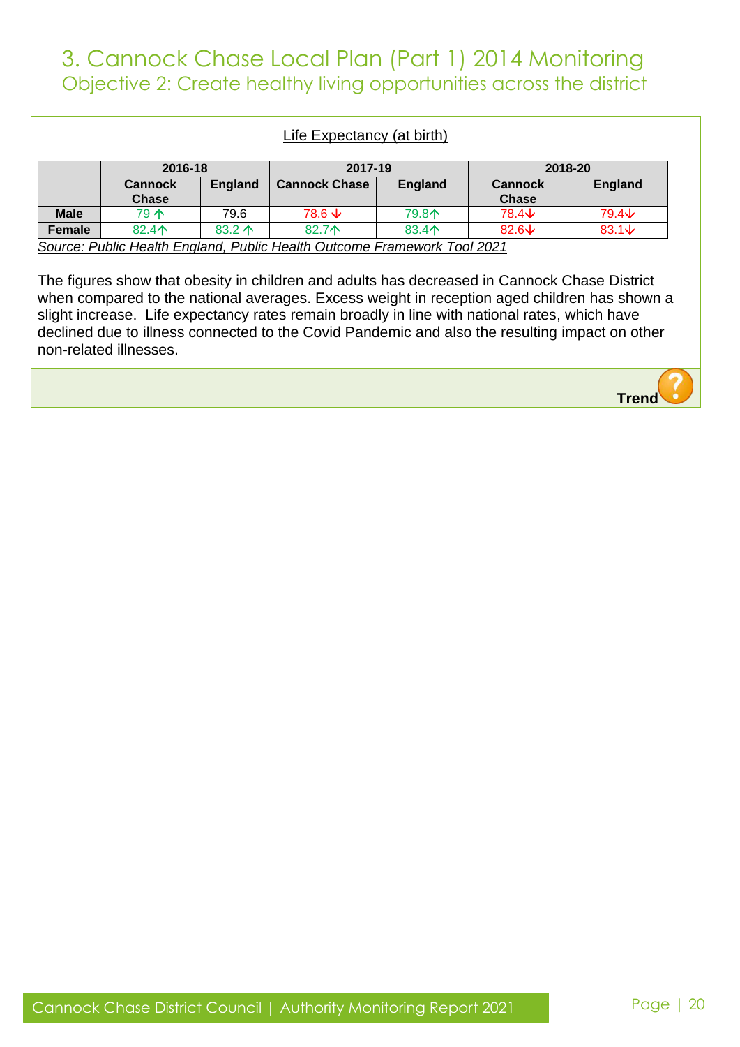# 3. Cannock Chase Local Plan (Part 1) 2014 Monitoring

## Objective 2: Create healthy living opportunities across the district

<u>Life Expectancy (at birth)</u>

| | 2016-18 | | 2017-19 | | 2018-20 | |
|---|---|---|---|---|---|---|
| | Cannock Chase | England | Cannock Chase | England | Cannock Chase | England |
| **Male** | 79 ↑ | 79.6 | 78.6 ↓ | 79.8↑ | 78.4↓ | 79.4↓ |
| **Female** | 82.4↑ | 83.2 ↑ | 82.7↑ | 83.4↑ | 82.6↓ | 83.1↓ |

*Source: Public Health England, Public Health Outcome Framework Tool 2021*

The figures show that obesity in children and adults has decreased in Cannock Chase District when compared to the national averages. Excess weight in reception aged children has shown a slight increase. Life expectancy rates remain broadly in line with national rates, which have declined due to illness connected to the Covid Pandemic and also the resulting impact on other non-related illnesses.

**Trend** ?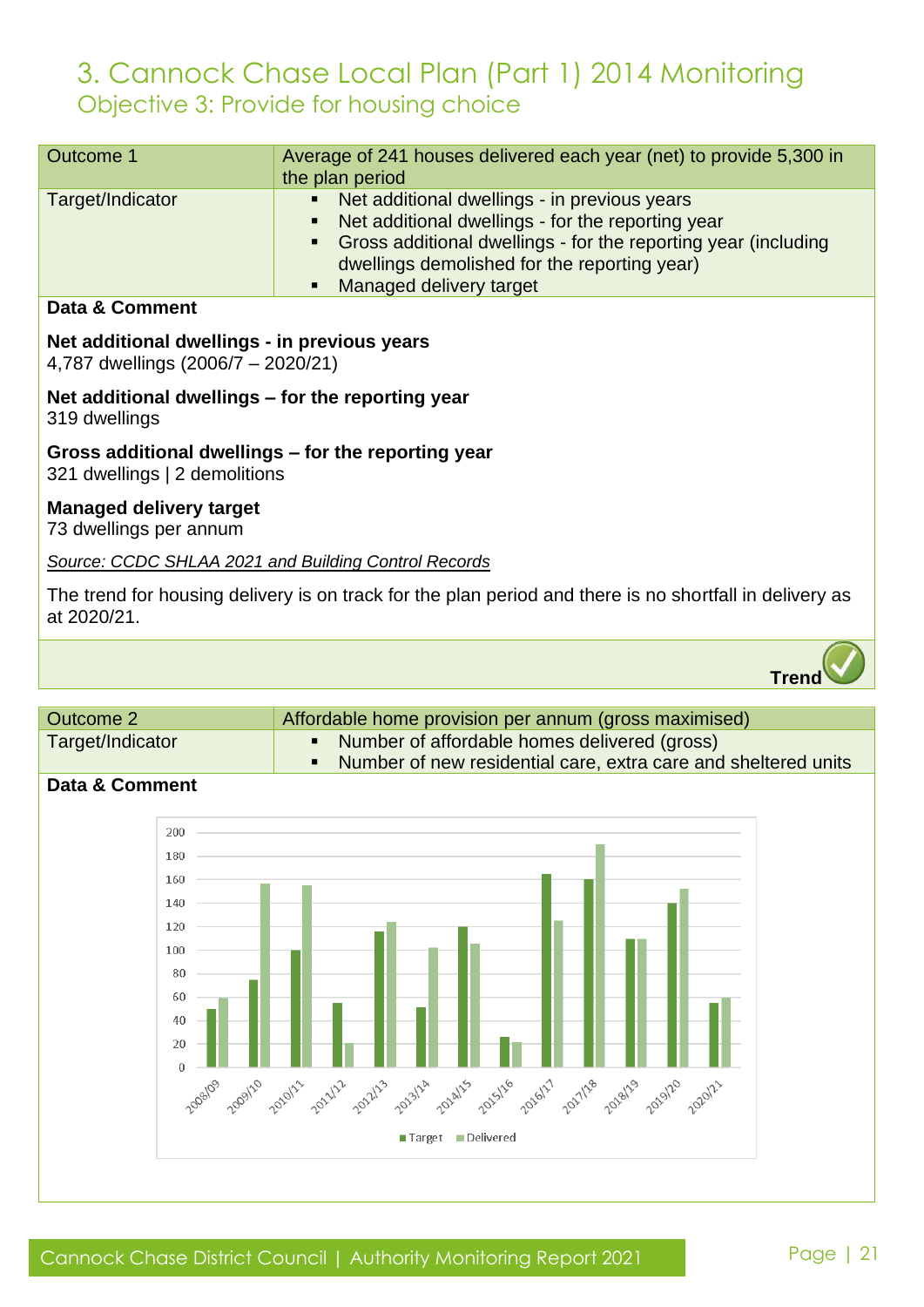# 3. Cannock Chase Local Plan (Part 1) 2014 Monitoring

## Objective 3: Provide for housing choice

| Outcome 1 | Average of 241 houses delivered each year (net) to provide 5,300 in the plan period |
|---|---|
| Target/Indicator | ▪ Net additional dwellings - in previous years<br>▪ Net additional dwellings - for the reporting year<br>▪ Gross additional dwellings - for the reporting year (including dwellings demolished for the reporting year)<br>▪ Managed delivery target |

**Data & Comment**

**Net additional dwellings - in previous years**
4,787 dwellings (2006/7 – 2020/21)

**Net additional dwellings – for the reporting year**
319 dwellings

**Gross additional dwellings – for the reporting year**
321 dwellings | 2 demolitions

**Managed delivery target**
73 dwellings per annum

*Source: CCDC SHLAA 2021 and Building Control Records*

The trend for housing delivery is on track for the plan period and there is no shortfall in delivery as at 2020/21.

**Trend** ✓

| Outcome 2 | Affordable home provision per annum (gross maximised) |
|---|---|
| Target/Indicator | ▪ Number of affordable homes delivered (gross)<br>▪ Number of new residential care, extra care and sheltered units |

**Data & Comment**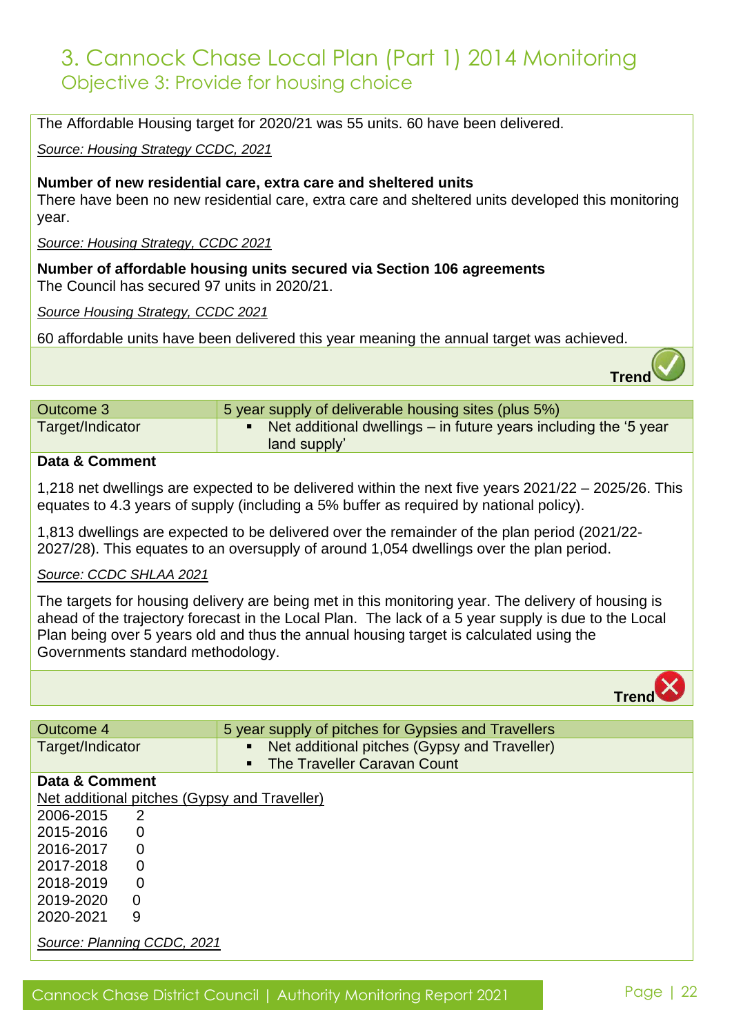# 3. Cannock Chase Local Plan (Part 1) 2014 Monitoring

## Objective 3: Provide for housing choice

The Affordable Housing target for 2020/21 was 55 units. 60 have been delivered.

*Source: Housing Strategy CCDC, 2021*

**Number of new residential care, extra care and sheltered units**

There have been no new residential care, extra care and sheltered units developed this monitoring year.

*Source: Housing Strategy, CCDC 2021*

**Number of affordable housing units secured via Section 106 agreements**

The Council has secured 97 units in 2020/21.

*Source Housing Strategy, CCDC 2021*

60 affordable units have been delivered this year meaning the annual target was achieved.

**Trend** ✓

| Outcome 3 | 5 year supply of deliverable housing sites (plus 5%) |
|---|---|
| Target/Indicator | ▪ Net additional dwellings – in future years including the '5 year land supply' |

**Data & Comment**

1,218 net dwellings are expected to be delivered within the next five years 2021/22 – 2025/26. This equates to 4.3 years of supply (including a 5% buffer as required by national policy).

1,813 dwellings are expected to be delivered over the remainder of the plan period (2021/22-2027/28). This equates to an oversupply of around 1,054 dwellings over the plan period.

*Source: CCDC SHLAA 2021*

The targets for housing delivery are being met in this monitoring year. The delivery of housing is ahead of the trajectory forecast in the Local Plan. The lack of a 5 year supply is due to the Local Plan being over 5 years old and thus the annual housing target is calculated using the Governments standard methodology.

**Trend** ✗

| Outcome 4 | 5 year supply of pitches for Gypsies and Travellers |
|---|---|
| Target/Indicator | ▪ Net additional pitches (Gypsy and Traveller)<br>▪ The Traveller Caravan Count |

**Data & Comment**

Net additional pitches (Gypsy and Traveller)

| | |
|---|---|
| 2006-2015 | 2 |
| 2015-2016 | 0 |
| 2016-2017 | 0 |
| 2017-2018 | 0 |
| 2018-2019 | 0 |
| 2019-2020 | 0 |
| 2020-2021 | 9 |

*Source: Planning CCDC, 2021*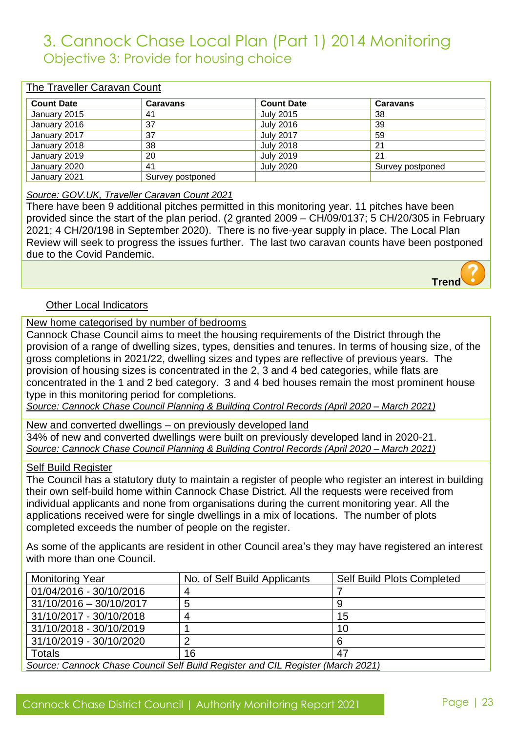# 3. Cannock Chase Local Plan (Part 1) 2014 Monitoring

## Objective 3: Provide for housing choice

The Traveller Caravan Count

| Count Date | Caravans | Count Date | Caravans |
|---|---|---|---|
| January 2015 | 41 | July 2015 | 38 |
| January 2016 | 37 | July 2016 | 39 |
| January 2017 | 37 | July 2017 | 59 |
| January 2018 | 38 | July 2018 | 21 |
| January 2019 | 20 | July 2019 | 21 |
| January 2020 | 41 | July 2020 | Survey postponed |
| January 2021 | Survey postponed | | |

*Source: GOV.UK, Traveller Caravan Count 2021*

There have been 9 additional pitches permitted in this monitoring year. 11 pitches have been provided since the start of the plan period. (2 granted 2009 – CH/09/0137; 5 CH/20/305 in February 2021; 4 CH/20/198 in September 2020). There is no five-year supply in place. The Local Plan Review will seek to progress the issues further. The last two caravan counts have been postponed due to the Covid Pandemic.

**Trend** ?

Other Local Indicators

New home categorised by number of bedrooms

Cannock Chase Council aims to meet the housing requirements of the District through the provision of a range of dwelling sizes, types, densities and tenures. In terms of housing size, of the gross completions in 2021/22, dwelling sizes and types are reflective of previous years. The provision of housing sizes is concentrated in the 2, 3 and 4 bed categories, while flats are concentrated in the 1 and 2 bed category. 3 and 4 bed houses remain the most prominent house type in this monitoring period for completions.

*Source: Cannock Chase Council Planning & Building Control Records (April 2020 – March 2021)*

New and converted dwellings – on previously developed land

34% of new and converted dwellings were built on previously developed land in 2020-21.

*Source: Cannock Chase Council Planning & Building Control Records (April 2020 – March 2021)*

Self Build Register

The Council has a statutory duty to maintain a register of people who register an interest in building their own self-build home within Cannock Chase District. All the requests were received from individual applicants and none from organisations during the current monitoring year. All the applications received were for single dwellings in a mix of locations. The number of plots completed exceeds the number of people on the register.

As some of the applicants are resident in other Council area's they may have registered an interest with more than one Council.

| Monitoring Year | No. of Self Build Applicants | Self Build Plots Completed |
|---|---|---|
| 01/04/2016 - 30/10/2016 | 4 | 7 |
| 31/10/2016 – 30/10/2017 | 5 | 9 |
| 31/10/2017 - 30/10/2018 | 4 | 15 |
| 31/10/2018 - 30/10/2019 | 1 | 10 |
| 31/10/2019 - 30/10/2020 | 2 | 6 |
| Totals | 16 | 47 |

*Source: Cannock Chase Council Self Build Register and CIL Register (March 2021)*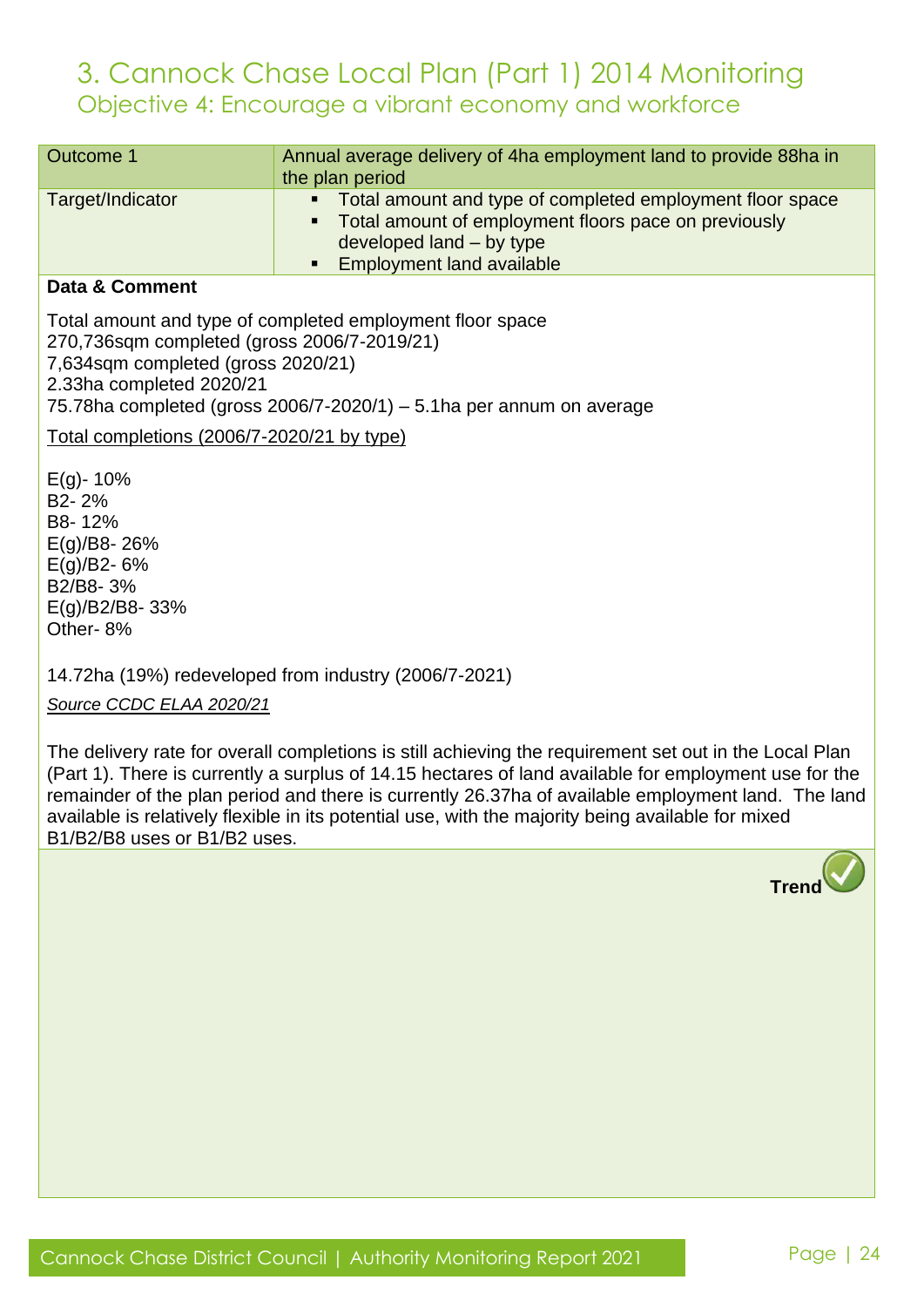# 3. Cannock Chase Local Plan (Part 1) 2014 Monitoring

## Objective 4: Encourage a vibrant economy and workforce

| Outcome 1 | Annual average delivery of 4ha employment land to provide 88ha in the plan period |
|---|---|
| Target/Indicator | ▪ Total amount and type of completed employment floor space<br>▪ Total amount of employment floors pace on previously developed land – by type<br>▪ Employment land available |

**Data & Comment**

Total amount and type of completed employment floor space
270,736sqm completed (gross 2006/7-2019/21)
7,634sqm completed (gross 2020/21)
2.33ha completed 2020/21
75.78ha completed (gross 2006/7-2020/1) – 5.1ha per annum on average

Total completions (2006/7-2020/21 by type)

E(g)- 10%
B2- 2%
B8- 12%
E(g)/B8- 26%
E(g)/B2- 6%
B2/B8- 3%
E(g)/B2/B8- 33%
Other- 8%

14.72ha (19%) redeveloped from industry (2006/7-2021)

*Source CCDC ELAA 2020/21*

The delivery rate for overall completions is still achieving the requirement set out in the Local Plan (Part 1). There is currently a surplus of 14.15 hectares of land available for employment use for the remainder of the plan period and there is currently 26.37ha of available employment land. The land available is relatively flexible in its potential use, with the majority being available for mixed B1/B2/B8 uses or B1/B2 uses.

**Trend** ✓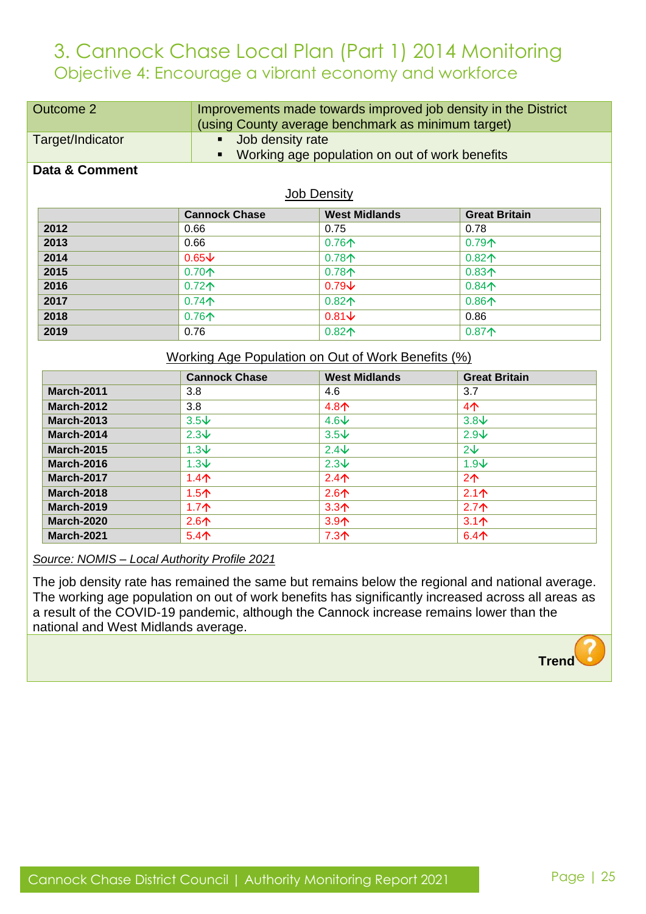# 3. Cannock Chase Local Plan (Part 1) 2014 Monitoring

## Objective 4: Encourage a vibrant economy and workforce

| Outcome 2 | Improvements made towards improved job density in the District (using County average benchmark as minimum target) |
|---|---|
| Target/Indicator | ▪ Job density rate<br>▪ Working age population on out of work benefits |

**Data & Comment**

Job Density

| | Cannock Chase | West Midlands | Great Britain |
|---|---|---|---|
| 2012 | 0.66 | 0.75 | 0.78 |
| 2013 | 0.66 | 0.76↑ | 0.79↑ |
| 2014 | 0.65↓ | 0.78↑ | 0.82↑ |
| 2015 | 0.70↑ | 0.78↑ | 0.83↑ |
| 2016 | 0.72↑ | 0.79↓ | 0.84↑ |
| 2017 | 0.74↑ | 0.82↑ | 0.86↑ |
| 2018 | 0.76↑ | 0.81↓ | 0.86 |
| 2019 | 0.76 | 0.82↑ | 0.87↑ |

Working Age Population on Out of Work Benefits (%)

| | Cannock Chase | West Midlands | Great Britain |
|---|---|---|---|
| March-2011 | 3.8 | 4.6 | 3.7 |
| March-2012 | 3.8 | 4.8↑ | 4↑ |
| March-2013 | 3.5↓ | 4.6↓ | 3.8↓ |
| March-2014 | 2.3↓ | 3.5↓ | 2.9↓ |
| March-2015 | 1.3↓ | 2.4↓ | 2↓ |
| March-2016 | 1.3↓ | 2.3↓ | 1.9↓ |
| March-2017 | 1.4↑ | 2.4↑ | 2↑ |
| March-2018 | 1.5↑ | 2.6↑ | 2.1↑ |
| March-2019 | 1.7↑ | 3.3↑ | 2.7↑ |
| March-2020 | 2.6↑ | 3.9↑ | 3.1↑ |
| March-2021 | 5.4↑ | 7.3↑ | 6.4↑ |

*Source: NOMIS – Local Authority Profile 2021*

The job density rate has remained the same but remains below the regional and national average. The working age population on out of work benefits has significantly increased across all areas as a result of the COVID-19 pandemic, although the Cannock increase remains lower than the national and West Midlands average.

**Trend** ?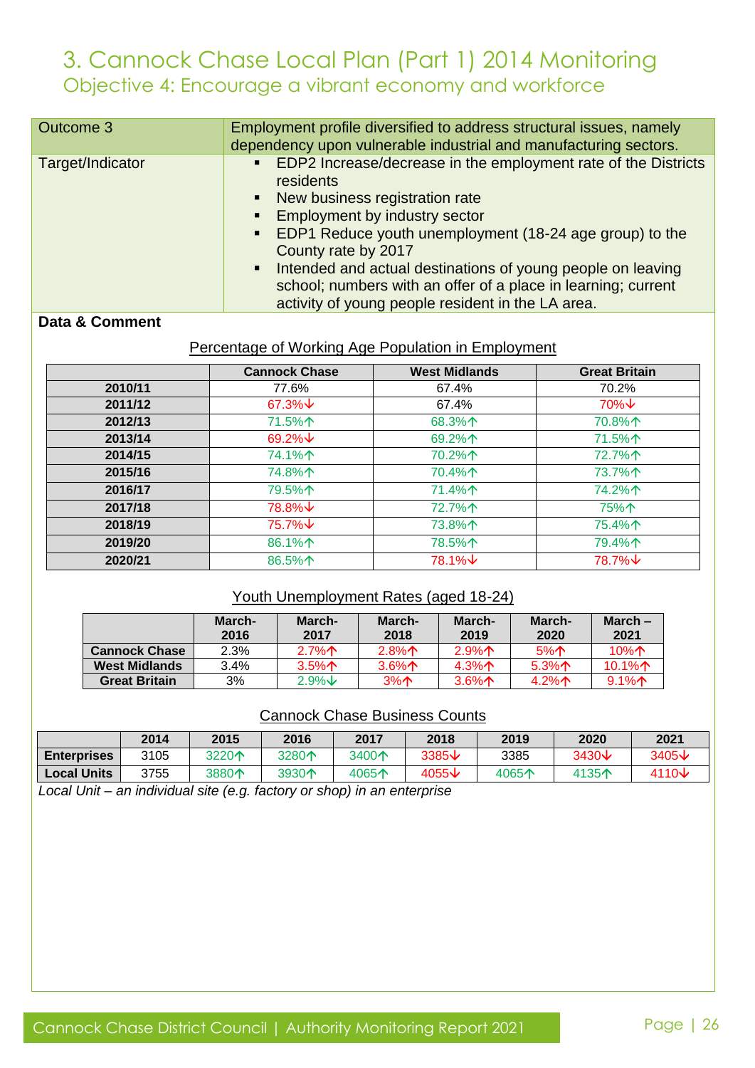# 3. Cannock Chase Local Plan (Part 1) 2014 Monitoring

## Objective 4: Encourage a vibrant economy and workforce

| Outcome 3 | Employment profile diversified to address structural issues, namely dependency upon vulnerable industrial and manufacturing sectors. |
|---|---|
| Target/Indicator | ▪ EDP2 Increase/decrease in the employment rate of the Districts residents<br>▪ New business registration rate<br>▪ Employment by industry sector<br>▪ EDP1 Reduce youth unemployment (18-24 age group) to the County rate by 2017<br>▪ Intended and actual destinations of young people on leaving school; numbers with an offer of a place in learning; current activity of young people resident in the LA area. |

**Data & Comment**

Percentage of Working Age Population in Employment

| | Cannock Chase | West Midlands | Great Britain |
|---|---|---|---|
| **2010/11** | 77.6% | 67.4% | 70.2% |
| **2011/12** | 67.3%↓ | 67.4% | 70%↓ |
| **2012/13** | 71.5%↑ | 68.3%↑ | 70.8%↑ |
| **2013/14** | 69.2%↓ | 69.2%↑ | 71.5%↑ |
| **2014/15** | 74.1%↑ | 70.2%↑ | 72.7%↑ |
| **2015/16** | 74.8%↑ | 70.4%↑ | 73.7%↑ |
| **2016/17** | 79.5%↑ | 71.4%↑ | 74.2%↑ |
| **2017/18** | 78.8%↓ | 72.7%↑ | 75%↑ |
| **2018/19** | 75.7%↓ | 73.8%↑ | 75.4%↑ |
| **2019/20** | 86.1%↑ | 78.5%↑ | 79.4%↑ |
| **2020/21** | 86.5%↑ | 78.1%↓ | 78.7%↓ |

Youth Unemployment Rates (aged 18-24)

| | March-2016 | March-2017 | March-2018 | March-2019 | March-2020 | March – 2021 |
|---|---|---|---|---|---|---|
| **Cannock Chase** | 2.3% | 2.7%↑ | 2.8%↑ | 2.9%↑ | 5%↑ | 10%↑ |
| **West Midlands** | 3.4% | 3.5%↑ | 3.6%↑ | 4.3%↑ | 5.3%↑ | 10.1%↑ |
| **Great Britain** | 3% | 2.9%↓ | 3%↑ | 3.6%↑ | 4.2%↑ | 9.1%↑ |

Cannock Chase Business Counts

| | 2014 | 2015 | 2016 | 2017 | 2018 | 2019 | 2020 | 2021 |
|---|---|---|---|---|---|---|---|---|
| **Enterprises** | 3105 | 3220↑ | 3280↑ | 3400↑ | 3385↓ | 3385 | 3430↓ | 3405↓ |
| **Local Units** | 3755 | 3880↑ | 3930↑ | 4065↑ | 4055↓ | 4065↑ | 4135↑ | 4110↓ |

*Local Unit – an individual site (e.g. factory or shop) in an enterprise*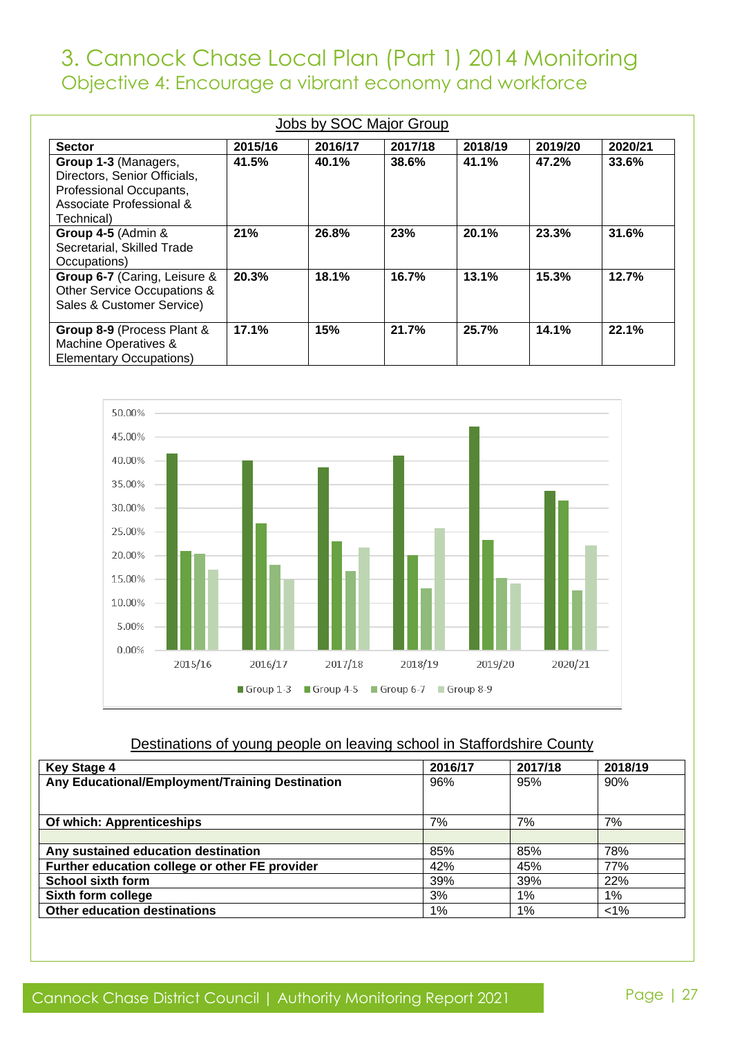# 3. Cannock Chase Local Plan (Part 1) 2014 Monitoring

## Objective 4: Encourage a vibrant economy and workforce

Jobs by SOC Major Group

| Sector | 2015/16 | 2016/17 | 2017/18 | 2018/19 | 2019/20 | 2020/21 |
|---|---|---|---|---|---|---|
| **Group 1-3** (Managers, Directors, Senior Officials, Professional Occupants, Associate Professional & Technical) | **41.5%** | **40.1%** | **38.6%** | **41.1%** | **47.2%** | **33.6%** |
| **Group 4-5** (Admin & Secretarial, Skilled Trade Occupations) | **21%** | **26.8%** | **23%** | **20.1%** | **23.3%** | **31.6%** |
| **Group 6-7** (Caring, Leisure & Other Service Occupations & Sales & Customer Service) | **20.3%** | **18.1%** | **16.7%** | **13.1%** | **15.3%** | **12.7%** |
| **Group 8-9** (Process Plant & Machine Operatives & Elementary Occupations) | **17.1%** | **15%** | **21.7%** | **25.7%** | **14.1%** | **22.1%** |

Destinations of young people on leaving school in Staffordshire County

| Key Stage 4 | 2016/17 | 2017/18 | 2018/19 |
|---|---|---|---|
| **Any Educational/Employment/Training Destination** | 96% | 95% | 90% |
| **Of which: Apprenticeships** | 7% | 7% | 7% |
| | | | |
| **Any sustained education destination** | 85% | 85% | 78% |
| **Further education college or other FE provider** | 42% | 45% | 77% |
| **School sixth form** | 39% | 39% | 22% |
| **Sixth form college** | 3% | 1% | 1% |
| **Other education destinations** | 1% | 1% | <1% |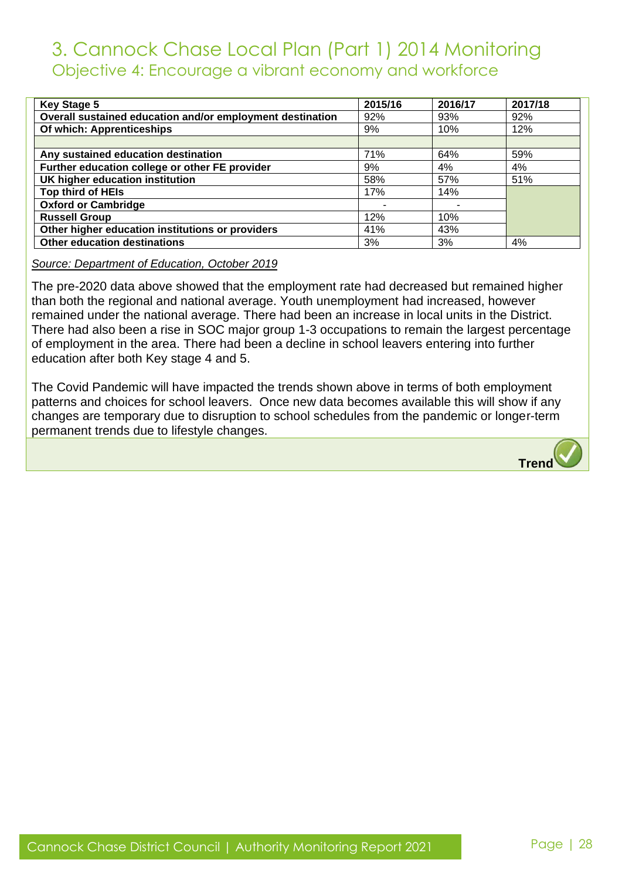# 3. Cannock Chase Local Plan (Part 1) 2014 Monitoring

## Objective 4: Encourage a vibrant economy and workforce

| Key Stage 5 | 2015/16 | 2016/17 | 2017/18 |
|---|---|---|---|
| **Overall sustained education and/or employment destination** | 92% | 93% | 92% |
| **Of which: Apprenticeships** | 9% | 10% | 12% |
| | | | |
| **Any sustained education destination** | 71% | 64% | 59% |
| **Further education college or other FE provider** | 9% | 4% | 4% |
| **UK higher education institution** | 58% | 57% | 51% |
| **Top third of HEIs** | 17% | 14% | |
| **Oxford or Cambridge** | - | - | |
| **Russell Group** | 12% | 10% | |
| **Other higher education institutions or providers** | 41% | 43% | |
| **Other education destinations** | 3% | 3% | 4% |

*Source: Department of Education, October 2019*

The pre-2020 data above showed that the employment rate had decreased but remained higher than both the regional and national average. Youth unemployment had increased, however remained under the national average. There had been an increase in local units in the District. There had also been a rise in SOC major group 1-3 occupations to remain the largest percentage of employment in the area. There had been a decline in school leavers entering into further education after both Key stage 4 and 5.

The Covid Pandemic will have impacted the trends shown above in terms of both employment patterns and choices for school leavers. Once new data becomes available this will show if any changes are temporary due to disruption to school schedules from the pandemic or longer-term permanent trends due to lifestyle changes.

**Trend**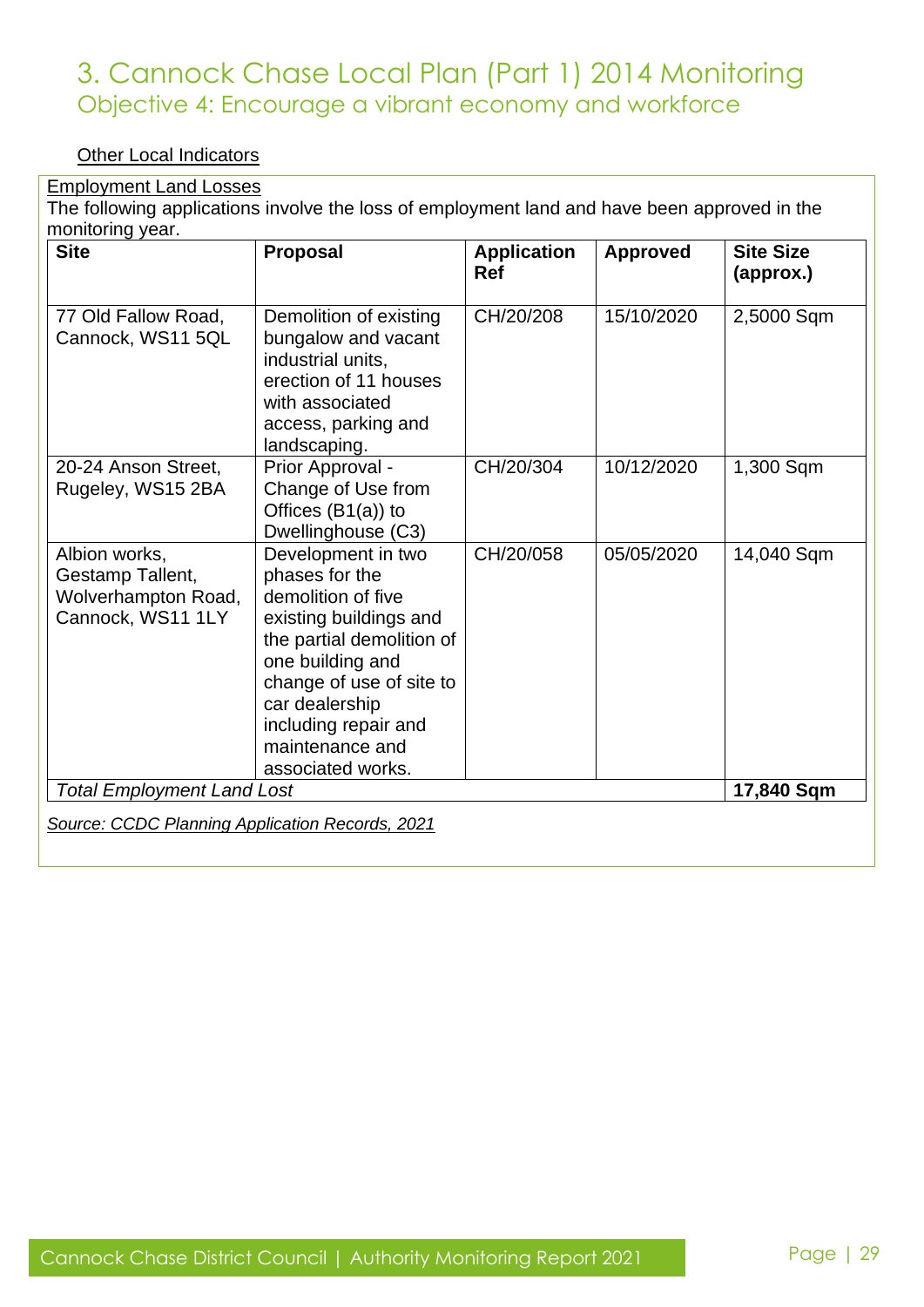# 3. Cannock Chase Local Plan (Part 1) 2014 Monitoring

## Objective 4: Encourage a vibrant economy and workforce

Other Local Indicators

Employment Land Losses

The following applications involve the loss of employment land and have been approved in the monitoring year.

| Site | Proposal | Application Ref | Approved | Site Size (approx.) |
|---|---|---|---|---|
| 77 Old Fallow Road, Cannock, WS11 5QL | Demolition of existing bungalow and vacant industrial units, erection of 11 houses with associated access, parking and landscaping. | CH/20/208 | 15/10/2020 | 2,5000 Sqm |
| 20-24 Anson Street, Rugeley, WS15 2BA | Prior Approval - Change of Use from Offices (B1(a)) to Dwellinghouse (C3) | CH/20/304 | 10/12/2020 | 1,300 Sqm |
| Albion works, Gestamp Tallent, Wolverhampton Road, Cannock, WS11 1LY | Development in two phases for the demolition of five existing buildings and the partial demolition of one building and change of use of site to car dealership including repair and maintenance and associated works. | CH/20/058 | 05/05/2020 | 14,040 Sqm |
| *Total Employment Land Lost* | | | | **17,840 Sqm** |

*Source: CCDC Planning Application Records, 2021*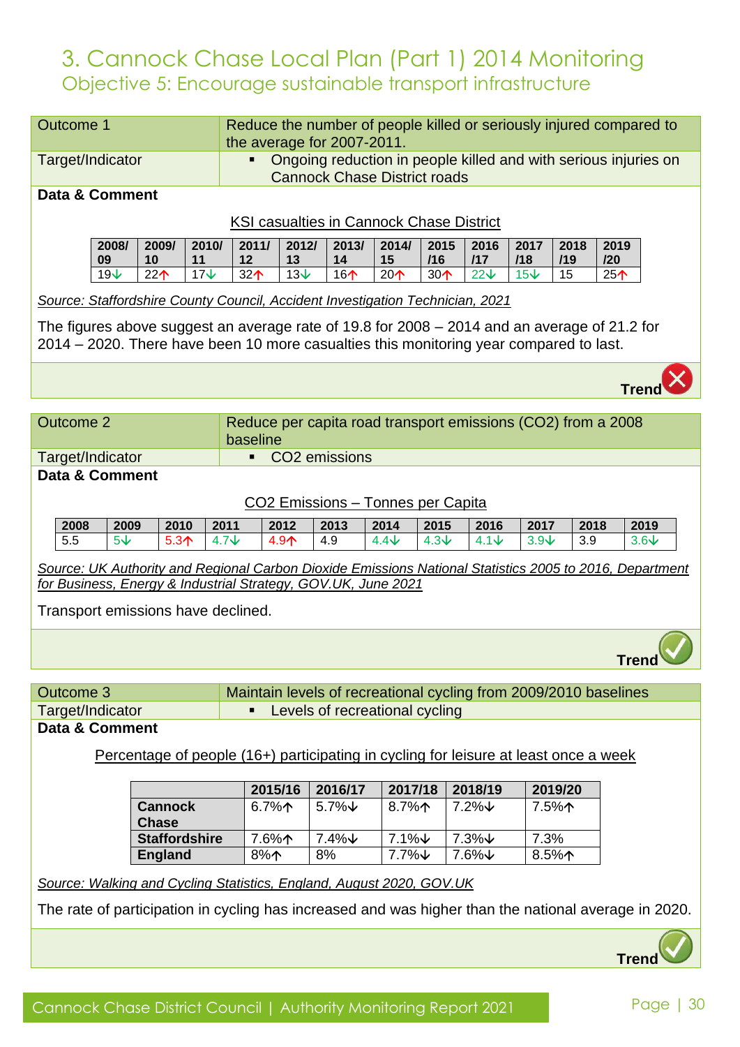# 3. Cannock Chase Local Plan (Part 1) 2014 Monitoring

## Objective 5: Encourage sustainable transport infrastructure

| Outcome 1 | Reduce the number of people killed or seriously injured compared to the average for 2007-2011. |
|---|---|
| Target/Indicator | ▪ Ongoing reduction in people killed and with serious injuries on Cannock Chase District roads |

**Data & Comment**

KSI casualties in Cannock Chase District

| 2008/09 | 2009/10 | 2010/11 | 2011/12 | 2012/13 | 2013/14 | 2014/15 | 2015/16 | 2016/17 | 2017/18 | 2018/19 | 2019/20 |
|---|---|---|---|---|---|---|---|---|---|---|---|
| 19↓ | 22↑ | 17↓ | 32↑ | 13↓ | 16↑ | 20↑ | 30↑ | 22↓ | 15↓ | 15 | 25↑ |

*Source: Staffordshire County Council, Accident Investigation Technician, 2021*

The figures above suggest an average rate of 19.8 for 2008 – 2014 and an average of 21.2 for 2014 – 2020. There have been 10 more casualties this monitoring year compared to last.

**Trend** ✗

| Outcome 2 | Reduce per capita road transport emissions (CO2) from a 2008 baseline |
|---|---|
| Target/Indicator | ▪ CO2 emissions |

**Data & Comment**

CO2 Emissions – Tonnes per Capita

| 2008 | 2009 | 2010 | 2011 | 2012 | 2013 | 2014 | 2015 | 2016 | 2017 | 2018 | 2019 |
|---|---|---|---|---|---|---|---|---|---|---|---|
| 5.5 | 5↓ | 5.3↑ | 4.7↓ | 4.9↑ | 4.9 | 4.4↓ | 4.3↓ | 4.1↓ | 3.9↓ | 3.9 | 3.6↓ |

*Source: UK Authority and Regional Carbon Dioxide Emissions National Statistics 2005 to 2016, Department for Business, Energy & Industrial Strategy, GOV.UK, June 2021*

Transport emissions have declined.

**Trend** ✓

| Outcome 3 | Maintain levels of recreational cycling from 2009/2010 baselines |
|---|---|
| Target/Indicator | ▪ Levels of recreational cycling |

**Data & Comment**

Percentage of people (16+) participating in cycling for leisure at least once a week

| | 2015/16 | 2016/17 | 2017/18 | 2018/19 | 2019/20 |
|---|---|---|---|---|---|
| **Cannock Chase** | 6.7%↑ | 5.7%↓ | 8.7%↑ | 7.2%↓ | 7.5%↑ |
| **Staffordshire** | 7.6%↑ | 7.4%↓ | 7.1%↓ | 7.3%↓ | 7.3% |
| **England** | 8%↑ | 8% | 7.7%↓ | 7.6%↓ | 8.5%↑ |

*Source: Walking and Cycling Statistics, England, August 2020, GOV.UK*

The rate of participation in cycling has increased and was higher than the national average in 2020.

**Trend** ✓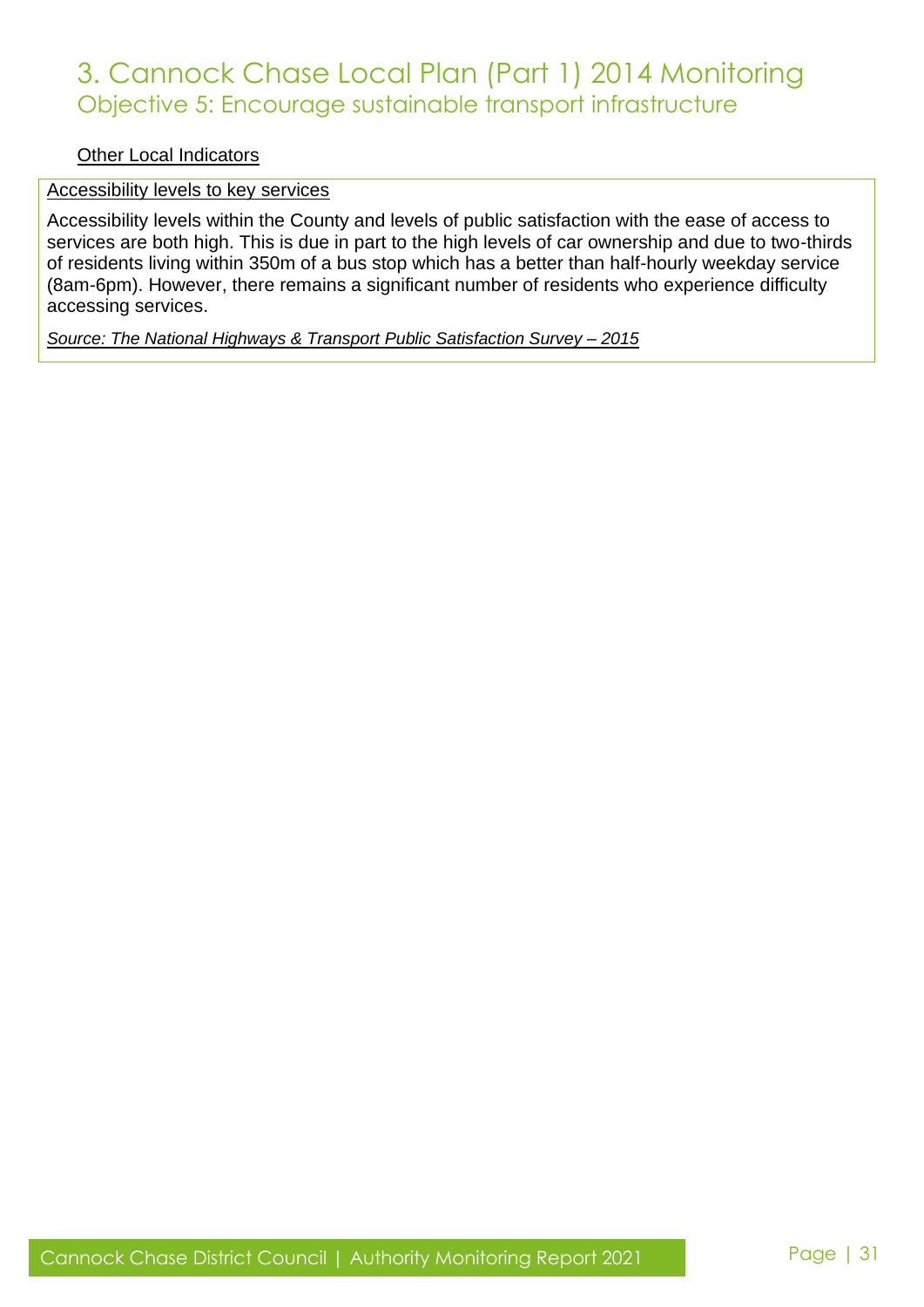# 3. Cannock Chase Local Plan (Part 1) 2014 Monitoring

## Objective 5: Encourage sustainable transport infrastructure

<u>Other Local Indicators</u>

<u>Accessibility levels to key services</u>

Accessibility levels within the County and levels of public satisfaction with the ease of access to services are both high. This is due in part to the high levels of car ownership and due to two-thirds of residents living within 350m of a bus stop which has a better than half-hourly weekday service (8am-6pm). However, there remains a significant number of residents who experience difficulty accessing services.

*Source: The National Highways & Transport Public Satisfaction Survey – 2015*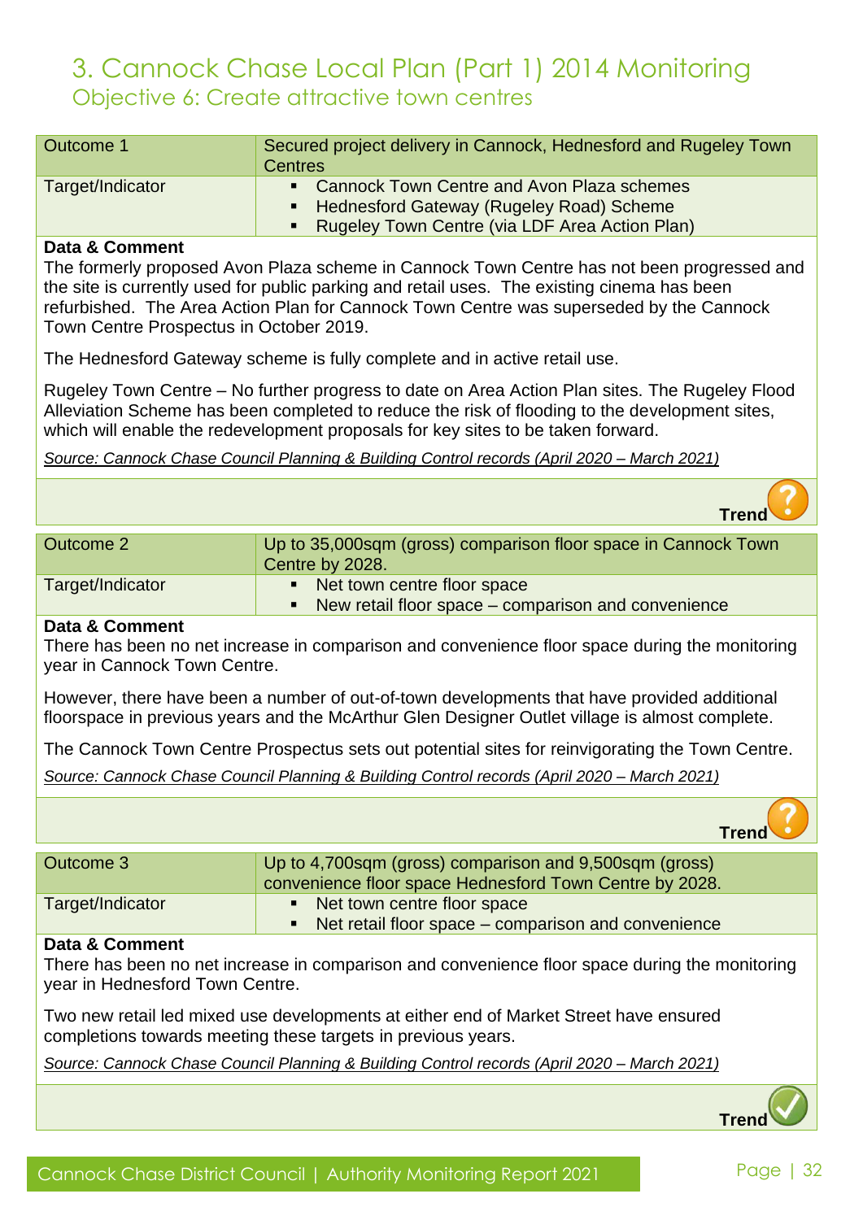# 3. Cannock Chase Local Plan (Part 1) 2014 Monitoring

## Objective 6: Create attractive town centres

| Outcome 1 | Secured project delivery in Cannock, Hednesford and Rugeley Town Centres |
|---|---|
| Target/Indicator | ▪ Cannock Town Centre and Avon Plaza schemes<br>▪ Hednesford Gateway (Rugeley Road) Scheme<br>▪ Rugeley Town Centre (via LDF Area Action Plan) |

**Data & Comment**

The formerly proposed Avon Plaza scheme in Cannock Town Centre has not been progressed and the site is currently used for public parking and retail uses. The existing cinema has been refurbished. The Area Action Plan for Cannock Town Centre was superseded by the Cannock Town Centre Prospectus in October 2019.

The Hednesford Gateway scheme is fully complete and in active retail use.

Rugeley Town Centre – No further progress to date on Area Action Plan sites. The Rugeley Flood Alleviation Scheme has been completed to reduce the risk of flooding to the development sites, which will enable the redevelopment proposals for key sites to be taken forward.

*Source: Cannock Chase Council Planning & Building Control records (April 2020 – March 2021)*

**Trend** ?

| Outcome 2 | Up to 35,000sqm (gross) comparison floor space in Cannock Town Centre by 2028. |
|---|---|
| Target/Indicator | ▪ Net town centre floor space<br>▪ New retail floor space – comparison and convenience |

**Data & Comment**

There has been no net increase in comparison and convenience floor space during the monitoring year in Cannock Town Centre.

However, there have been a number of out-of-town developments that have provided additional floorspace in previous years and the McArthur Glen Designer Outlet village is almost complete.

The Cannock Town Centre Prospectus sets out potential sites for reinvigorating the Town Centre.

*Source: Cannock Chase Council Planning & Building Control records (April 2020 – March 2021)*

**Trend** ?

| Outcome 3 | Up to 4,700sqm (gross) comparison and 9,500sqm (gross) convenience floor space Hednesford Town Centre by 2028. |
|---|---|
| Target/Indicator | ▪ Net town centre floor space<br>▪ Net retail floor space – comparison and convenience |

**Data & Comment**

There has been no net increase in comparison and convenience floor space during the monitoring year in Hednesford Town Centre.

Two new retail led mixed use developments at either end of Market Street have ensured completions towards meeting these targets in previous years.

*Source: Cannock Chase Council Planning & Building Control records (April 2020 – March 2021)*

**Trend** ✓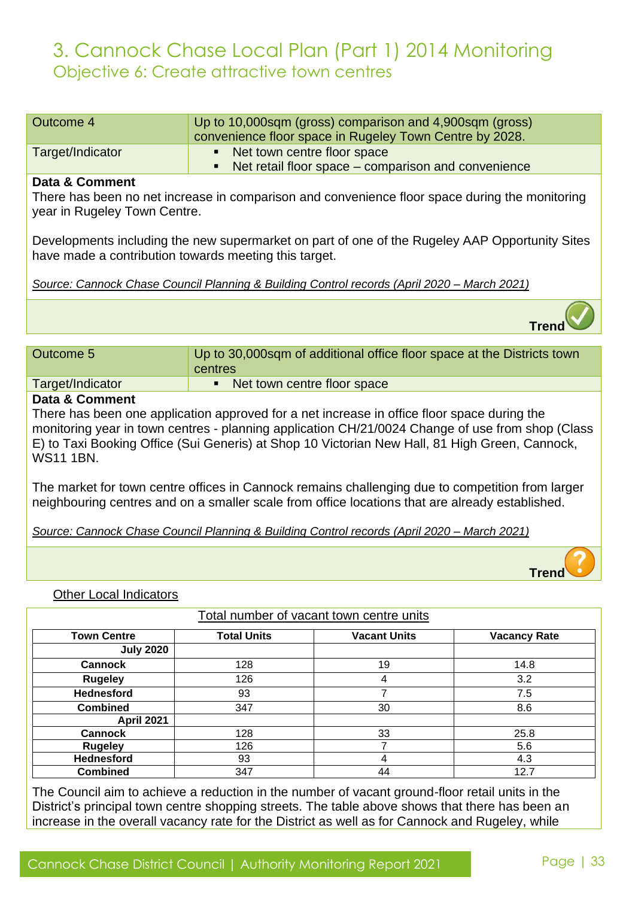# 3. Cannock Chase Local Plan (Part 1) 2014 Monitoring

## Objective 6: Create attractive town centres

| Outcome 4 | Up to 10,000sqm (gross) comparison and 4,900sqm (gross) convenience floor space in Rugeley Town Centre by 2028. |
|---|---|
| Target/Indicator | ▪ Net town centre floor space<br>▪ Net retail floor space – comparison and convenience |

**Data & Comment**

There has been no net increase in comparison and convenience floor space during the monitoring year in Rugeley Town Centre.

Developments including the new supermarket on part of one of the Rugeley AAP Opportunity Sites have made a contribution towards meeting this target.

*Source: Cannock Chase Council Planning & Building Control records (April 2020 – March 2021)*

**Trend** ✓

| Outcome 5 | Up to 30,000sqm of additional office floor space at the Districts town centres |
|---|---|
| Target/Indicator | ▪ Net town centre floor space |

**Data & Comment**

There has been one application approved for a net increase in office floor space during the monitoring year in town centres - planning application CH/21/0024 Change of use from shop (Class E) to Taxi Booking Office (Sui Generis) at Shop 10 Victorian New Hall, 81 High Green, Cannock, WS11 1BN.

The market for town centre offices in Cannock remains challenging due to competition from larger neighbouring centres and on a smaller scale from office locations that are already established.

*Source: Cannock Chase Council Planning & Building Control records (April 2020 – March 2021)*

**Trend** ?

Other Local Indicators

Total number of vacant town centre units

| Town Centre | Total Units | Vacant Units | Vacancy Rate |
|---|---|---|---|
| **July 2020** | | | |
| **Cannock** | 128 | 19 | 14.8 |
| **Rugeley** | 126 | 4 | 3.2 |
| **Hednesford** | 93 | 7 | 7.5 |
| **Combined** | 347 | 30 | 8.6 |
| **April 2021** | | | |
| **Cannock** | 128 | 33 | 25.8 |
| **Rugeley** | 126 | 7 | 5.6 |
| **Hednesford** | 93 | 4 | 4.3 |
| **Combined** | 347 | 44 | 12.7 |

The Council aim to achieve a reduction in the number of vacant ground-floor retail units in the District's principal town centre shopping streets. The table above shows that there has been an increase in the overall vacancy rate for the District as well as for Cannock and Rugeley, while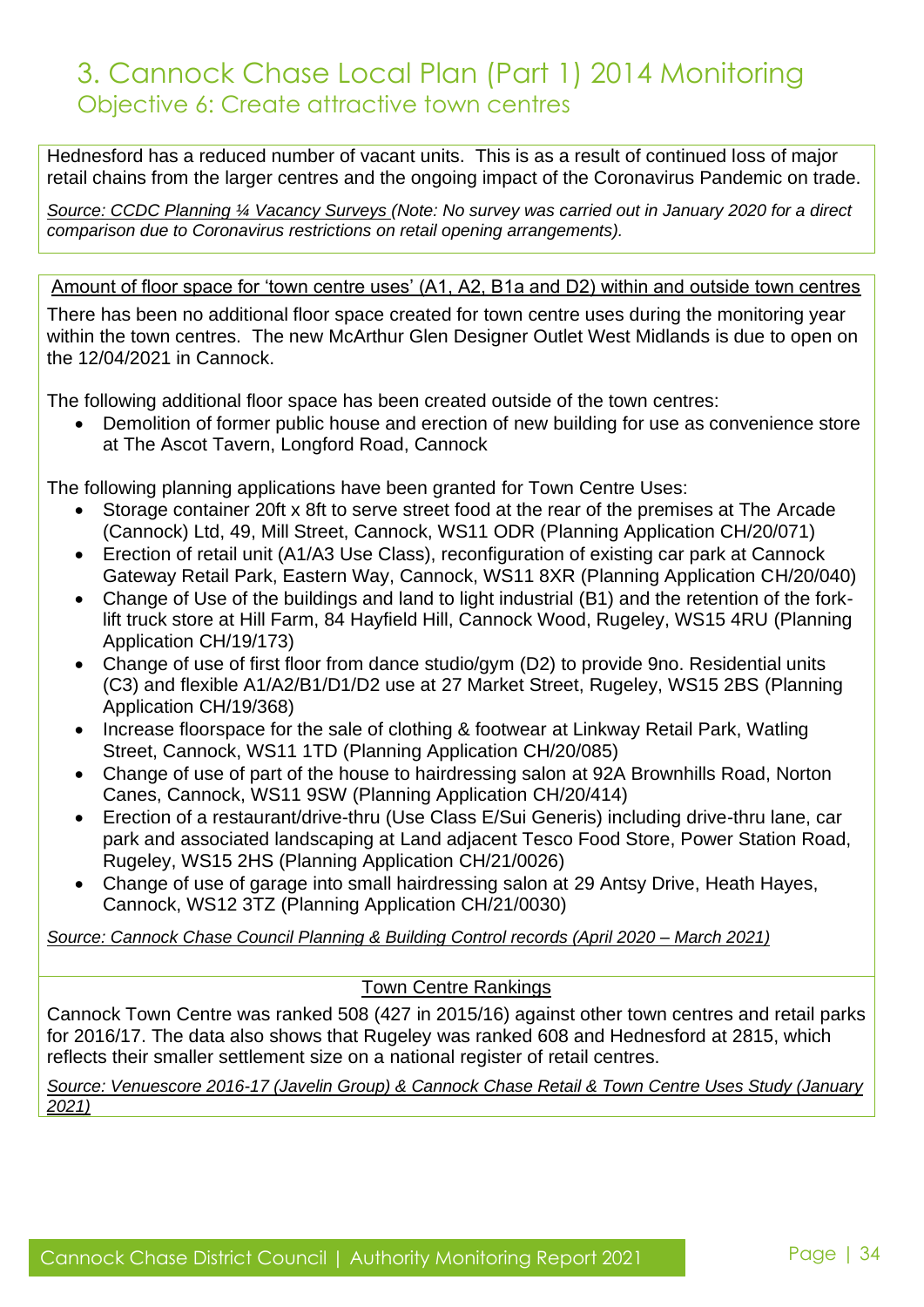# 3. Cannock Chase Local Plan (Part 1) 2014 Monitoring

## Objective 6: Create attractive town centres

Hednesford has a reduced number of vacant units. This is as a result of continued loss of major retail chains from the larger centres and the ongoing impact of the Coronavirus Pandemic on trade.

*Source: CCDC Planning ¼ Vacancy Surveys (Note: No survey was carried out in January 2020 for a direct comparison due to Coronavirus restrictions on retail opening arrangements).*

### Amount of floor space for 'town centre uses' (A1, A2, B1a and D2) within and outside town centres

There has been no additional floor space created for town centre uses during the monitoring year within the town centres. The new McArthur Glen Designer Outlet West Midlands is due to open on the 12/04/2021 in Cannock.

The following additional floor space has been created outside of the town centres:

- Demolition of former public house and erection of new building for use as convenience store at The Ascot Tavern, Longford Road, Cannock

The following planning applications have been granted for Town Centre Uses:

- Storage container 20ft x 8ft to serve street food at the rear of the premises at The Arcade (Cannock) Ltd, 49, Mill Street, Cannock, WS11 ODR (Planning Application CH/20/071)
- Erection of retail unit (A1/A3 Use Class), reconfiguration of existing car park at Cannock Gateway Retail Park, Eastern Way, Cannock, WS11 8XR (Planning Application CH/20/040)
- Change of Use of the buildings and land to light industrial (B1) and the retention of the fork-lift truck store at Hill Farm, 84 Hayfield Hill, Cannock Wood, Rugeley, WS15 4RU (Planning Application CH/19/173)
- Change of use of first floor from dance studio/gym (D2) to provide 9no. Residential units (C3) and flexible A1/A2/B1/D1/D2 use at 27 Market Street, Rugeley, WS15 2BS (Planning Application CH/19/368)
- Increase floorspace for the sale of clothing & footwear at Linkway Retail Park, Watling Street, Cannock, WS11 1TD (Planning Application CH/20/085)
- Change of use of part of the house to hairdressing salon at 92A Brownhills Road, Norton Canes, Cannock, WS11 9SW (Planning Application CH/20/414)
- Erection of a restaurant/drive-thru (Use Class E/Sui Generis) including drive-thru lane, car park and associated landscaping at Land adjacent Tesco Food Store, Power Station Road, Rugeley, WS15 2HS (Planning Application CH/21/0026)
- Change of use of garage into small hairdressing salon at 29 Antsy Drive, Heath Hayes, Cannock, WS12 3TZ (Planning Application CH/21/0030)

*Source: Cannock Chase Council Planning & Building Control records (April 2020 – March 2021)*

### Town Centre Rankings

Cannock Town Centre was ranked 508 (427 in 2015/16) against other town centres and retail parks for 2016/17. The data also shows that Rugeley was ranked 608 and Hednesford at 2815, which reflects their smaller settlement size on a national register of retail centres.

*Source: Venuescore 2016-17 (Javelin Group) & Cannock Chase Retail & Town Centre Uses Study (January 2021)*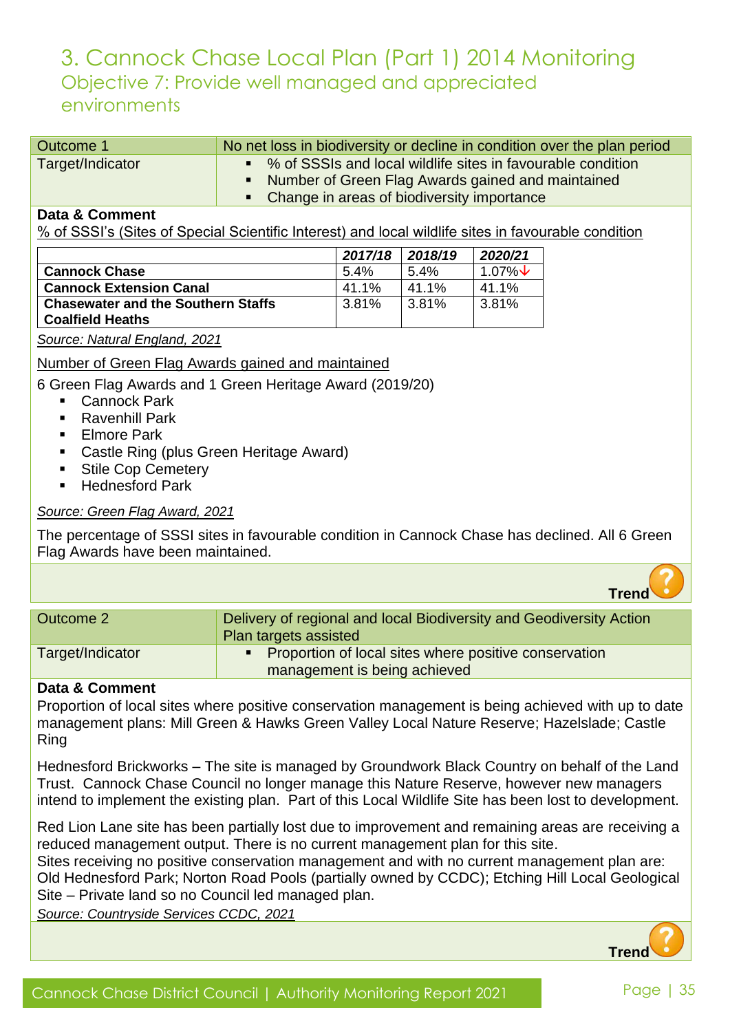# 3. Cannock Chase Local Plan (Part 1) 2014 Monitoring

## Objective 7: Provide well managed and appreciated environments

| Outcome 1 | No net loss in biodiversity or decline in condition over the plan period |
|---|---|
| Target/Indicator | ▪ % of SSSIs and local wildlife sites in favourable condition<br>▪ Number of Green Flag Awards gained and maintained<br>▪ Change in areas of biodiversity importance |

**Data & Comment**

% of SSSI's (Sites of Special Scientific Interest) and local wildlife sites in favourable condition

| | *2017/18* | *2018/19* | *2020/21* |
|---|---|---|---|
| **Cannock Chase** | 5.4% | 5.4% | 1.07%↓ |
| **Cannock Extension Canal** | 41.1% | 41.1% | 41.1% |
| **Chasewater and the Southern Staffs Coalfield Heaths** | 3.81% | 3.81% | 3.81% |

*Source: Natural England, 2021*

Number of Green Flag Awards gained and maintained

6 Green Flag Awards and 1 Green Heritage Award (2019/20)

- Cannock Park
- Ravenhill Park
- Elmore Park
- Castle Ring (plus Green Heritage Award)
- Stile Cop Cemetery
- Hednesford Park

*Source: Green Flag Award, 2021*

The percentage of SSSI sites in favourable condition in Cannock Chase has declined. All 6 Green Flag Awards have been maintained.

**Trend** ?

| Outcome 2 | Delivery of regional and local Biodiversity and Geodiversity Action Plan targets assisted |
|---|---|
| Target/Indicator | ▪ Proportion of local sites where positive conservation management is being achieved |

**Data & Comment**

Proportion of local sites where positive conservation management is being achieved with up to date management plans: Mill Green & Hawks Green Valley Local Nature Reserve; Hazelslade; Castle Ring

Hednesford Brickworks – The site is managed by Groundwork Black Country on behalf of the Land Trust. Cannock Chase Council no longer manage this Nature Reserve, however new managers intend to implement the existing plan. Part of this Local Wildlife Site has been lost to development.

Red Lion Lane site has been partially lost due to improvement and remaining areas are receiving a reduced management output. There is no current management plan for this site.

Sites receiving no positive conservation management and with no current management plan are: Old Hednesford Park; Norton Road Pools (partially owned by CCDC); Etching Hill Local Geological Site – Private land so no Council led managed plan.

*Source: Countryside Services CCDC, 2021*

**Trend** ?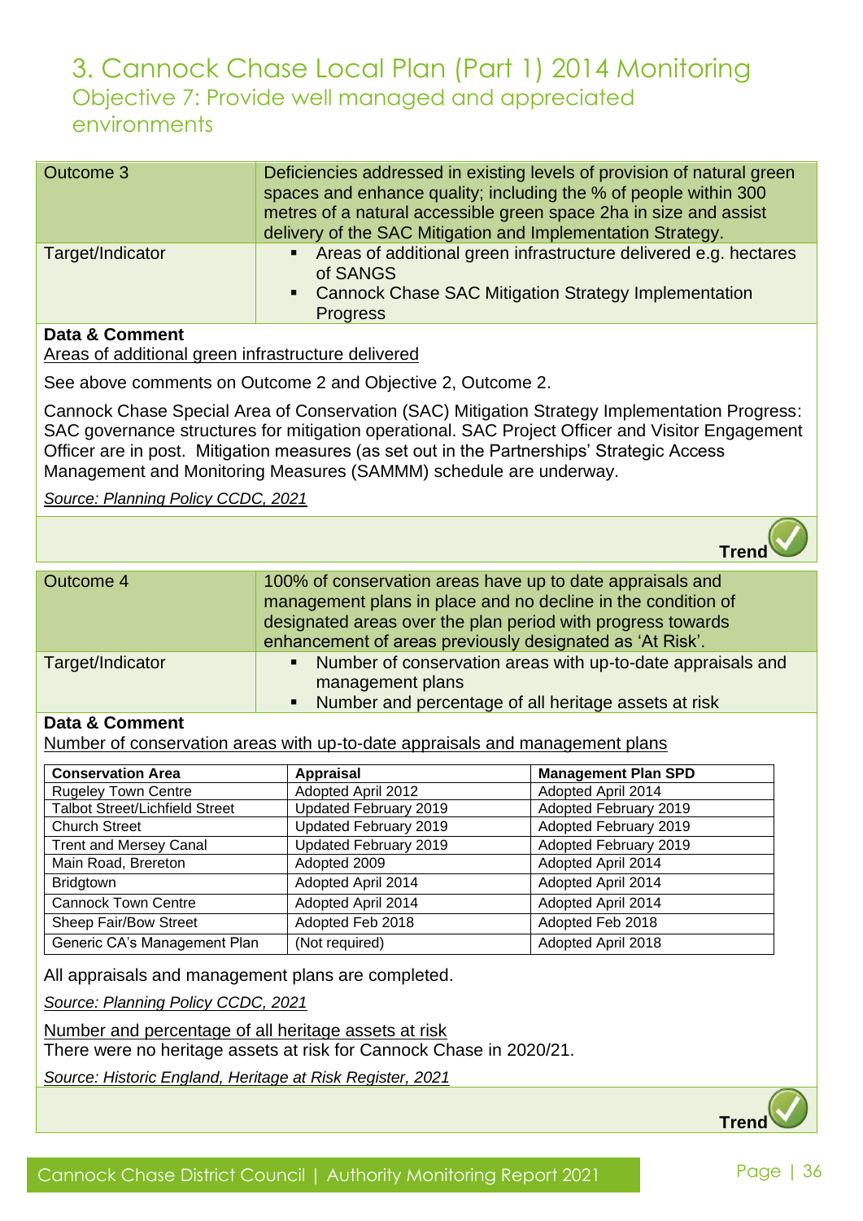# 3. Cannock Chase Local Plan (Part 1) 2014 Monitoring

## Objective 7: Provide well managed and appreciated environments

| Outcome 3 | Deficiencies addressed in existing levels of provision of natural green spaces and enhance quality; including the % of people within 300 metres of a natural accessible green space 2ha in size and assist delivery of the SAC Mitigation and Implementation Strategy. |
|---|---|
| Target/Indicator | ▪ Areas of additional green infrastructure delivered e.g. hectares of SANGS<br>▪ Cannock Chase SAC Mitigation Strategy Implementation Progress |

**Data & Comment**

Areas of additional green infrastructure delivered

See above comments on Outcome 2 and Objective 2, Outcome 2.

Cannock Chase Special Area of Conservation (SAC) Mitigation Strategy Implementation Progress: SAC governance structures for mitigation operational. SAC Project Officer and Visitor Engagement Officer are in post. Mitigation measures (as set out in the Partnerships' Strategic Access Management and Monitoring Measures (SAMMM) schedule are underway.

*Source: Planning Policy CCDC, 2021*

**Trend** ✓

| Outcome 4 | 100% of conservation areas have up to date appraisals and management plans in place and no decline in the condition of designated areas over the plan period with progress towards enhancement of areas previously designated as 'At Risk'. |
|---|---|
| Target/Indicator | ▪ Number of conservation areas with up-to-date appraisals and management plans<br>▪ Number and percentage of all heritage assets at risk |

**Data & Comment**

Number of conservation areas with up-to-date appraisals and management plans

| Conservation Area | Appraisal | Management Plan SPD |
|---|---|---|
| Rugeley Town Centre | Adopted April 2012 | Adopted April 2014 |
| Talbot Street/Lichfield Street | Updated February 2019 | Adopted February 2019 |
| Church Street | Updated February 2019 | Adopted February 2019 |
| Trent and Mersey Canal | Updated February 2019 | Adopted February 2019 |
| Main Road, Brereton | Adopted 2009 | Adopted April 2014 |
| Bridgtown | Adopted April 2014 | Adopted April 2014 |
| Cannock Town Centre | Adopted April 2014 | Adopted April 2014 |
| Sheep Fair/Bow Street | Adopted Feb 2018 | Adopted Feb 2018 |
| Generic CA's Management Plan | (Not required) | Adopted April 2018 |

All appraisals and management plans are completed.

*Source: Planning Policy CCDC, 2021*

Number and percentage of all heritage assets at risk

There were no heritage assets at risk for Cannock Chase in 2020/21.

*Source: Historic England, Heritage at Risk Register, 2021*

**Trend** ✓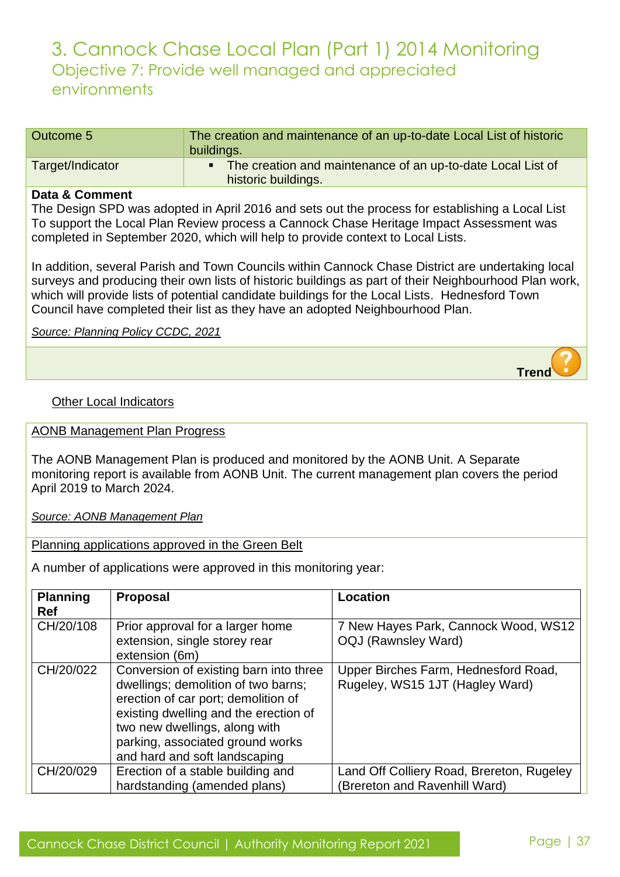# 3. Cannock Chase Local Plan (Part 1) 2014 Monitoring

## Objective 7: Provide well managed and appreciated environments

| Outcome 5 | The creation and maintenance of an up-to-date Local List of historic buildings. |
|---|---|
| Target/Indicator | ▪ The creation and maintenance of an up-to-date Local List of historic buildings. |

**Data & Comment**

The Design SPD was adopted in April 2016 and sets out the process for establishing a Local List To support the Local Plan Review process a Cannock Chase Heritage Impact Assessment was completed in September 2020, which will help to provide context to Local Lists.

In addition, several Parish and Town Councils within Cannock Chase District are undertaking local surveys and producing their own lists of historic buildings as part of their Neighbourhood Plan work, which will provide lists of potential candidate buildings for the Local Lists. Hednesford Town Council have completed their list as they have an adopted Neighbourhood Plan.

*Source: Planning Policy CCDC, 2021*

**Trend** ?

Other Local Indicators

AONB Management Plan Progress

The AONB Management Plan is produced and monitored by the AONB Unit. A Separate monitoring report is available from AONB Unit. The current management plan covers the period April 2019 to March 2024.

*Source: AONB Management Plan*

Planning applications approved in the Green Belt

A number of applications were approved in this monitoring year:

| Planning Ref | Proposal | Location |
|---|---|---|
| CH/20/108 | Prior approval for a larger home extension, single storey rear extension (6m) | 7 New Hayes Park, Cannock Wood, WS12 OQJ (Rawnsley Ward) |
| CH/20/022 | Conversion of existing barn into three dwellings; demolition of two barns; erection of car port; demolition of existing dwelling and the erection of two new dwellings, along with parking, associated ground works and hard and soft landscaping | Upper Birches Farm, Hednesford Road, Rugeley, WS15 1JT (Hagley Ward) |
| CH/20/029 | Erection of a stable building and hardstanding (amended plans) | Land Off Colliery Road, Brereton, Rugeley (Brereton and Ravenhill Ward) |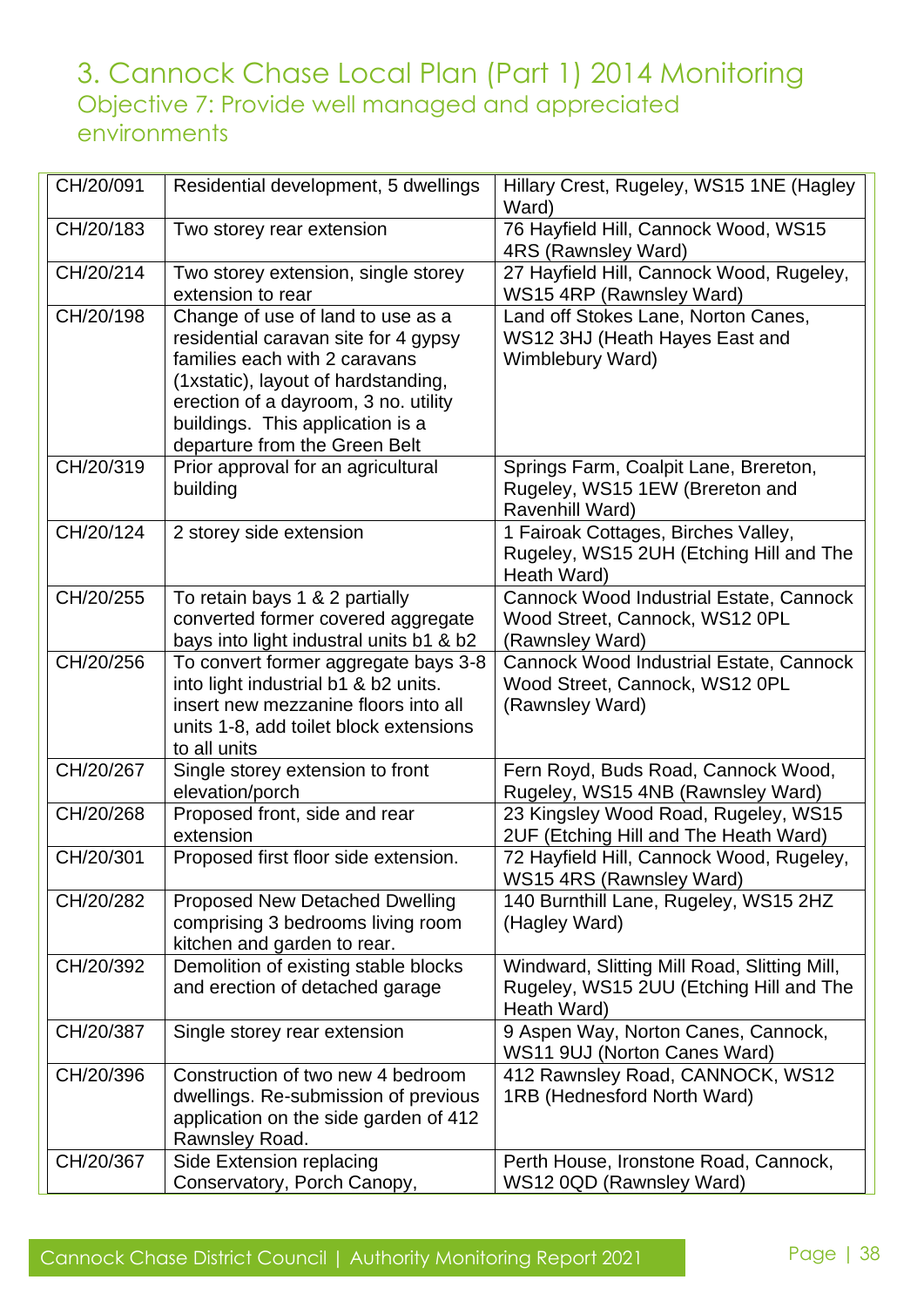# 3. Cannock Chase Local Plan (Part 1) 2014 Monitoring

## Objective 7: Provide well managed and appreciated environments

| | | |
|---|---|---|
| CH/20/091 | Residential development, 5 dwellings | Hillary Crest, Rugeley, WS15 1NE (Hagley Ward) |
| CH/20/183 | Two storey rear extension | 76 Hayfield Hill, Cannock Wood, WS15 4RS (Rawnsley Ward) |
| CH/20/214 | Two storey extension, single storey extension to rear | 27 Hayfield Hill, Cannock Wood, Rugeley, WS15 4RP (Rawnsley Ward) |
| CH/20/198 | Change of use of land to use as a residential caravan site for 4 gypsy families each with 2 caravans (1xstatic), layout of hardstanding, erection of a dayroom, 3 no. utility buildings. This application is a departure from the Green Belt | Land off Stokes Lane, Norton Canes, WS12 3HJ (Heath Hayes East and Wimblebury Ward) |
| CH/20/319 | Prior approval for an agricultural building | Springs Farm, Coalpit Lane, Brereton, Rugeley, WS15 1EW (Brereton and Ravenhill Ward) |
| CH/20/124 | 2 storey side extension | 1 Fairoak Cottages, Birches Valley, Rugeley, WS15 2UH (Etching Hill and The Heath Ward) |
| CH/20/255 | To retain bays 1 & 2 partially converted former covered aggregate bays into light industrial units b1 & b2 | Cannock Wood Industrial Estate, Cannock Wood Street, Cannock, WS12 0PL (Rawnsley Ward) |
| CH/20/256 | To convert former aggregate bays 3-8 into light industrial b1 & b2 units. insert new mezzanine floors into all units 1-8, add toilet block extensions to all units | Cannock Wood Industrial Estate, Cannock Wood Street, Cannock, WS12 0PL (Rawnsley Ward) |
| CH/20/267 | Single storey extension to front elevation/porch | Fern Royd, Buds Road, Cannock Wood, Rugeley, WS15 4NB (Rawnsley Ward) |
| CH/20/268 | Proposed front, side and rear extension | 23 Kingsley Wood Road, Rugeley, WS15 2UF (Etching Hill and The Heath Ward) |
| CH/20/301 | Proposed first floor side extension. | 72 Hayfield Hill, Cannock Wood, Rugeley, WS15 4RS (Rawnsley Ward) |
| CH/20/282 | Proposed New Detached Dwelling comprising 3 bedrooms living room kitchen and garden to rear. | 140 Burnthill Lane, Rugeley, WS15 2HZ (Hagley Ward) |
| CH/20/392 | Demolition of existing stable blocks and erection of detached garage | Windward, Slitting Mill Road, Slitting Mill, Rugeley, WS15 2UU (Etching Hill and The Heath Ward) |
| CH/20/387 | Single storey rear extension | 9 Aspen Way, Norton Canes, Cannock, WS11 9UJ (Norton Canes Ward) |
| CH/20/396 | Construction of two new 4 bedroom dwellings. Re-submission of previous application on the side garden of 412 Rawnsley Road. | 412 Rawnsley Road, CANNOCK, WS12 1RB (Hednesford North Ward) |
| CH/20/367 | Side Extension replacing Conservatory, Porch Canopy, | Perth House, Ironstone Road, Cannock, WS12 0QD (Rawnsley Ward) |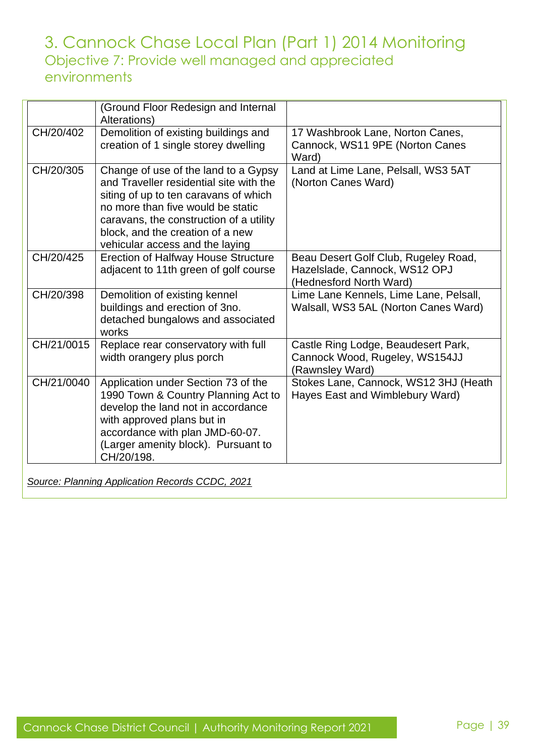# 3. Cannock Chase Local Plan (Part 1) 2014 Monitoring

## Objective 7: Provide well managed and appreciated environments

| | | |
|---|---|---|
| | (Ground Floor Redesign and Internal Alterations) | |
| CH/20/402 | Demolition of existing buildings and creation of 1 single storey dwelling | 17 Washbrook Lane, Norton Canes, Cannock, WS11 9PE (Norton Canes Ward) |
| CH/20/305 | Change of use of the land to a Gypsy and Traveller residential site with the siting of up to ten caravans of which no more than five would be static caravans, the construction of a utility block, and the creation of a new vehicular access and the laying | Land at Lime Lane, Pelsall, WS3 5AT (Norton Canes Ward) |
| CH/20/425 | Erection of Halfway House Structure adjacent to 11th green of golf course | Beau Desert Golf Club, Rugeley Road, Hazelslade, Cannock, WS12 OPJ (Hednesford North Ward) |
| CH/20/398 | Demolition of existing kennel buildings and erection of 3no. detached bungalows and associated works | Lime Lane Kennels, Lime Lane, Pelsall, Walsall, WS3 5AL (Norton Canes Ward) |
| CH/21/0015 | Replace rear conservatory with full width orangery plus porch | Castle Ring Lodge, Beaudesert Park, Cannock Wood, Rugeley, WS154JJ (Rawnsley Ward) |
| CH/21/0040 | Application under Section 73 of the 1990 Town & Country Planning Act to develop the land not in accordance with approved plans but in accordance with plan JMD-60-07. (Larger amenity block). Pursuant to CH/20/198. | Stokes Lane, Cannock, WS12 3HJ (Heath Hayes East and Wimblebury Ward) |

*Source: Planning Application Records CCDC, 2021*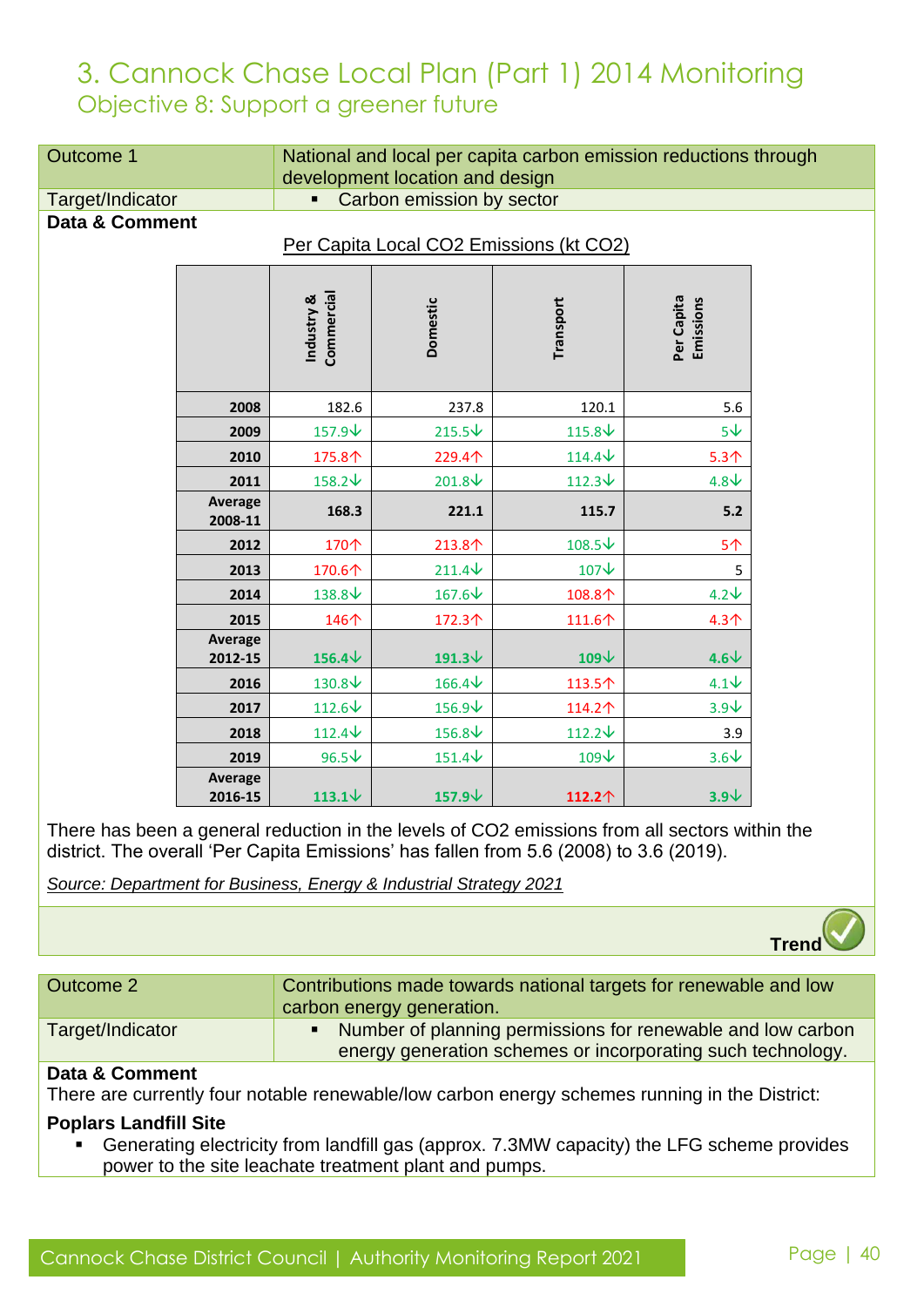# 3. Cannock Chase Local Plan (Part 1) 2014 Monitoring

## Objective 8: Support a greener future

| Outcome 1 | National and local per capita carbon emission reductions through development location and design |
|---|---|
| Target/Indicator | ▪ Carbon emission by sector |

**Data & Comment**

Per Capita Local CO2 Emissions (kt CO2)

| | Industry & Commercial | Domestic | Transport | Per Capita Emissions |
|---|---|---|---|---|
| **2008** | 182.6 | 237.8 | 120.1 | 5.6 |
| **2009** | 157.9↓ | 215.5↓ | 115.8↓ | 5↓ |
| **2010** | 175.8↑ | 229.4↑ | 114.4↓ | 5.3↑ |
| **2011** | 158.2↓ | 201.8↓ | 112.3↓ | 4.8↓ |
| **Average 2008-11** | **168.3** | **221.1** | **115.7** | **5.2** |
| **2012** | 170↑ | 213.8↑ | 108.5↓ | 5↑ |
| **2013** | 170.6↑ | 211.4↓ | 107↓ | 5 |
| **2014** | 138.8↓ | 167.6↓ | 108.8↑ | 4.2↓ |
| **2015** | 146↑ | 172.3↑ | 111.6↑ | 4.3↑ |
| **Average 2012-15** | **156.4↓** | **191.3↓** | **109↓** | **4.6↓** |
| **2016** | 130.8↓ | 166.4↓ | 113.5↑ | 4.1↓ |
| **2017** | 112.6↓ | 156.9↓ | 114.2↑ | 3.9↓ |
| **2018** | 112.4↓ | 156.8↓ | 112.2↓ | 3.9 |
| **2019** | 96.5↓ | 151.4↓ | 109↓ | 3.6↓ |
| **Average 2016-15** | **113.1↓** | **157.9↓** | **112.2↑** | **3.9↓** |

There has been a general reduction in the levels of CO2 emissions from all sectors within the district. The overall 'Per Capita Emissions' has fallen from 5.6 (2008) to 3.6 (2019).

*Source: Department for Business, Energy & Industrial Strategy 2021*

**Trend** ✓

| Outcome 2 | Contributions made towards national targets for renewable and low carbon energy generation. |
|---|---|
| Target/Indicator | ▪ Number of planning permissions for renewable and low carbon energy generation schemes or incorporating such technology. |

**Data & Comment**

There are currently four notable renewable/low carbon energy schemes running in the District:

**Poplars Landfill Site**

- Generating electricity from landfill gas (approx. 7.3MW capacity) the LFG scheme provides power to the site leachate treatment plant and pumps.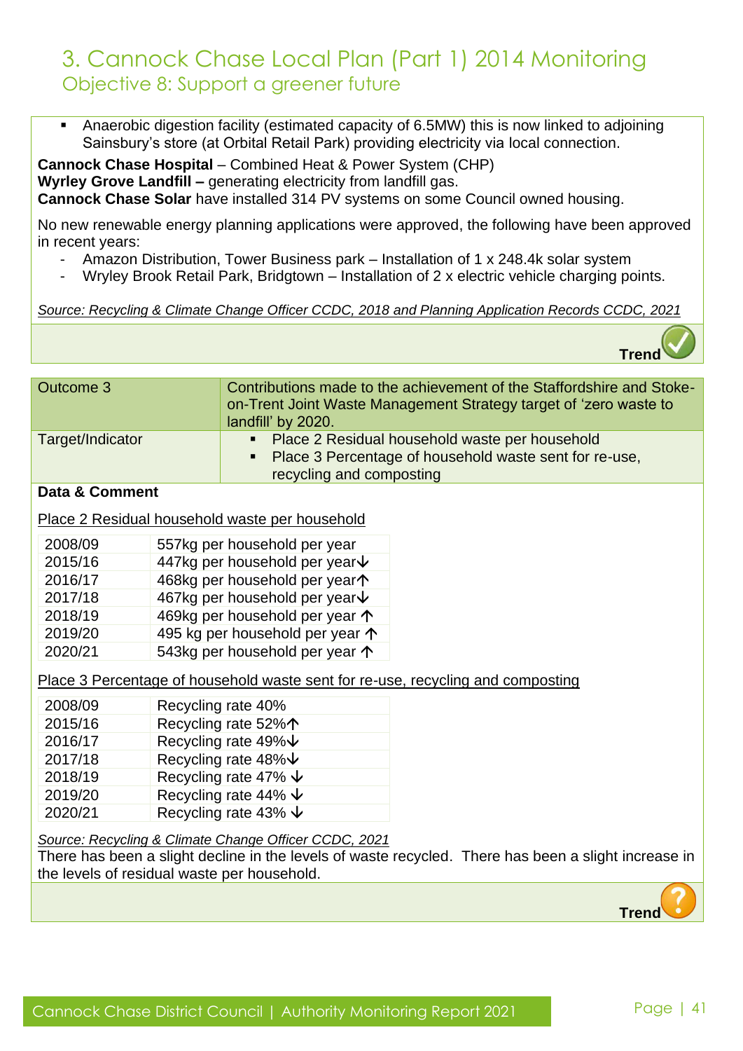# 3. Cannock Chase Local Plan (Part 1) 2014 Monitoring

## Objective 8: Support a greener future

- Anaerobic digestion facility (estimated capacity of 6.5MW) this is now linked to adjoining Sainsbury's store (at Orbital Retail Park) providing electricity via local connection.

**Cannock Chase Hospital** – Combined Heat & Power System (CHP)
**Wyrley Grove Landfill –** generating electricity from landfill gas.
**Cannock Chase Solar** have installed 314 PV systems on some Council owned housing.

No new renewable energy planning applications were approved, the following have been approved in recent years:

- Amazon Distribution, Tower Business park – Installation of 1 x 248.4k solar system
- Wryley Brook Retail Park, Bridgtown – Installation of 2 x electric vehicle charging points.

*Source: Recycling & Climate Change Officer CCDC, 2018 and Planning Application Records CCDC, 2021*

**Trend** ✓

| Outcome 3 | Contributions made to the achievement of the Staffordshire and Stoke-on-Trent Joint Waste Management Strategy target of 'zero waste to landfill' by 2020. |
|---|---|
| Target/Indicator | ▪ Place 2 Residual household waste per household<br>▪ Place 3 Percentage of household waste sent for re-use, recycling and composting |

**Data & Comment**

Place 2 Residual household waste per household

| | |
|---|---|
| 2008/09 | 557kg per household per year |
| 2015/16 | 447kg per household per year↓ |
| 2016/17 | 468kg per household per year↑ |
| 2017/18 | 467kg per household per year↓ |
| 2018/19 | 469kg per household per year ↑ |
| 2019/20 | 495 kg per household per year ↑ |
| 2020/21 | 543kg per household per year ↑ |

Place 3 Percentage of household waste sent for re-use, recycling and composting

| | |
|---|---|
| 2008/09 | Recycling rate 40% |
| 2015/16 | Recycling rate 52%↑ |
| 2016/17 | Recycling rate 49%↓ |
| 2017/18 | Recycling rate 48%↓ |
| 2018/19 | Recycling rate 47% ↓ |
| 2019/20 | Recycling rate 44% ↓ |
| 2020/21 | Recycling rate 43% ↓ |

*Source: Recycling & Climate Change Officer CCDC, 2021*

There has been a slight decline in the levels of waste recycled. There has been a slight increase in the levels of residual waste per household.

**Trend** ?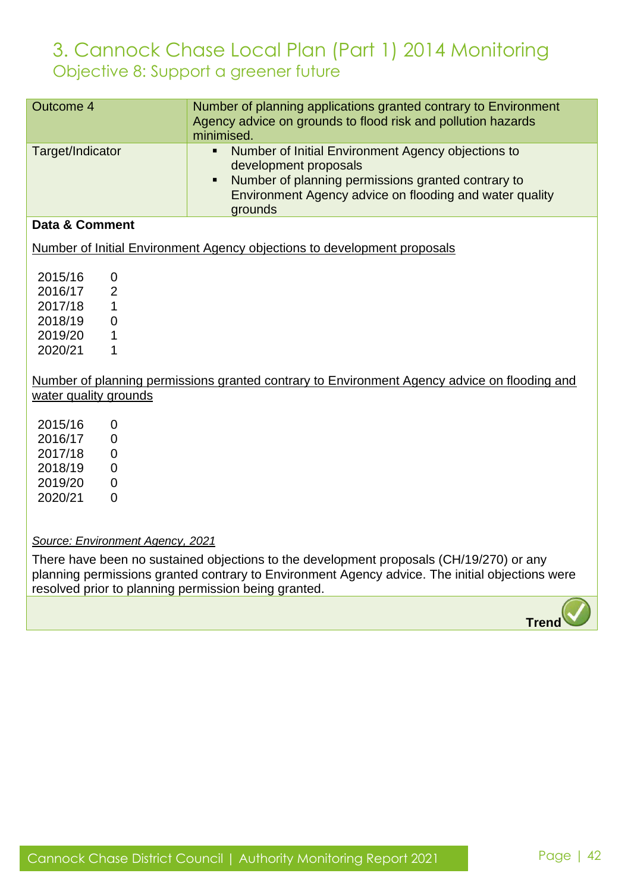# 3. Cannock Chase Local Plan (Part 1) 2014 Monitoring

## Objective 8: Support a greener future

| Outcome 4 | Number of planning applications granted contrary to Environment Agency advice on grounds to flood risk and pollution hazards minimised. |
|---|---|
| Target/Indicator | ▪ Number of Initial Environment Agency objections to development proposals<br>▪ Number of planning permissions granted contrary to Environment Agency advice on flooding and water quality grounds |

**Data & Comment**

Number of Initial Environment Agency objections to development proposals

| | |
|---|---|
| 2015/16 | 0 |
| 2016/17 | 2 |
| 2017/18 | 1 |
| 2018/19 | 0 |
| 2019/20 | 1 |
| 2020/21 | 1 |

Number of planning permissions granted contrary to Environment Agency advice on flooding and water quality grounds

| | |
|---|---|
| 2015/16 | 0 |
| 2016/17 | 0 |
| 2017/18 | 0 |
| 2018/19 | 0 |
| 2019/20 | 0 |
| 2020/21 | 0 |

*Source: Environment Agency, 2021*

There have been no sustained objections to the development proposals (CH/19/270) or any planning permissions granted contrary to Environment Agency advice. The initial objections were resolved prior to planning permission being granted.

**Trend** ✓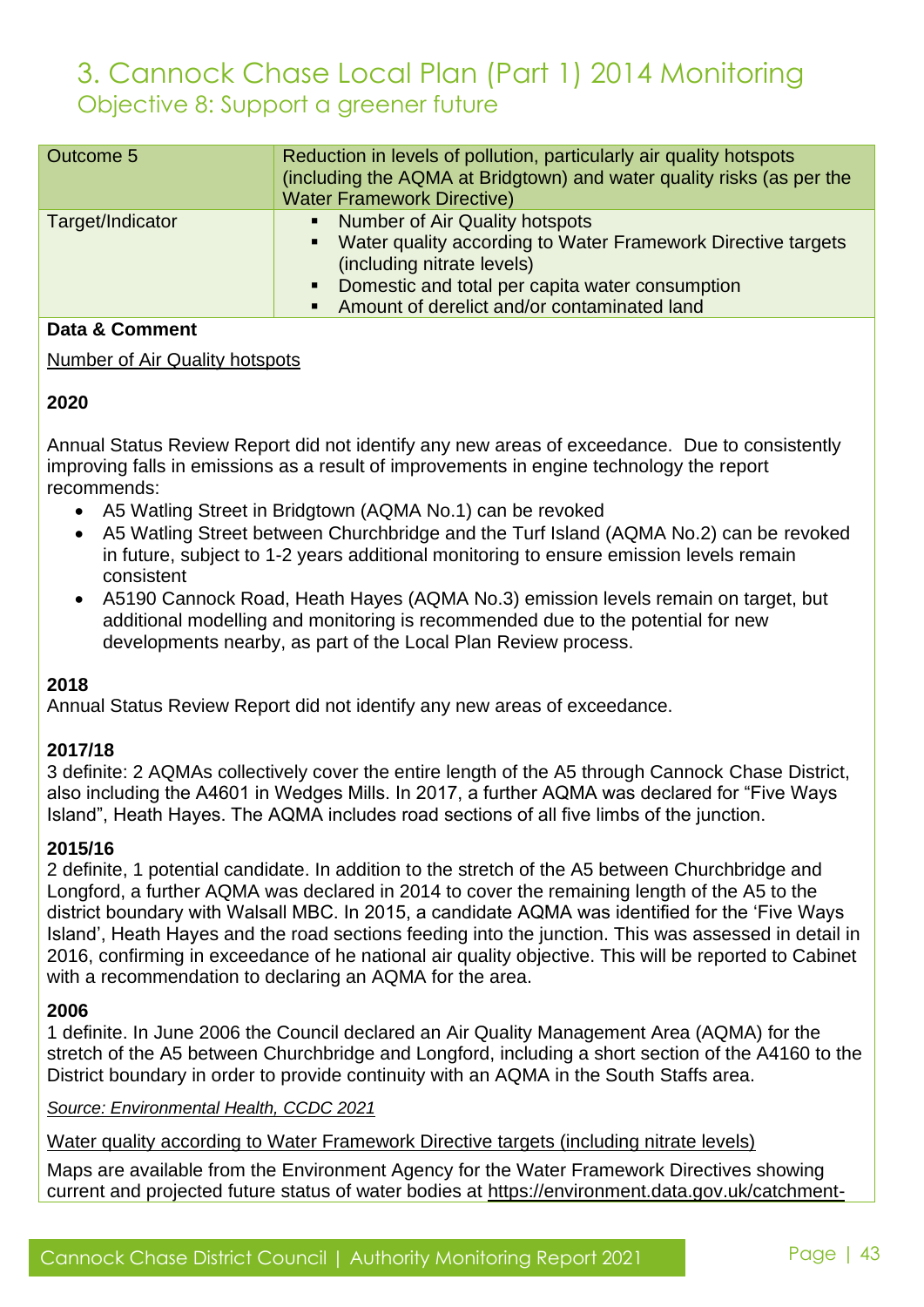# 3. Cannock Chase Local Plan (Part 1) 2014 Monitoring

## Objective 8: Support a greener future

| Outcome 5 | Reduction in levels of pollution, particularly air quality hotspots (including the AQMA at Bridgtown) and water quality risks (as per the Water Framework Directive) |
|---|---|
| Target/Indicator | ▪ Number of Air Quality hotspots<br>▪ Water quality according to Water Framework Directive targets (including nitrate levels)<br>▪ Domestic and total per capita water consumption<br>▪ Amount of derelict and/or contaminated land |

**Data & Comment**

Number of Air Quality hotspots

**2020**

Annual Status Review Report did not identify any new areas of exceedance. Due to consistently improving falls in emissions as a result of improvements in engine technology the report recommends:

- A5 Watling Street in Bridgtown (AQMA No.1) can be revoked
- A5 Watling Street between Churchbridge and the Turf Island (AQMA No.2) can be revoked in future, subject to 1-2 years additional monitoring to ensure emission levels remain consistent
- A5190 Cannock Road, Heath Hayes (AQMA No.3) emission levels remain on target, but additional modelling and monitoring is recommended due to the potential for new developments nearby, as part of the Local Plan Review process.

**2018**

Annual Status Review Report did not identify any new areas of exceedance.

**2017/18**

3 definite: 2 AQMAs collectively cover the entire length of the A5 through Cannock Chase District, also including the A4601 in Wedges Mills. In 2017, a further AQMA was declared for "Five Ways Island", Heath Hayes. The AQMA includes road sections of all five limbs of the junction.

**2015/16**

2 definite, 1 potential candidate. In addition to the stretch of the A5 between Churchbridge and Longford, a further AQMA was declared in 2014 to cover the remaining length of the A5 to the district boundary with Walsall MBC. In 2015, a candidate AQMA was identified for the 'Five Ways Island', Heath Hayes and the road sections feeding into the junction. This was assessed in detail in 2016, confirming in exceedance of he national air quality objective. This will be reported to Cabinet with a recommendation to declaring an AQMA for the area.

**2006**

1 definite. In June 2006 the Council declared an Air Quality Management Area (AQMA) for the stretch of the A5 between Churchbridge and Longford, including a short section of the A4160 to the District boundary in order to provide continuity with an AQMA in the South Staffs area.

*Source: Environmental Health, CCDC 2021*

Water quality according to Water Framework Directive targets (including nitrate levels)

Maps are available from the Environment Agency for the Water Framework Directives showing current and projected future status of water bodies at https://environment.data.gov.uk/catchment-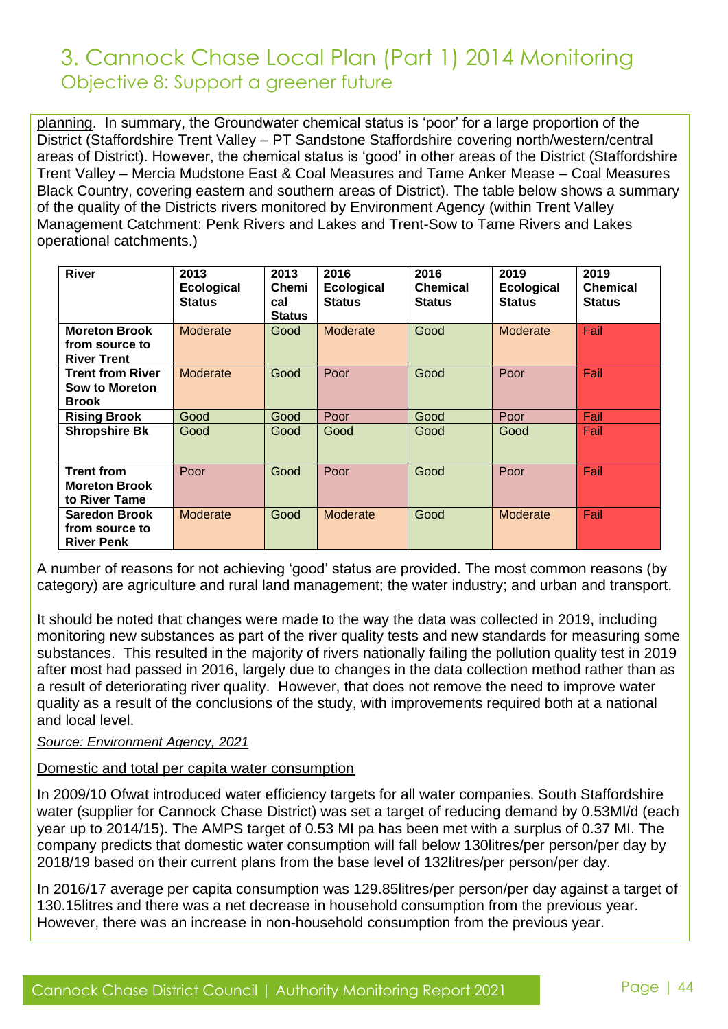# 3. Cannock Chase Local Plan (Part 1) 2014 Monitoring

## Objective 8: Support a greener future

planning. In summary, the Groundwater chemical status is 'poor' for a large proportion of the District (Staffordshire Trent Valley – PT Sandstone Staffordshire covering north/western/central areas of District). However, the chemical status is 'good' in other areas of the District (Staffordshire Trent Valley – Mercia Mudstone East & Coal Measures and Tame Anker Mease – Coal Measures Black Country, covering eastern and southern areas of District). The table below shows a summary of the quality of the Districts rivers monitored by Environment Agency (within Trent Valley Management Catchment: Penk Rivers and Lakes and Trent-Sow to Tame Rivers and Lakes operational catchments.)

| River | 2013 Ecological Status | 2013 Chemical Status | 2016 Ecological Status | 2016 Chemical Status | 2019 Ecological Status | 2019 Chemical Status |
|---|---|---|---|---|---|---|
| **Moreton Brook from source to River Trent** | Moderate | Good | Moderate | Good | Moderate | Fail |
| **Trent from River Sow to Moreton Brook** | Moderate | Good | Poor | Good | Poor | Fail |
| **Rising Brook** | Good | Good | Poor | Good | Poor | Fail |
| **Shropshire Bk** | Good | Good | Good | Good | Good | Fail |
| **Trent from Moreton Brook to River Tame** | Poor | Good | Poor | Good | Poor | Fail |
| **Saredon Brook from source to River Penk** | Moderate | Good | Moderate | Good | Moderate | Fail |

A number of reasons for not achieving 'good' status are provided. The most common reasons (by category) are agriculture and rural land management; the water industry; and urban and transport.

It should be noted that changes were made to the way the data was collected in 2019, including monitoring new substances as part of the river quality tests and new standards for measuring some substances. This resulted in the majority of rivers nationally failing the pollution quality test in 2019 after most had passed in 2016, largely due to changes in the data collection method rather than as a result of deteriorating river quality. However, that does not remove the need to improve water quality as a result of the conclusions of the study, with improvements required both at a national and local level.

*Source: Environment Agency, 2021*

Domestic and total per capita water consumption

In 2009/10 Ofwat introduced water efficiency targets for all water companies. South Staffordshire water (supplier for Cannock Chase District) was set a target of reducing demand by 0.53Ml/d (each year up to 2014/15). The AMPS target of 0.53 Ml pa has been met with a surplus of 0.37 Ml. The company predicts that domestic water consumption will fall below 130litres/per person/per day by 2018/19 based on their current plans from the base level of 132litres/per person/per day.

In 2016/17 average per capita consumption was 129.85litres/per person/per day against a target of 130.15litres and there was a net decrease in household consumption from the previous year. However, there was an increase in non-household consumption from the previous year.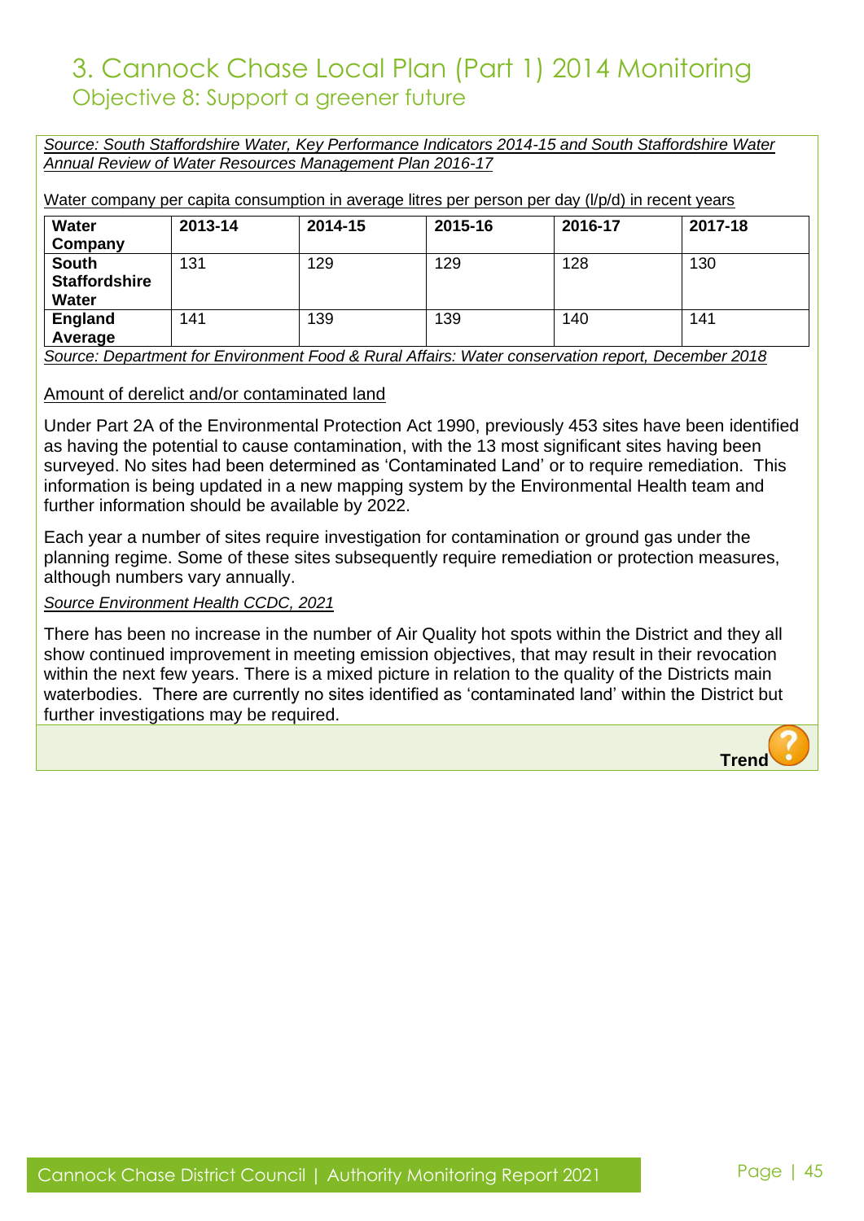# 3. Cannock Chase Local Plan (Part 1) 2014 Monitoring

## Objective 8: Support a greener future

*Source: South Staffordshire Water, Key Performance Indicators 2014-15 and South Staffordshire Water Annual Review of Water Resources Management Plan 2016-17*

Water company per capita consumption in average litres per person per day (l/p/d) in recent years

| Water Company | 2013-14 | 2014-15 | 2015-16 | 2016-17 | 2017-18 |
|---|---|---|---|---|---|
| **South Staffordshire Water** | 131 | 129 | 129 | 128 | 130 |
| **England Average** | 141 | 139 | 139 | 140 | 141 |

*Source: Department for Environment Food & Rural Affairs: Water conservation report, December 2018*

Amount of derelict and/or contaminated land

Under Part 2A of the Environmental Protection Act 1990, previously 453 sites have been identified as having the potential to cause contamination, with the 13 most significant sites having been surveyed. No sites had been determined as 'Contaminated Land' or to require remediation. This information is being updated in a new mapping system by the Environmental Health team and further information should be available by 2022.

Each year a number of sites require investigation for contamination or ground gas under the planning regime. Some of these sites subsequently require remediation or protection measures, although numbers vary annually.

*Source Environment Health CCDC, 2021*

There has been no increase in the number of Air Quality hot spots within the District and they all show continued improvement in meeting emission objectives, that may result in their revocation within the next few years. There is a mixed picture in relation to the quality of the Districts main waterbodies. There are currently no sites identified as 'contaminated land' within the District but further investigations may be required.

**Trend** ?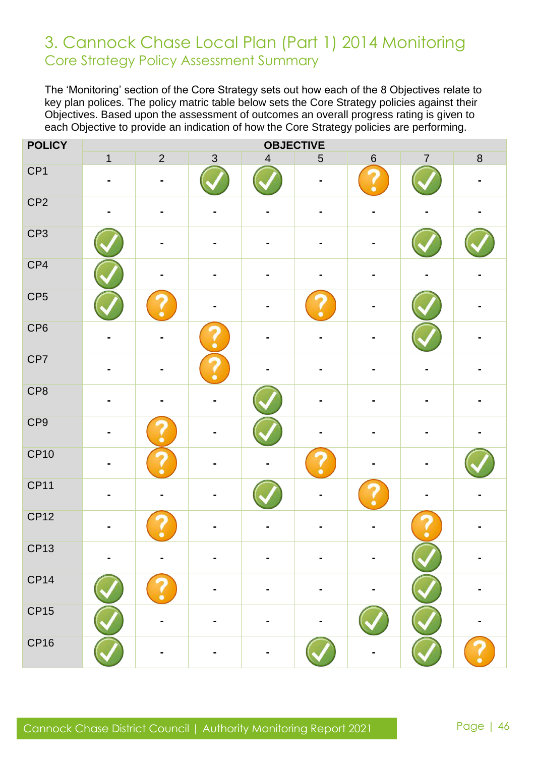# 3. Cannock Chase Local Plan (Part 1) 2014 Monitoring

## Core Strategy Policy Assessment Summary

The 'Monitoring' section of the Core Strategy sets out how each of the 8 Objectives relate to key plan polices. The policy matric table below sets the Core Strategy policies against their Objectives. Based upon the assessment of outcomes an overall progress rating is given to each Objective to provide an indication of how the Core Strategy policies are performing.

| POLICY | OBJECTIVE | | | | | | | |
|---|---|---|---|---|---|---|---|---|
| | 1 | 2 | 3 | 4 | 5 | 6 | 7 | 8 |
| CP1 | - | - | ✓ | ✓ | - | ? | ✓ | - |
| CP2 | - | - | - | - | - | - | - | - |
| CP3 | ✓ | - | - | - | - | - | ✓ | ✓ |
| CP4 | ✓ | - | - | - | - | - | - | - |
| CP5 | ✓ | ? | - | - | ? | - | ✓ | - |
| CP6 | - | - | ? | - | - | - | ✓ | - |
| CP7 | - | - | ? | - | - | - | - | - |
| CP8 | - | - | - | ✓ | - | - | - | - |
| CP9 | - | ? | - | ✓ | - | - | - | - |
| CP10 | - | ? | - | - | ? | - | - | ✓ |
| CP11 | - | - | - | ✓ | - | ? | - | - |
| CP12 | - | ? | - | - | - | - | ? | - |
| CP13 | - | - | - | - | - | - | ✓ | - |
| CP14 | ✓ | ? | - | - | - | - | ✓ | - |
| CP15 | ✓ | - | - | - | - | ✓ | ✓ | - |
| CP16 | ✓ | - | - | - | ✓ | - | ✓ | ? |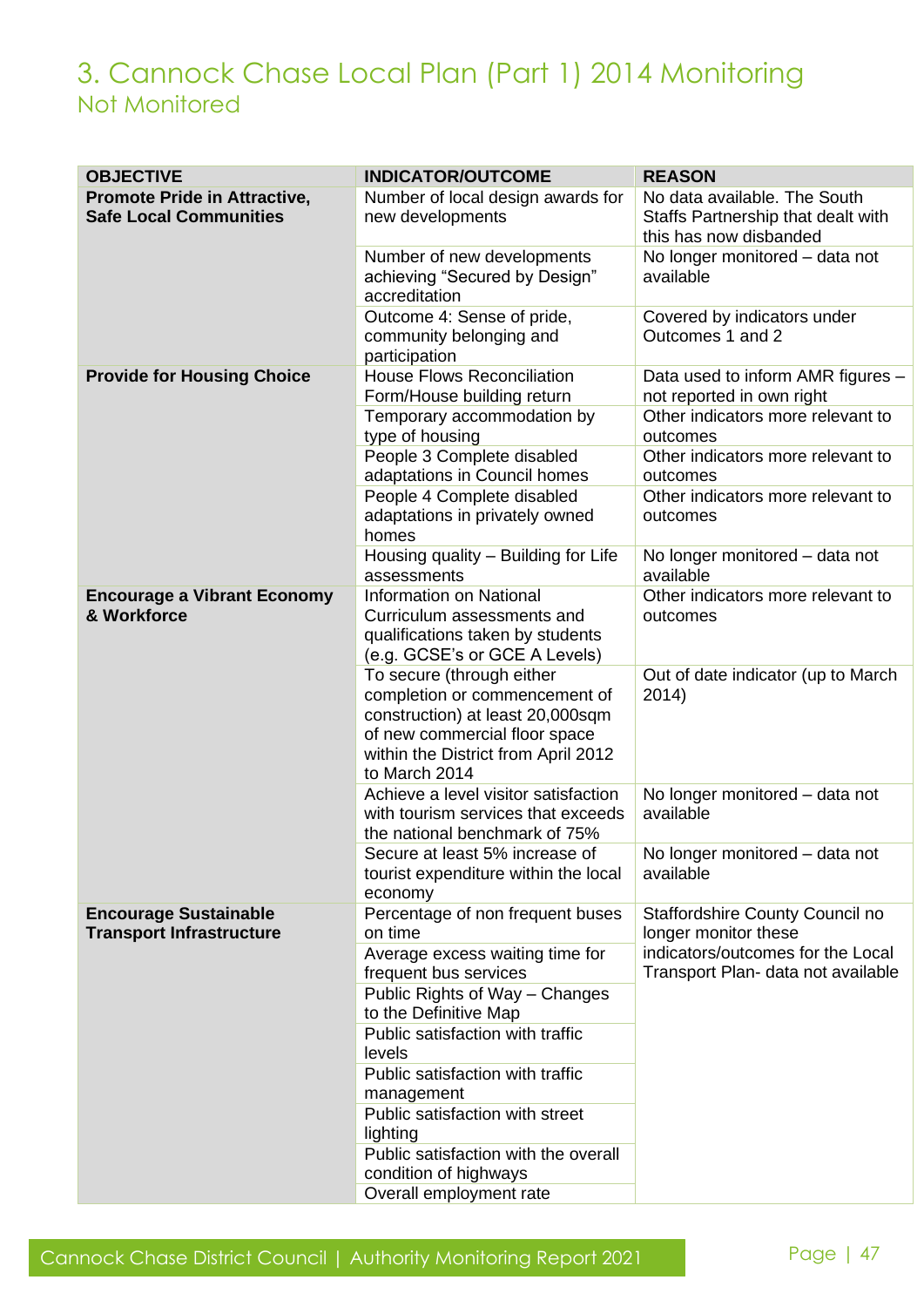# 3. Cannock Chase Local Plan (Part 1) 2014 Monitoring

## Not Monitored

| OBJECTIVE | INDICATOR/OUTCOME | REASON |
|---|---|---|
| **Promote Pride in Attractive, Safe Local Communities** | Number of local design awards for new developments | No data available. The South Staffs Partnership that dealt with this has now disbanded |
| | Number of new developments achieving "Secured by Design" accreditation | No longer monitored – data not available |
| | Outcome 4: Sense of pride, community belonging and participation | Covered by indicators under Outcomes 1 and 2 |
| **Provide for Housing Choice** | House Flows Reconciliation Form/House building return | Data used to inform AMR figures – not reported in own right |
| | Temporary accommodation by type of housing | Other indicators more relevant to outcomes |
| | People 3 Complete disabled adaptations in Council homes | Other indicators more relevant to outcomes |
| | People 4 Complete disabled adaptations in privately owned homes | Other indicators more relevant to outcomes |
| | Housing quality – Building for Life assessments | No longer monitored – data not available |
| **Encourage a Vibrant Economy & Workforce** | Information on National Curriculum assessments and qualifications taken by students (e.g. GCSE's or GCE A Levels) | Other indicators more relevant to outcomes |
| | To secure (through either completion or commencement of construction) at least 20,000sqm of new commercial floor space within the District from April 2012 to March 2014 | Out of date indicator (up to March 2014) |
| | Achieve a level visitor satisfaction with tourism services that exceeds the national benchmark of 75% | No longer monitored – data not available |
| | Secure at least 5% increase of tourist expenditure within the local economy | No longer monitored – data not available |
| **Encourage Sustainable Transport Infrastructure** | Percentage of non frequent buses on time | Staffordshire County Council no longer monitor these indicators/outcomes for the Local Transport Plan- data not available |
| | Average excess waiting time for frequent bus services | |
| | Public Rights of Way – Changes to the Definitive Map | |
| | Public satisfaction with traffic levels | |
| | Public satisfaction with traffic management | |
| | Public satisfaction with street lighting | |
| | Public satisfaction with the overall condition of highways | |
| | Overall employment rate | |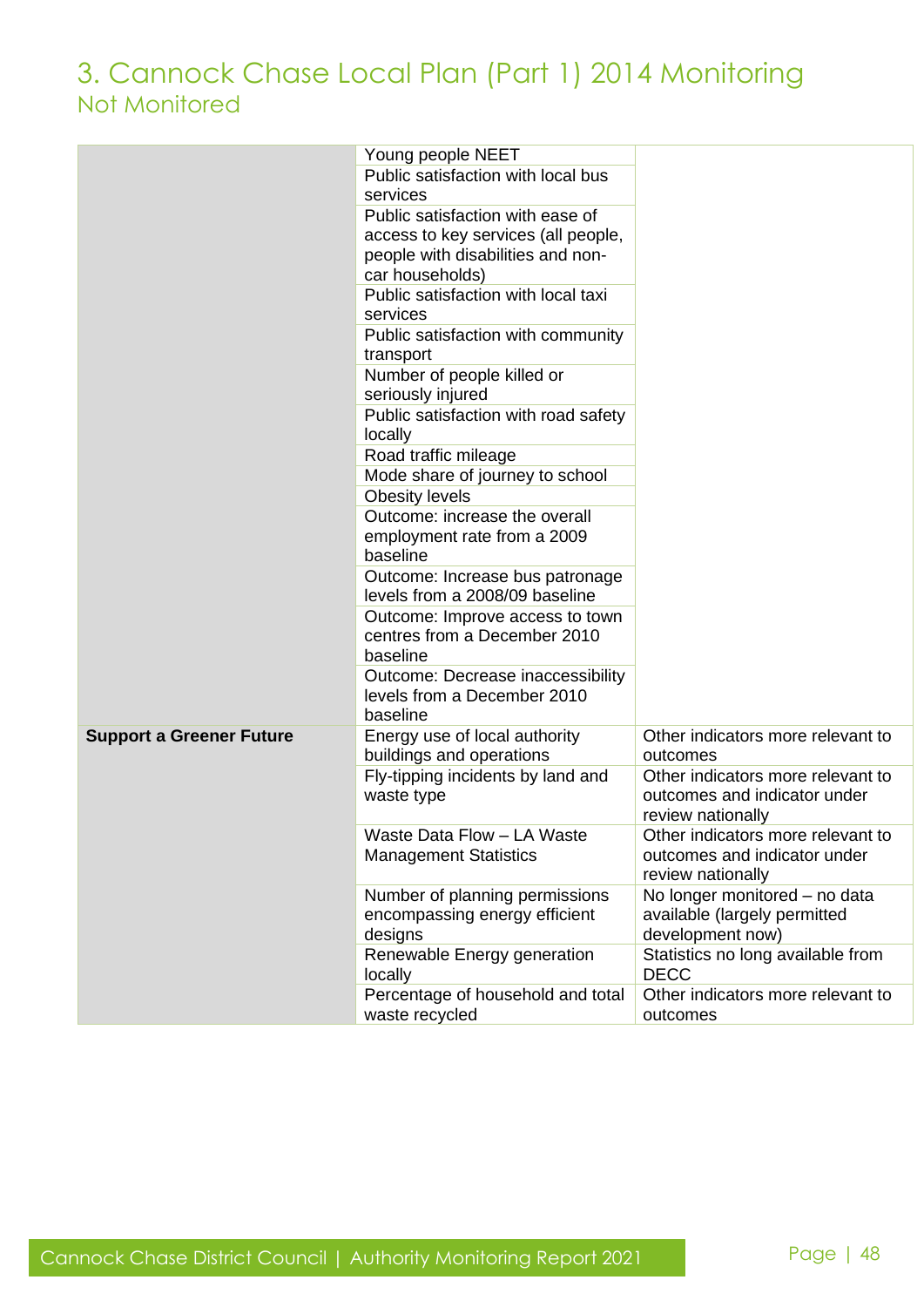# 3. Cannock Chase Local Plan (Part 1) 2014 Monitoring

## Not Monitored

| | | |
|---|---|---|
| | Young people NEET | |
| | Public satisfaction with local bus services | |
| | Public satisfaction with ease of access to key services (all people, people with disabilities and non-car households) | |
| | Public satisfaction with local taxi services | |
| | Public satisfaction with community transport | |
| | Number of people killed or seriously injured | |
| | Public satisfaction with road safety locally | |
| | Road traffic mileage | |
| | Mode share of journey to school | |
| | Obesity levels | |
| | Outcome: increase the overall employment rate from a 2009 baseline | |
| | Outcome: Increase bus patronage levels from a 2008/09 baseline | |
| | Outcome: Improve access to town centres from a December 2010 baseline | |
| | Outcome: Decrease inaccessibility levels from a December 2010 baseline | |
| **Support a Greener Future** | Energy use of local authority buildings and operations | Other indicators more relevant to outcomes |
| | Fly-tipping incidents by land and waste type | Other indicators more relevant to outcomes and indicator under review nationally |
| | Waste Data Flow – LA Waste Management Statistics | Other indicators more relevant to outcomes and indicator under review nationally |
| | Number of planning permissions encompassing energy efficient designs | No longer monitored – no data available (largely permitted development now) |
| | Renewable Energy generation locally | Statistics no long available from DECC |
| | Percentage of household and total waste recycled | Other indicators more relevant to outcomes |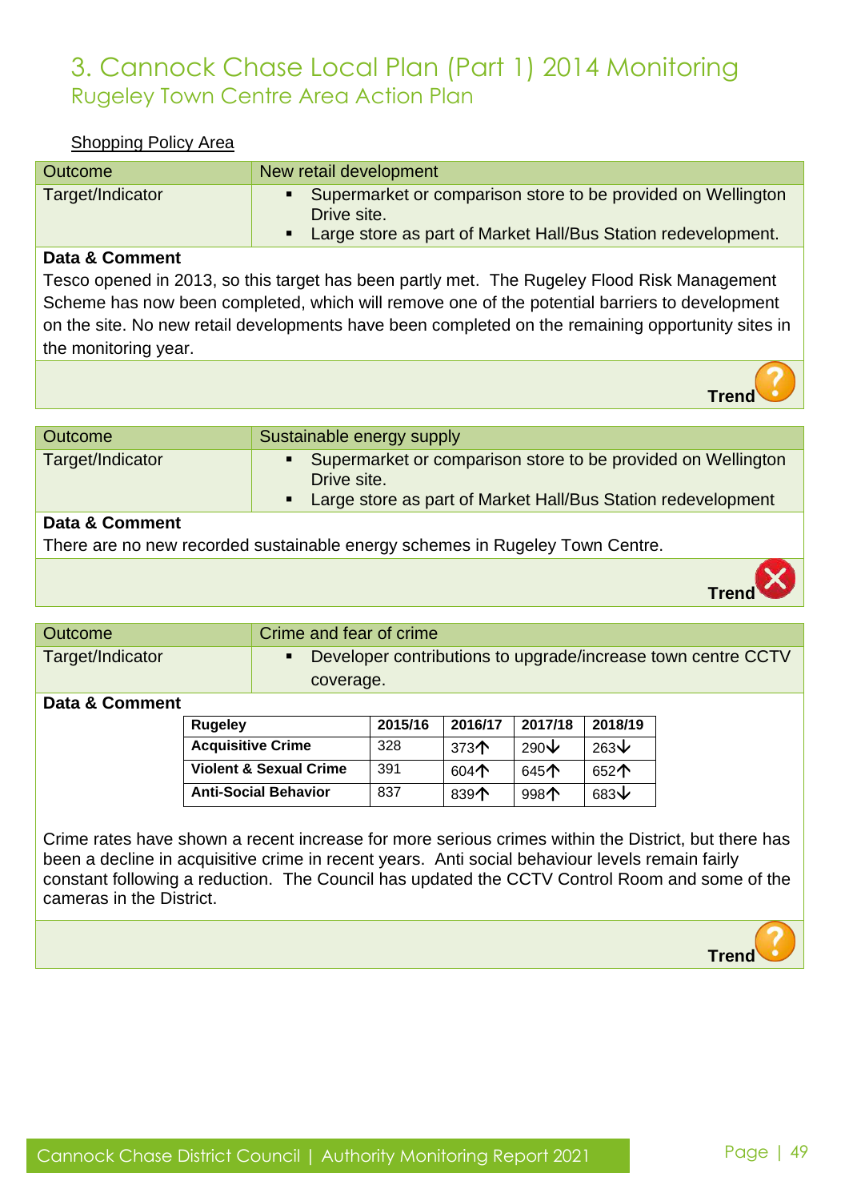# 3. Cannock Chase Local Plan (Part 1) 2014 Monitoring

## Rugeley Town Centre Area Action Plan

Shopping Policy Area

| Outcome | New retail development |
|---|---|
| Target/Indicator | ▪ Supermarket or comparison store to be provided on Wellington Drive site.<br>▪ Large store as part of Market Hall/Bus Station redevelopment. |

**Data & Comment**

Tesco opened in 2013, so this target has been partly met. The Rugeley Flood Risk Management Scheme has now been completed, which will remove one of the potential barriers to development on the site. No new retail developments have been completed on the remaining opportunity sites in the monitoring year.

**Trend** ?

| Outcome | Sustainable energy supply |
|---|---|
| Target/Indicator | ▪ Supermarket or comparison store to be provided on Wellington Drive site.<br>▪ Large store as part of Market Hall/Bus Station redevelopment |

**Data & Comment**

There are no new recorded sustainable energy schemes in Rugeley Town Centre.

**Trend** ✕

| Outcome | Crime and fear of crime |
|---|---|
| Target/Indicator | ▪ Developer contributions to upgrade/increase town centre CCTV coverage. |

**Data & Comment**

| Rugeley | 2015/16 | 2016/17 | 2017/18 | 2018/19 |
|---|---|---|---|---|
| Acquisitive Crime | 328 | 373↑ | 290↓ | 263↓ |
| Violent & Sexual Crime | 391 | 604↑ | 645↑ | 652↑ |
| Anti-Social Behavior | 837 | 839↑ | 998↑ | 683↓ |

Crime rates have shown a recent increase for more serious crimes within the District, but there has been a decline in acquisitive crime in recent years. Anti social behaviour levels remain fairly constant following a reduction. The Council has updated the CCTV Control Room and some of the cameras in the District.

**Trend** ?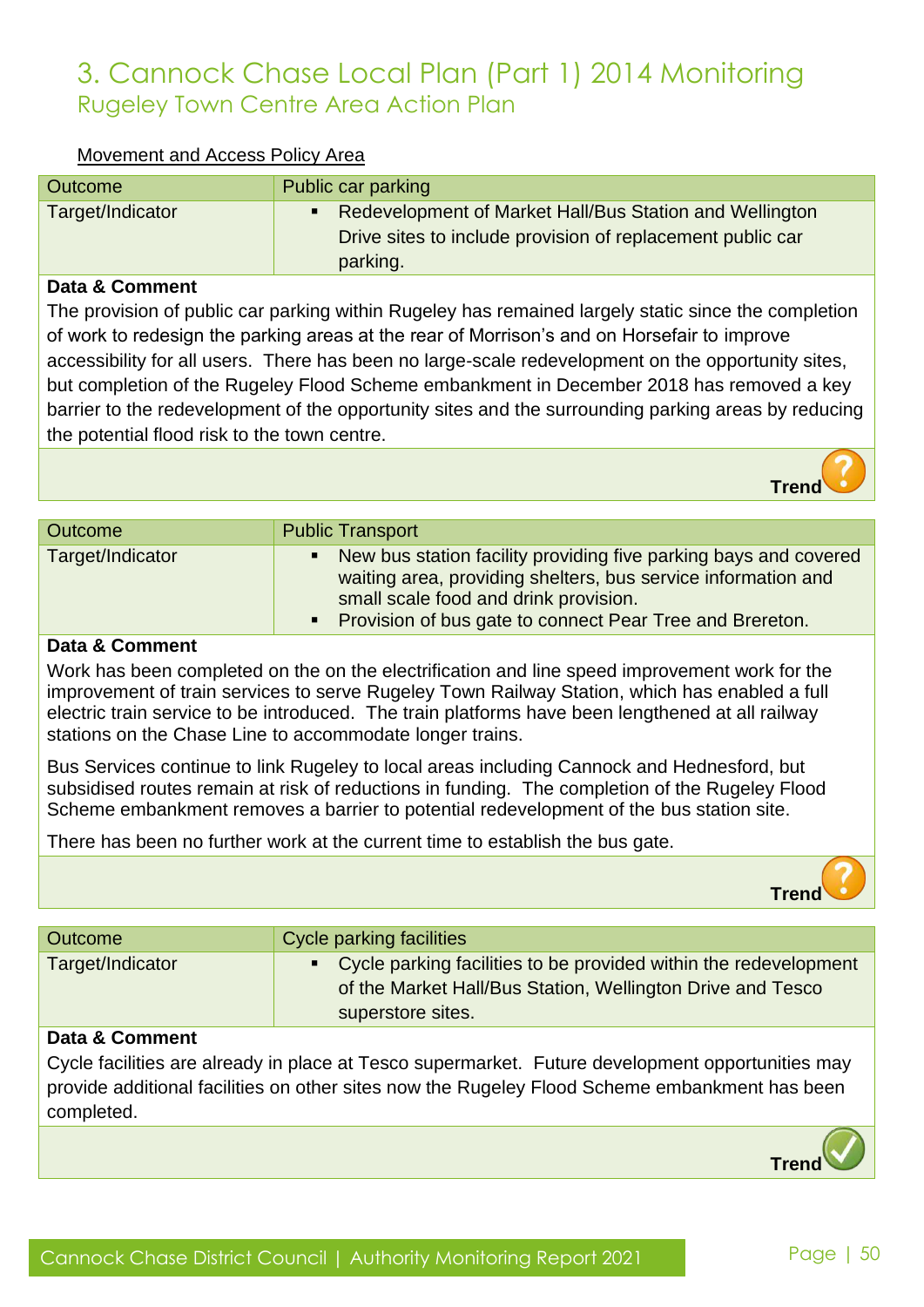# 3. Cannock Chase Local Plan (Part 1) 2014 Monitoring

## Rugeley Town Centre Area Action Plan

Movement and Access Policy Area

| Outcome | Public car parking |
|---|---|
| Target/Indicator | ▪ Redevelopment of Market Hall/Bus Station and Wellington Drive sites to include provision of replacement public car parking. |

**Data & Comment**

The provision of public car parking within Rugeley has remained largely static since the completion of work to redesign the parking areas at the rear of Morrison's and on Horsefair to improve accessibility for all users. There has been no large-scale redevelopment on the opportunity sites, but completion of the Rugeley Flood Scheme embankment in December 2018 has removed a key barrier to the redevelopment of the opportunity sites and the surrounding parking areas by reducing the potential flood risk to the town centre.

**Trend** ?

| Outcome | Public Transport |
|---|---|
| Target/Indicator | ▪ New bus station facility providing five parking bays and covered waiting area, providing shelters, bus service information and small scale food and drink provision.<br>▪ Provision of bus gate to connect Pear Tree and Brereton. |

**Data & Comment**

Work has been completed on the on the electrification and line speed improvement work for the improvement of train services to serve Rugeley Town Railway Station, which has enabled a full electric train service to be introduced. The train platforms have been lengthened at all railway stations on the Chase Line to accommodate longer trains.

Bus Services continue to link Rugeley to local areas including Cannock and Hednesford, but subsidised routes remain at risk of reductions in funding. The completion of the Rugeley Flood Scheme embankment removes a barrier to potential redevelopment of the bus station site.

There has been no further work at the current time to establish the bus gate.

**Trend** ?

| Outcome | Cycle parking facilities |
|---|---|
| Target/Indicator | ▪ Cycle parking facilities to be provided within the redevelopment of the Market Hall/Bus Station, Wellington Drive and Tesco superstore sites. |

**Data & Comment**

Cycle facilities are already in place at Tesco supermarket. Future development opportunities may provide additional facilities on other sites now the Rugeley Flood Scheme embankment has been completed.

**Trend** ✓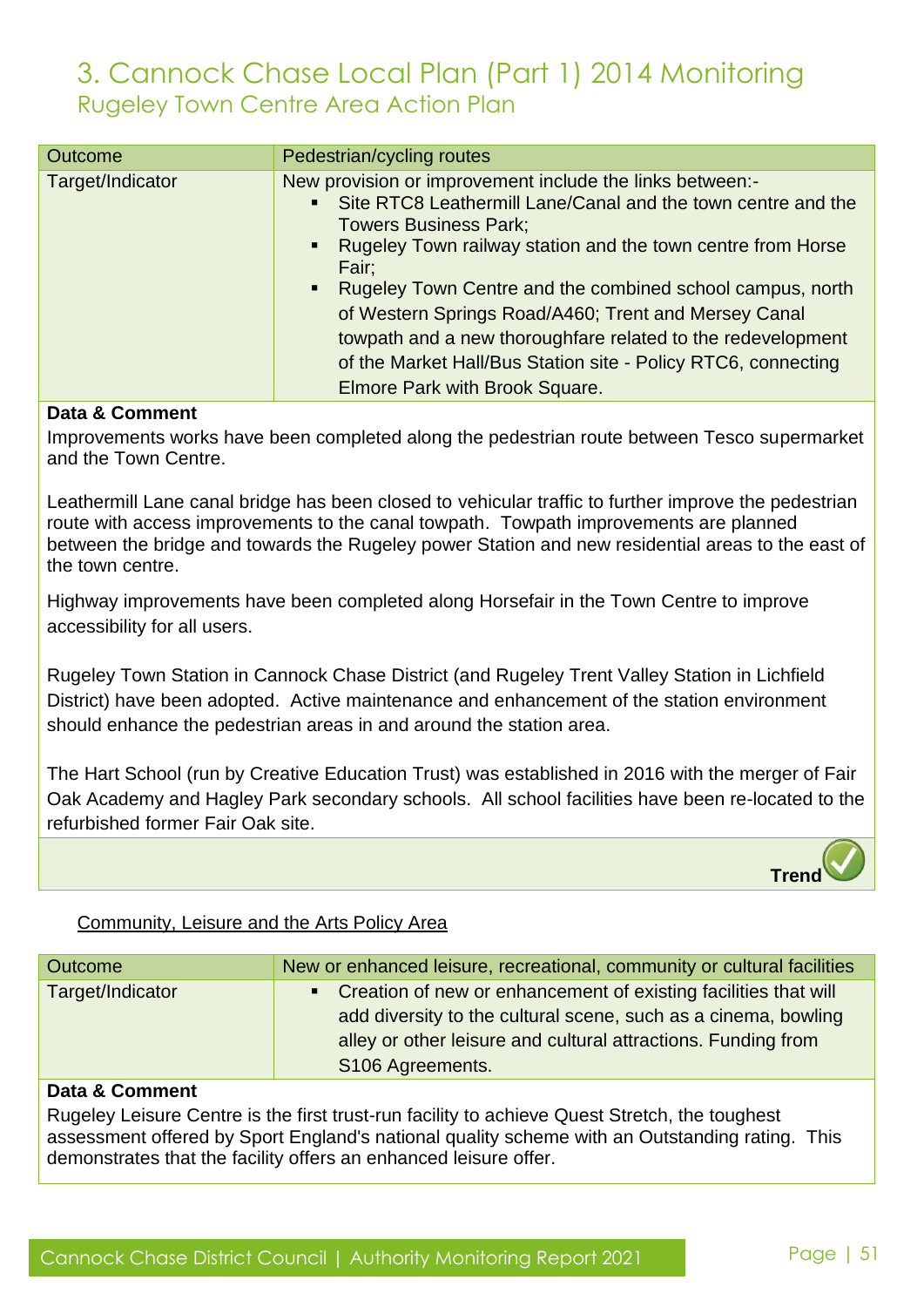# 3. Cannock Chase Local Plan (Part 1) 2014 Monitoring

## Rugeley Town Centre Area Action Plan

| Outcome | Pedestrian/cycling routes |
|---|---|
| Target/Indicator | New provision or improvement include the links between:-<br>▪ Site RTC8 Leathermill Lane/Canal and the town centre and the Towers Business Park;<br>▪ Rugeley Town railway station and the town centre from Horse Fair;<br>▪ Rugeley Town Centre and the combined school campus, north of Western Springs Road/A460; Trent and Mersey Canal towpath and a new thoroughfare related to the redevelopment of the Market Hall/Bus Station site - Policy RTC6, connecting Elmore Park with Brook Square. |

**Data & Comment**

Improvements works have been completed along the pedestrian route between Tesco supermarket and the Town Centre.

Leathermill Lane canal bridge has been closed to vehicular traffic to further improve the pedestrian route with access improvements to the canal towpath. Towpath improvements are planned between the bridge and towards the Rugeley power Station and new residential areas to the east of the town centre.

Highway improvements have been completed along Horsefair in the Town Centre to improve accessibility for all users.

Rugeley Town Station in Cannock Chase District (and Rugeley Trent Valley Station in Lichfield District) have been adopted. Active maintenance and enhancement of the station environment should enhance the pedestrian areas in and around the station area.

The Hart School (run by Creative Education Trust) was established in 2016 with the merger of Fair Oak Academy and Hagley Park secondary schools. All school facilities have been re-located to the refurbished former Fair Oak site.

**Trend** ✓

Community, Leisure and the Arts Policy Area

| Outcome | New or enhanced leisure, recreational, community or cultural facilities |
|---|---|
| Target/Indicator | ▪ Creation of new or enhancement of existing facilities that will add diversity to the cultural scene, such as a cinema, bowling alley or other leisure and cultural attractions. Funding from S106 Agreements. |

**Data & Comment**

Rugeley Leisure Centre is the first trust-run facility to achieve Quest Stretch, the toughest assessment offered by Sport England's national quality scheme with an Outstanding rating. This demonstrates that the facility offers an enhanced leisure offer.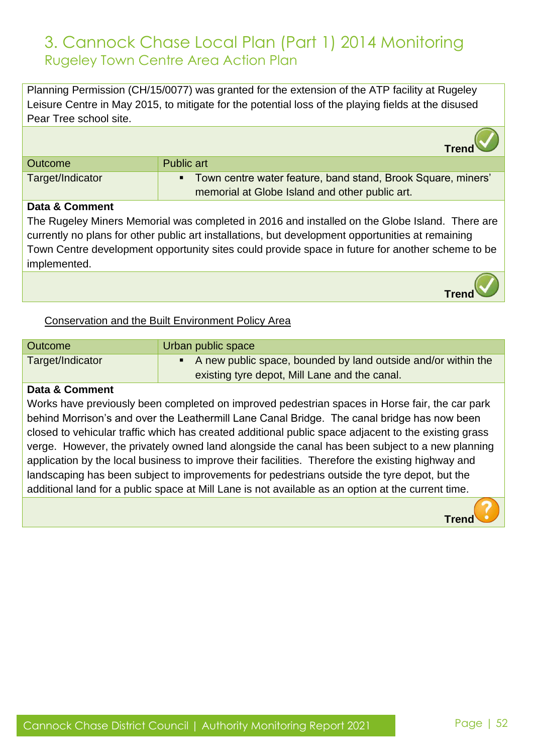# 3. Cannock Chase Local Plan (Part 1) 2014 Monitoring

## Rugeley Town Centre Area Action Plan

Planning Permission (CH/15/0077) was granted for the extension of the ATP facility at Rugeley Leisure Centre in May 2015, to mitigate for the potential loss of the playing fields at the disused Pear Tree school site.

**Trend** ✓

| Outcome | Public art |
|---|---|
| Target/Indicator | ▪ Town centre water feature, band stand, Brook Square, miners' memorial at Globe Island and other public art. |

**Data & Comment**

The Rugeley Miners Memorial was completed in 2016 and installed on the Globe Island. There are currently no plans for other public art installations, but development opportunities at remaining Town Centre development opportunity sites could provide space in future for another scheme to be implemented.

**Trend** ✓

Conservation and the Built Environment Policy Area

| Outcome | Urban public space |
|---|---|
| Target/Indicator | ▪ A new public space, bounded by land outside and/or within the existing tyre depot, Mill Lane and the canal. |

**Data & Comment**

Works have previously been completed on improved pedestrian spaces in Horse fair, the car park behind Morrison's and over the Leathermill Lane Canal Bridge. The canal bridge has now been closed to vehicular traffic which has created additional public space adjacent to the existing grass verge. However, the privately owned land alongside the canal has been subject to a new planning application by the local business to improve their facilities. Therefore the existing highway and landscaping has been subject to improvements for pedestrians outside the tyre depot, but the additional land for a public space at Mill Lane is not available as an option at the current time.

**Trend** ?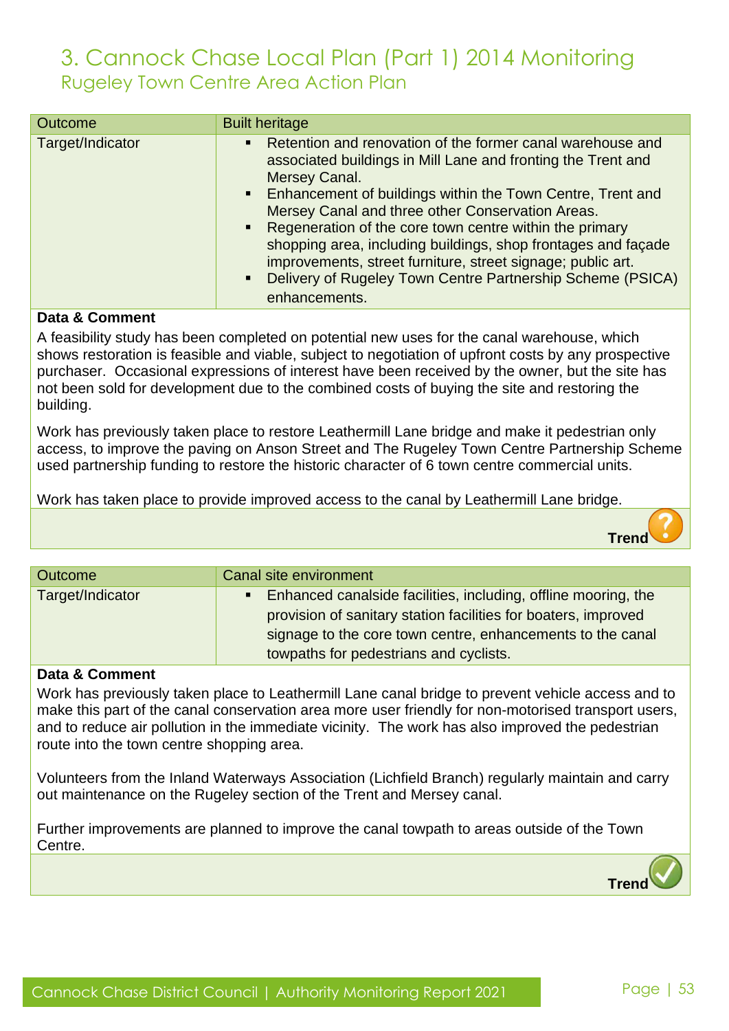# 3. Cannock Chase Local Plan (Part 1) 2014 Monitoring

## Rugeley Town Centre Area Action Plan

| Outcome | Built heritage |
|---|---|
| Target/Indicator | ▪ Retention and renovation of the former canal warehouse and associated buildings in Mill Lane and fronting the Trent and Mersey Canal.<br>▪ Enhancement of buildings within the Town Centre, Trent and Mersey Canal and three other Conservation Areas.<br>▪ Regeneration of the core town centre within the primary shopping area, including buildings, shop frontages and façade improvements, street furniture, street signage; public art.<br>▪ Delivery of Rugeley Town Centre Partnership Scheme (PSICA) enhancements. |

**Data & Comment**

A feasibility study has been completed on potential new uses for the canal warehouse, which shows restoration is feasible and viable, subject to negotiation of upfront costs by any prospective purchaser. Occasional expressions of interest have been received by the owner, but the site has not been sold for development due to the combined costs of buying the site and restoring the building.

Work has previously taken place to restore Leathermill Lane bridge and make it pedestrian only access, to improve the paving on Anson Street and The Rugeley Town Centre Partnership Scheme used partnership funding to restore the historic character of 6 town centre commercial units.

Work has taken place to provide improved access to the canal by Leathermill Lane bridge.

**Trend** ?

| Outcome | Canal site environment |
|---|---|
| Target/Indicator | ▪ Enhanced canalside facilities, including, offline mooring, the provision of sanitary station facilities for boaters, improved signage to the core town centre, enhancements to the canal towpaths for pedestrians and cyclists. |

**Data & Comment**

Work has previously taken place to Leathermill Lane canal bridge to prevent vehicle access and to make this part of the canal conservation area more user friendly for non-motorised transport users, and to reduce air pollution in the immediate vicinity. The work has also improved the pedestrian route into the town centre shopping area.

Volunteers from the Inland Waterways Association (Lichfield Branch) regularly maintain and carry out maintenance on the Rugeley section of the Trent and Mersey canal.

Further improvements are planned to improve the canal towpath to areas outside of the Town Centre.

**Trend** ✓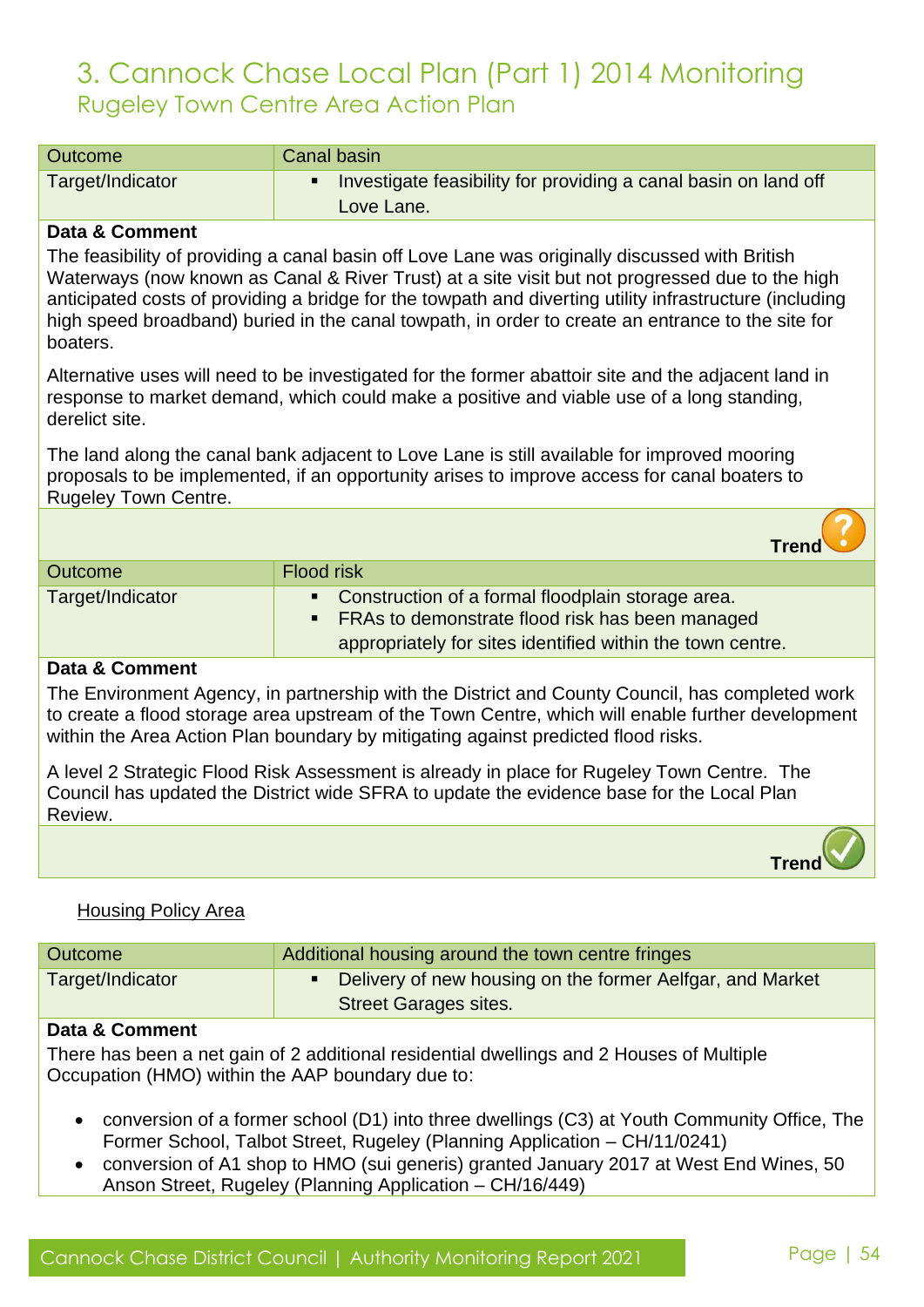# 3. Cannock Chase Local Plan (Part 1) 2014 Monitoring

## Rugeley Town Centre Area Action Plan

| Outcome | Canal basin |
|---|---|
| Target/Indicator | ▪ Investigate feasibility for providing a canal basin on land off Love Lane. |

**Data & Comment**

The feasibility of providing a canal basin off Love Lane was originally discussed with British Waterways (now known as Canal & River Trust) at a site visit but not progressed due to the high anticipated costs of providing a bridge for the towpath and diverting utility infrastructure (including high speed broadband) buried in the canal towpath, in order to create an entrance to the site for boaters.

Alternative uses will need to be investigated for the former abattoir site and the adjacent land in response to market demand, which could make a positive and viable use of a long standing, derelict site.

The land along the canal bank adjacent to Love Lane is still available for improved mooring proposals to be implemented, if an opportunity arises to improve access for canal boaters to Rugeley Town Centre.

**Trend** ?

| Outcome | Flood risk |
|---|---|
| Target/Indicator | ▪ Construction of a formal floodplain storage area.<br>▪ FRAs to demonstrate flood risk has been managed appropriately for sites identified within the town centre. |

**Data & Comment**

The Environment Agency, in partnership with the District and County Council, has completed work to create a flood storage area upstream of the Town Centre, which will enable further development within the Area Action Plan boundary by mitigating against predicted flood risks.

A level 2 Strategic Flood Risk Assessment is already in place for Rugeley Town Centre. The Council has updated the District wide SFRA to update the evidence base for the Local Plan Review.

**Trend** ✓

Housing Policy Area

| Outcome | Additional housing around the town centre fringes |
|---|---|
| Target/Indicator | ▪ Delivery of new housing on the former Aelfgar, and Market Street Garages sites. |

**Data & Comment**

There has been a net gain of 2 additional residential dwellings and 2 Houses of Multiple Occupation (HMO) within the AAP boundary due to:

- conversion of a former school (D1) into three dwellings (C3) at Youth Community Office, The Former School, Talbot Street, Rugeley (Planning Application – CH/11/0241)
- conversion of A1 shop to HMO (sui generis) granted January 2017 at West End Wines, 50 Anson Street, Rugeley (Planning Application – CH/16/449)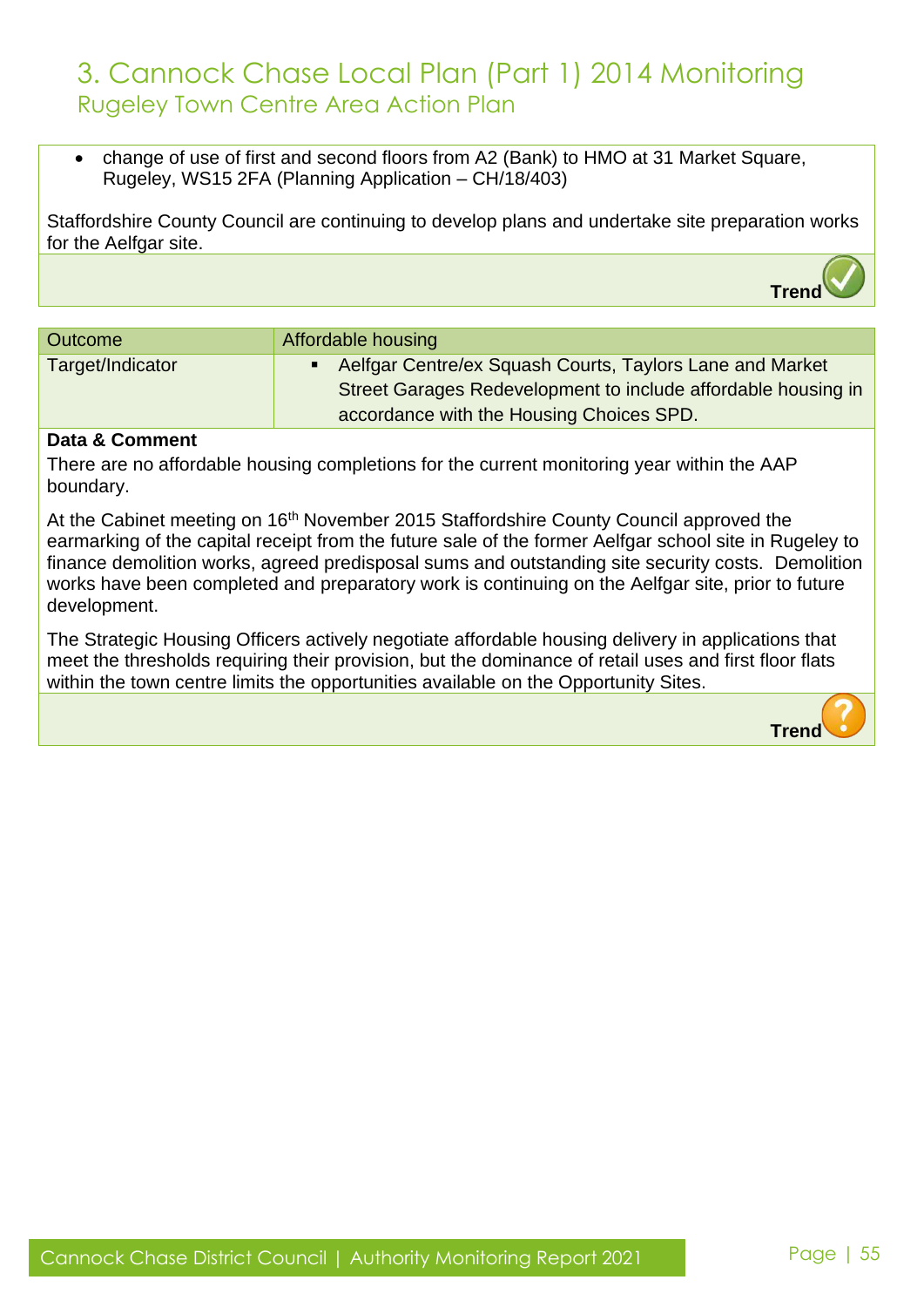# 3. Cannock Chase Local Plan (Part 1) 2014 Monitoring

## Rugeley Town Centre Area Action Plan

- change of use of first and second floors from A2 (Bank) to HMO at 31 Market Square, Rugeley, WS15 2FA (Planning Application – CH/18/403)

Staffordshire County Council are continuing to develop plans and undertake site preparation works for the Aelfgar site.

**Trend** ✓

| Outcome | Affordable housing |
| --- | --- |
| Target/Indicator | ▪ Aelfgar Centre/ex Squash Courts, Taylors Lane and Market Street Garages Redevelopment to include affordable housing in accordance with the Housing Choices SPD. |

**Data & Comment**

There are no affordable housing completions for the current monitoring year within the AAP boundary.

At the Cabinet meeting on 16th November 2015 Staffordshire County Council approved the earmarking of the capital receipt from the future sale of the former Aelfgar school site in Rugeley to finance demolition works, agreed predisposal sums and outstanding site security costs. Demolition works have been completed and preparatory work is continuing on the Aelfgar site, prior to future development.

The Strategic Housing Officers actively negotiate affordable housing delivery in applications that meet the thresholds requiring their provision, but the dominance of retail uses and first floor flats within the town centre limits the opportunities available on the Opportunity Sites.

**Trend** ?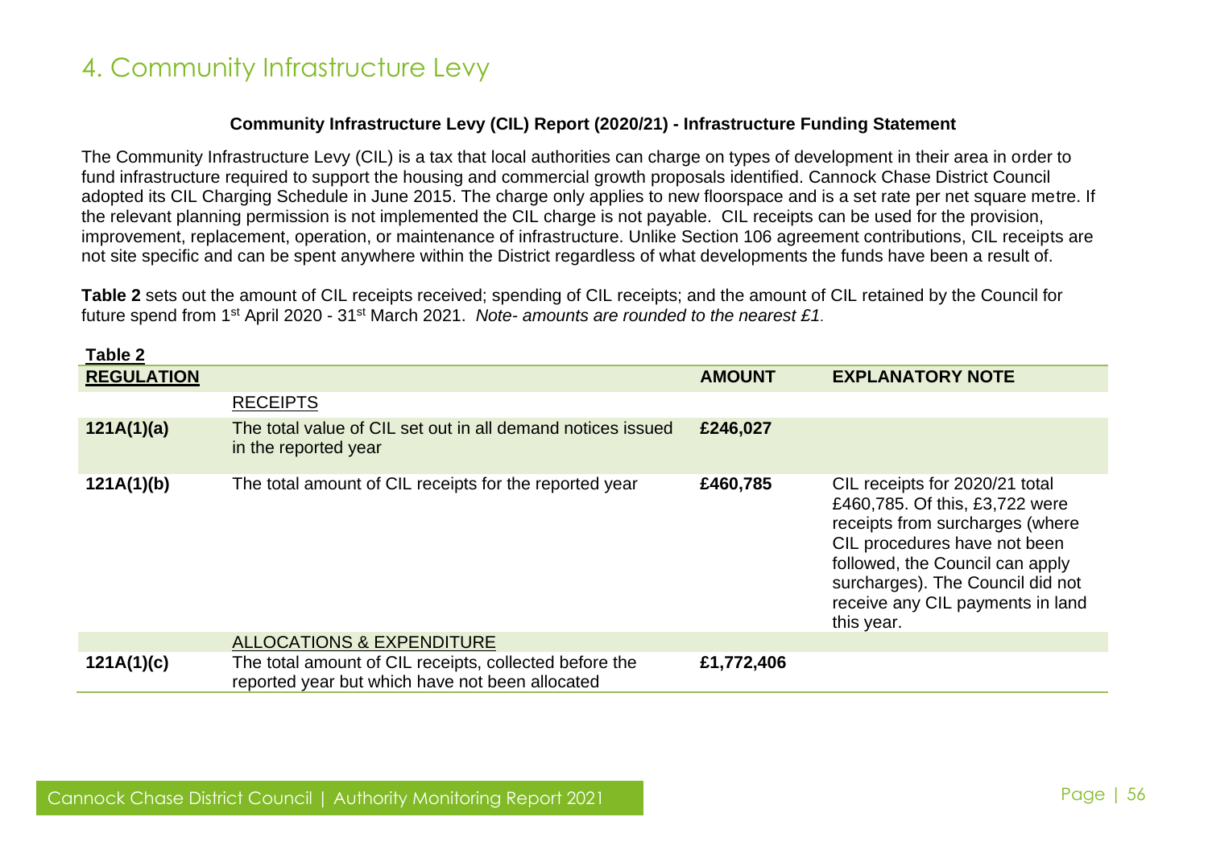# 4. Community Infrastructure Levy

**Community Infrastructure Levy (CIL) Report (2020/21) - Infrastructure Funding Statement**

The Community Infrastructure Levy (CIL) is a tax that local authorities can charge on types of development in their area in order to fund infrastructure required to support the housing and commercial growth proposals identified. Cannock Chase District Council adopted its CIL Charging Schedule in June 2015. The charge only applies to new floorspace and is a set rate per net square metre. If the relevant planning permission is not implemented the CIL charge is not payable. CIL receipts can be used for the provision, improvement, replacement, operation, or maintenance of infrastructure. Unlike Section 106 agreement contributions, CIL receipts are not site specific and can be spent anywhere within the District regardless of what developments the funds have been a result of.

**Table 2** sets out the amount of CIL receipts received; spending of CIL receipts; and the amount of CIL retained by the Council for future spend from 1st April 2020 - 31st March 2021. *Note- amounts are rounded to the nearest £1.*

**Table 2**

| **REGULATION** | | **AMOUNT** | **EXPLANATORY NOTE** |
|---|---|---|---|
| | RECEIPTS | | |
| **121A(1)(a)** | The total value of CIL set out in all demand notices issued in the reported year | **£246,027** | |
| **121A(1)(b)** | The total amount of CIL receipts for the reported year | **£460,785** | CIL receipts for 2020/21 total £460,785. Of this, £3,722 were receipts from surcharges (where CIL procedures have not been followed, the Council can apply surcharges). The Council did not receive any CIL payments in land this year. |
| | ALLOCATIONS & EXPENDITURE | | |
| **121A(1)(c)** | The total amount of CIL receipts, collected before the reported year but which have not been allocated | **£1,772,406** | |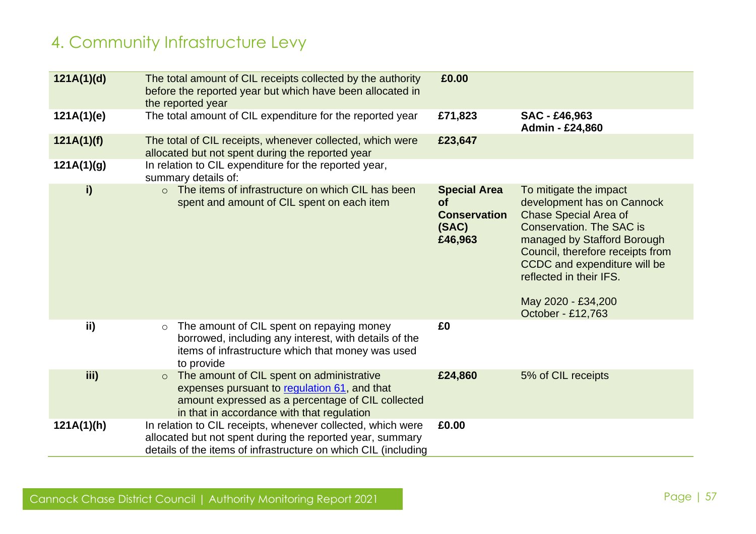# 4. Community Infrastructure Levy

| | | | |
|---|---|---|---|
| **121A(1)(d)** | The total amount of CIL receipts collected by the authority before the reported year but which have been allocated in the reported year | **£0.00** | |
| **121A(1)(e)** | The total amount of CIL expenditure for the reported year | **£71,823** | **SAC - £46,963**<br>**Admin - £24,860** |
| **121A(1)(f)** | The total of CIL receipts, whenever collected, which were allocated but not spent during the reported year | **£23,647** | |
| **121A(1)(g)** | In relation to CIL expenditure for the reported year, summary details of: | | |
| **i)** | ○ The items of infrastructure on which CIL has been spent and amount of CIL spent on each item | **Special Area of Conservation (SAC) £46,963** | To mitigate the impact development has on Cannock Chase Special Area of Conservation. The SAC is managed by Stafford Borough Council, therefore receipts from CCDC and expenditure will be reflected in their IFS.<br><br>May 2020 - £34,200<br>October - £12,763 |
| **ii)** | ○ The amount of CIL spent on repaying money borrowed, including any interest, with details of the items of infrastructure which that money was used to provide | **£0** | |
| **iii)** | ○ The amount of CIL spent on administrative expenses pursuant to regulation 61, and that amount expressed as a percentage of CIL collected in that in accordance with that regulation | **£24,860** | 5% of CIL receipts |
| **121A(1)(h)** | In relation to CIL receipts, whenever collected, which were allocated but not spent during the reported year, summary details of the items of infrastructure on which CIL (including | **£0.00** | |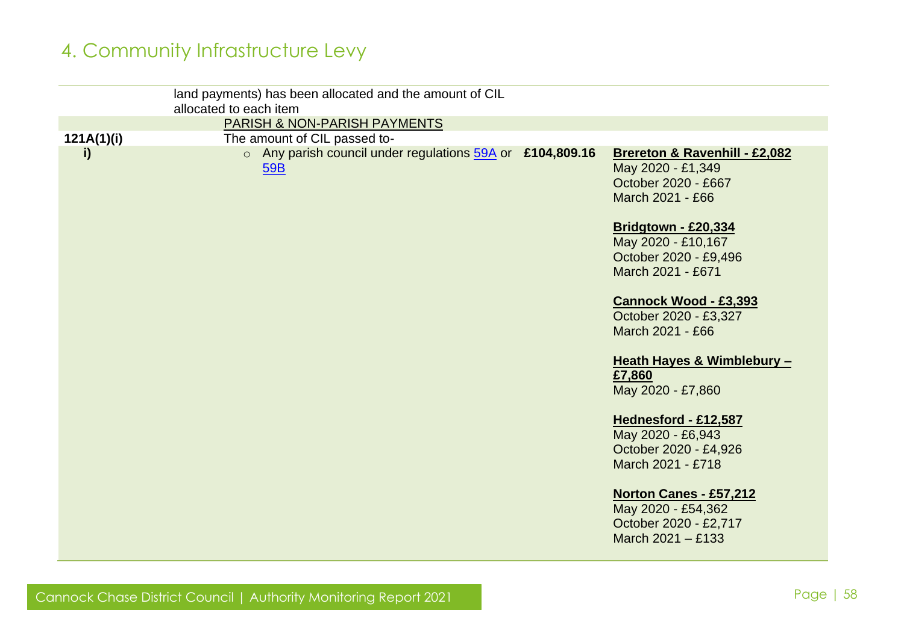# 4. Community Infrastructure Levy

| | | | |
|---|---|---|---|
| | land payments) has been allocated and the amount of CIL allocated to each item | | |
| | PARISH & NON-PARISH PAYMENTS | | |
| **121A(1)(i)** | The amount of CIL passed to- | | |
| **i)** | ○ Any parish council under regulations 59A or 59B | **£104,809.16** | **Brereton & Ravenhill - £2,082**<br>May 2020 - £1,349<br>October 2020 - £667<br>March 2021 - £66<br><br>**Bridgtown - £20,334**<br>May 2020 - £10,167<br>October 2020 - £9,496<br>March 2021 - £671<br><br>**Cannock Wood - £3,393**<br>October 2020 - £3,327<br>March 2021 - £66<br><br>**Heath Hayes & Wimblebury – £7,860**<br>May 2020 - £7,860<br><br>**Hednesford - £12,587**<br>May 2020 - £6,943<br>October 2020 - £4,926<br>March 2021 - £718<br><br>**Norton Canes - £57,212**<br>May 2020 - £54,362<br>October 2020 - £2,717<br>March 2021 – £133 |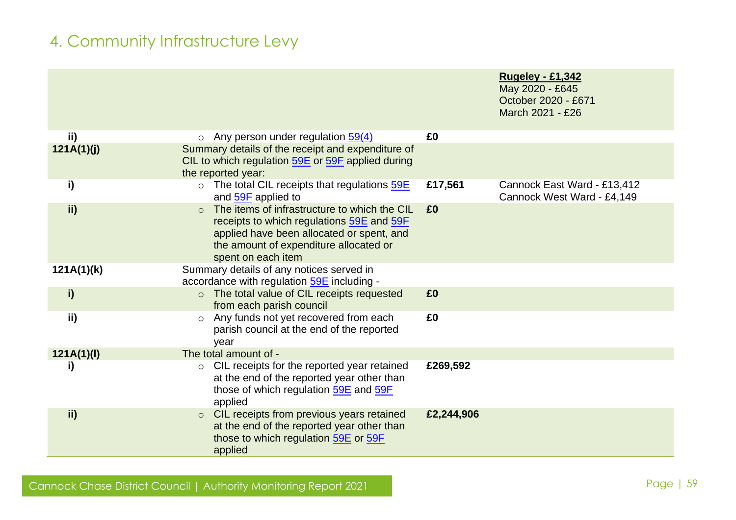## 4. Community Infrastructure Levy

| | | | |
|---|---|---|---|
| | | | **Rugeley - £1,342**<br>May 2020 - £645<br>October 2020 - £671<br>March 2021 - £26 |
| **ii)** | ○ Any person under regulation 59(4) | **£0** | |
| **121A(1)(j)** | Summary details of the receipt and expenditure of CIL to which regulation 59E or 59F applied during the reported year: | | |
| **i)** | ○ The total CIL receipts that regulations 59E and 59F applied to | **£17,561** | Cannock East Ward - £13,412<br>Cannock West Ward - £4,149 |
| **ii)** | ○ The items of infrastructure to which the CIL receipts to which regulations 59E and 59F applied have been allocated or spent, and the amount of expenditure allocated or spent on each item | **£0** | |
| **121A(1)(k)** | Summary details of any notices served in accordance with regulation 59E including - | | |
| **i)** | ○ The total value of CIL receipts requested from each parish council | **£0** | |
| **ii)** | ○ Any funds not yet recovered from each parish council at the end of the reported year | **£0** | |
| **121A(1)(l)** | The total amount of - | | |
| **i)** | ○ CIL receipts for the reported year retained at the end of the reported year other than those of which regulation 59E and 59F applied | **£269,592** | |
| **ii)** | ○ CIL receipts from previous years retained at the end of the reported year other than those to which regulation 59E or 59F applied | **£2,244,906** | |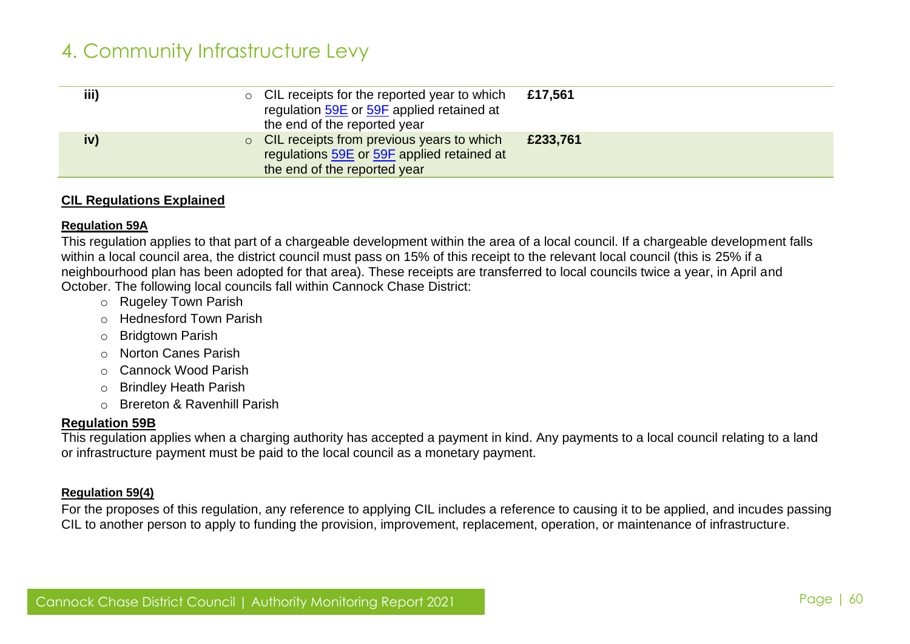# 4. Community Infrastructure Levy

| | | |
|---|---|---|
| **iii)** | ○ CIL receipts for the reported year to which regulation 59E or 59F applied retained at the end of the reported year | **£17,561** |
| **iv)** | ○ CIL receipts from previous years to which regulations 59E or 59F applied retained at the end of the reported year | **£233,761** |

**CIL Regulations Explained**

**Regulation 59A**

This regulation applies to that part of a chargeable development within the area of a local council. If a chargeable development falls within a local council area, the district council must pass on 15% of this receipt to the relevant local council (this is 25% if a neighbourhood plan has been adopted for that area). These receipts are transferred to local councils twice a year, in April and October. The following local councils fall within Cannock Chase District:

- Rugeley Town Parish
- Hednesford Town Parish
- Bridgtown Parish
- Norton Canes Parish
- Cannock Wood Parish
- Brindley Heath Parish
- Brereton & Ravenhill Parish

**Regulation 59B**

This regulation applies when a charging authority has accepted a payment in kind. Any payments to a local council relating to a land or infrastructure payment must be paid to the local council as a monetary payment.

**Regulation 59(4)**

For the proposes of this regulation, any reference to applying CIL includes a reference to causing it to be applied, and incudes passing CIL to another person to apply to funding the provision, improvement, replacement, operation, or maintenance of infrastructure.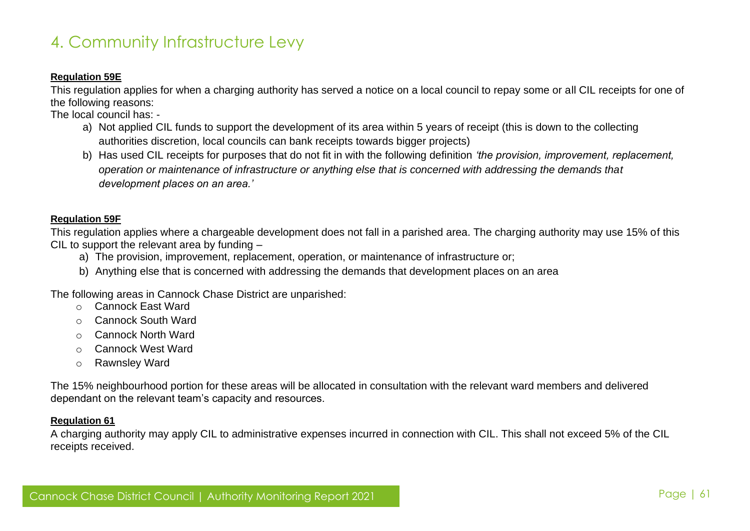# 4. Community Infrastructure Levy

**Regulation 59E**

This regulation applies for when a charging authority has served a notice on a local council to repay some or all CIL receipts for one of the following reasons:

The local council has: -

a) Not applied CIL funds to support the development of its area within 5 years of receipt (this is down to the collecting authorities discretion, local councils can bank receipts towards bigger projects)

b) Has used CIL receipts for purposes that do not fit in with the following definition *'the provision, improvement, replacement, operation or maintenance of infrastructure or anything else that is concerned with addressing the demands that development places on an area.'*

**Regulation 59F**

This regulation applies where a chargeable development does not fall in a parished area. The charging authority may use 15% of this CIL to support the relevant area by funding –

a) The provision, improvement, replacement, operation, or maintenance of infrastructure or;

b) Anything else that is concerned with addressing the demands that development places on an area

The following areas in Cannock Chase District are unparished:

- Cannock East Ward
- Cannock South Ward
- Cannock North Ward
- Cannock West Ward
- Rawnsley Ward

The 15% neighbourhood portion for these areas will be allocated in consultation with the relevant ward members and delivered dependant on the relevant team's capacity and resources.

**Regulation 61**

A charging authority may apply CIL to administrative expenses incurred in connection with CIL. This shall not exceed 5% of the CIL receipts received.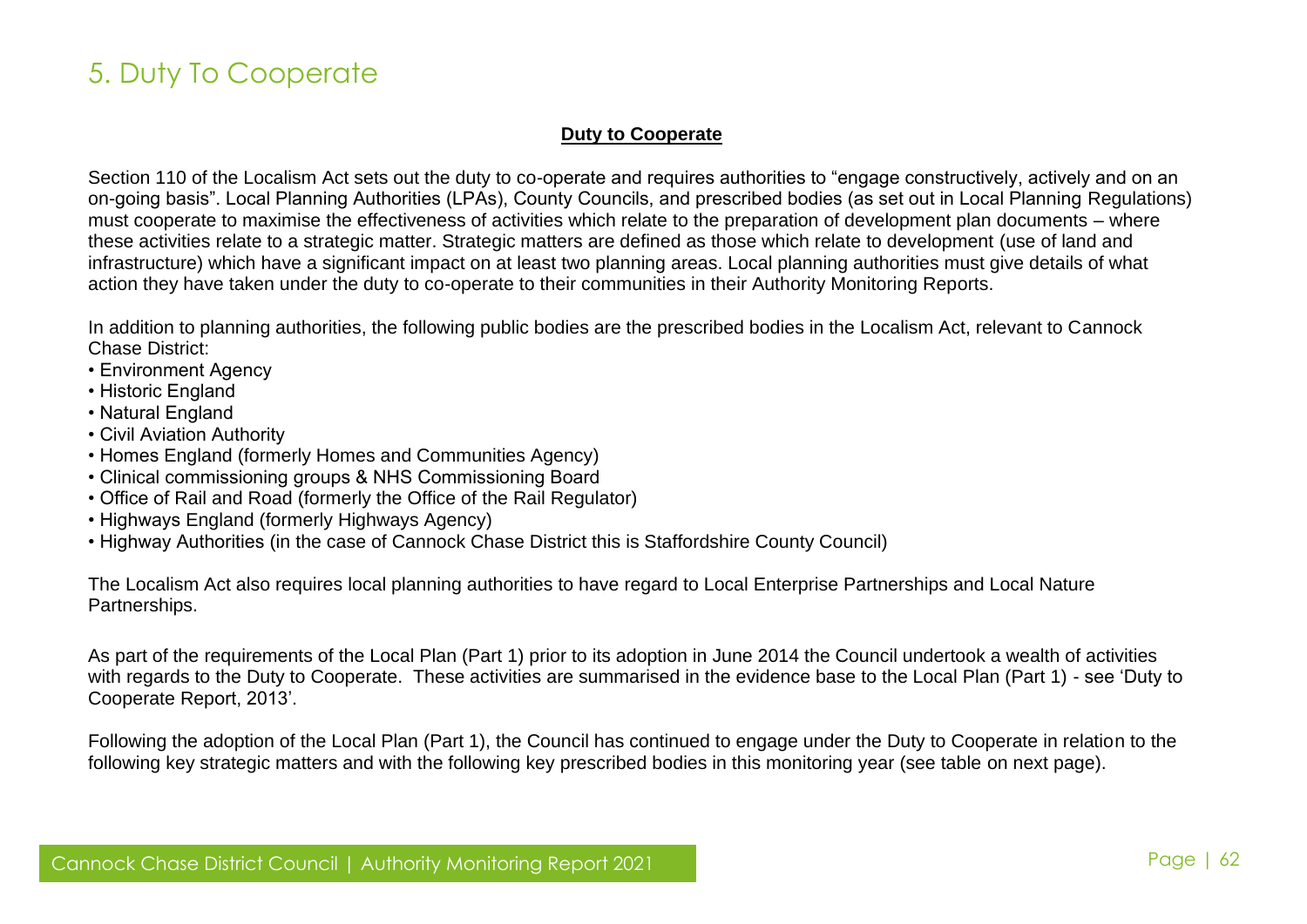# 5. Duty To Cooperate

**Duty to Cooperate**

Section 110 of the Localism Act sets out the duty to co-operate and requires authorities to "engage constructively, actively and on an on-going basis". Local Planning Authorities (LPAs), County Councils, and prescribed bodies (as set out in Local Planning Regulations) must cooperate to maximise the effectiveness of activities which relate to the preparation of development plan documents – where these activities relate to a strategic matter. Strategic matters are defined as those which relate to development (use of land and infrastructure) which have a significant impact on at least two planning areas. Local planning authorities must give details of what action they have taken under the duty to co-operate to their communities in their Authority Monitoring Reports.

In addition to planning authorities, the following public bodies are the prescribed bodies in the Localism Act, relevant to Cannock Chase District:

- Environment Agency
- Historic England
- Natural England
- Civil Aviation Authority
- Homes England (formerly Homes and Communities Agency)
- Clinical commissioning groups & NHS Commissioning Board
- Office of Rail and Road (formerly the Office of the Rail Regulator)
- Highways England (formerly Highways Agency)
- Highway Authorities (in the case of Cannock Chase District this is Staffordshire County Council)

The Localism Act also requires local planning authorities to have regard to Local Enterprise Partnerships and Local Nature Partnerships.

As part of the requirements of the Local Plan (Part 1) prior to its adoption in June 2014 the Council undertook a wealth of activities with regards to the Duty to Cooperate. These activities are summarised in the evidence base to the Local Plan (Part 1) - see 'Duty to Cooperate Report, 2013'.

Following the adoption of the Local Plan (Part 1), the Council has continued to engage under the Duty to Cooperate in relation to the following key strategic matters and with the following key prescribed bodies in this monitoring year (see table on next page).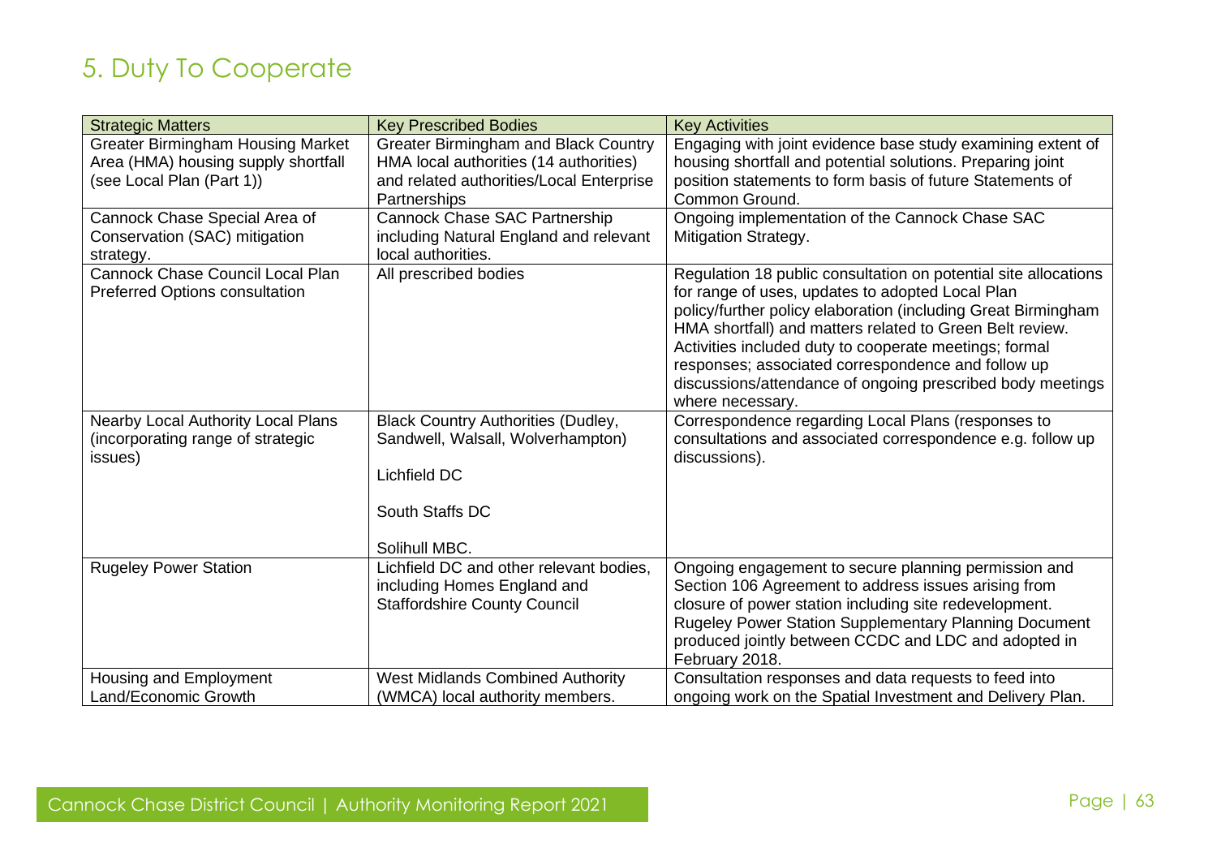# 5. Duty To Cooperate

| Strategic Matters | Key Prescribed Bodies | Key Activities |
| --- | --- | --- |
| Greater Birmingham Housing Market Area (HMA) housing supply shortfall (see Local Plan (Part 1)) | Greater Birmingham and Black Country HMA local authorities (14 authorities) and related authorities/Local Enterprise Partnerships | Engaging with joint evidence base study examining extent of housing shortfall and potential solutions. Preparing joint position statements to form basis of future Statements of Common Ground. |
| Cannock Chase Special Area of Conservation (SAC) mitigation strategy. | Cannock Chase SAC Partnership including Natural England and relevant local authorities. | Ongoing implementation of the Cannock Chase SAC Mitigation Strategy. |
| Cannock Chase Council Local Plan Preferred Options consultation | All prescribed bodies | Regulation 18 public consultation on potential site allocations for range of uses, updates to adopted Local Plan policy/further policy elaboration (including Great Birmingham HMA shortfall) and matters related to Green Belt review. Activities included duty to cooperate meetings; formal responses; associated correspondence and follow up discussions/attendance of ongoing prescribed body meetings where necessary. |
| Nearby Local Authority Local Plans (incorporating range of strategic issues) | Black Country Authorities (Dudley, Sandwell, Walsall, Wolverhampton)<br><br>Lichfield DC<br><br>South Staffs DC<br><br>Solihull MBC. | Correspondence regarding Local Plans (responses to consultations and associated correspondence e.g. follow up discussions). |
| Rugeley Power Station | Lichfield DC and other relevant bodies, including Homes England and Staffordshire County Council | Ongoing engagement to secure planning permission and Section 106 Agreement to address issues arising from closure of power station including site redevelopment. Rugeley Power Station Supplementary Planning Document produced jointly between CCDC and LDC and adopted in February 2018. |
| Housing and Employment Land/Economic Growth | West Midlands Combined Authority (WMCA) local authority members. | Consultation responses and data requests to feed into ongoing work on the Spatial Investment and Delivery Plan. |